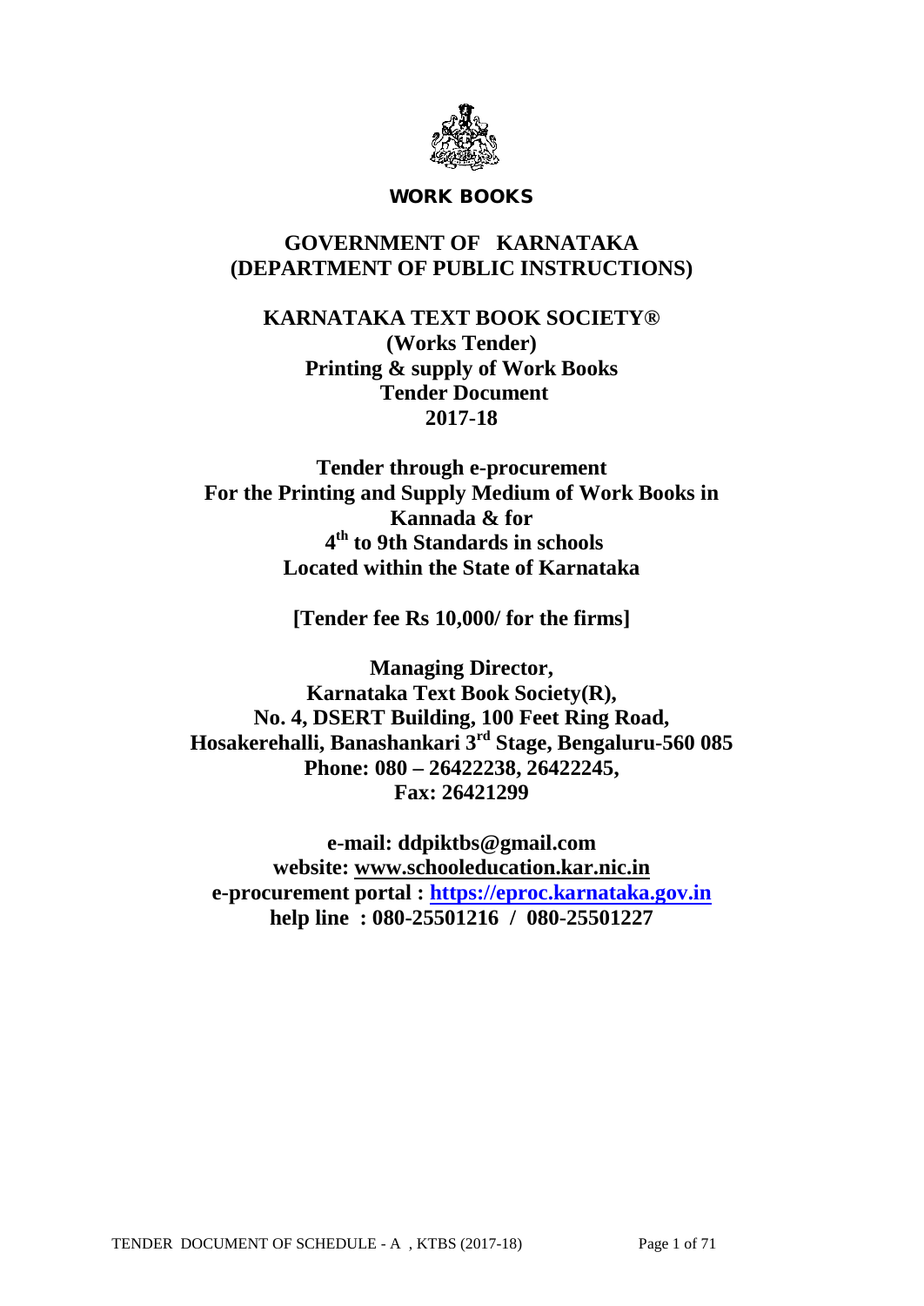**WORK BOOKS**

# GOVERNMENT OF KARNATAKA (DEPARTMENT OF PUBLIC INSTRUCTIONS)

## KARNATAKA TEXT BOOK SOCIETY®

**(Works Tender)**
**Printing & supply of Work Books**
**Tender Document**
**2017-18**

**Tender through e-procurement**
**For the Printing and Supply Medium of Work Books in Kannada & for 4th to 9th Standards in schools Located within the State of Karnataka**

**[Tender fee Rs 10,000/ for the firms]**

**Managing Director,**
**Karnataka Text Book Society(R),**
**No. 4, DSERT Building, 100 Feet Ring Road,**
**Hosakerehalli, Banashankari 3rd Stage, Bengaluru-560 085**
**Phone: 080 – 26422238, 26422245,**
**Fax: 26421299**

**e-mail: ddpiktbs@gmail.com**
**website: www.schooleducation.kar.nic.in**
**e-procurement portal : https://eproc.karnataka.gov.in**
**help line : 080-25501216 / 080-25501227**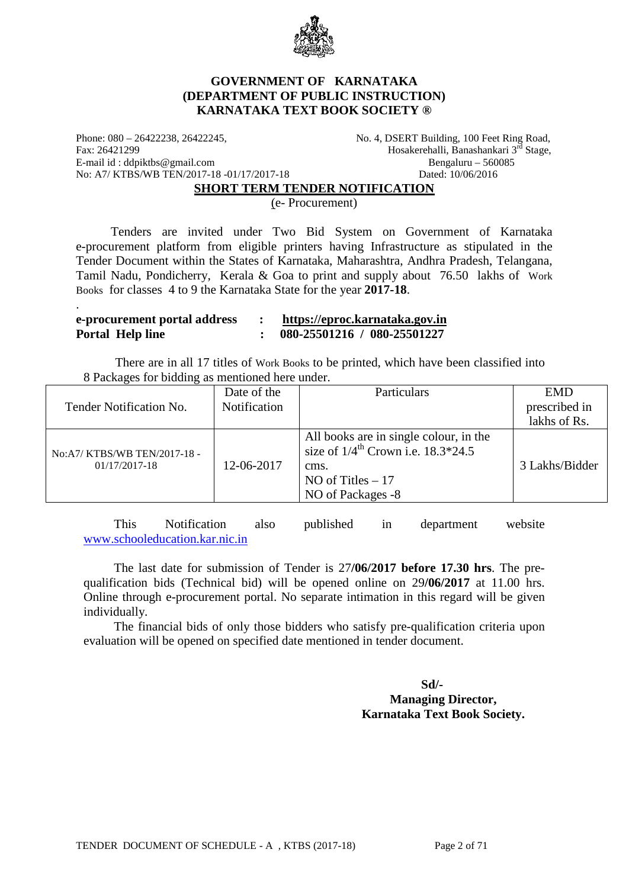**GOVERNMENT OF KARNATAKA**
**(DEPARTMENT OF PUBLIC INSTRUCTION)**
**KARNATAKA TEXT BOOK SOCIETY ®**

Phone: 080 – 26422238, 26422245,
Fax: 26421299
E-mail id : ddpiktbs@gmail.com
No: A7/ KTBS/WB TEN/2017-18 -01/17/2017-18

No. 4, DSERT Building, 100 Feet Ring Road,
Hosakerehalli, Banashankari 3rd Stage,
Bengaluru – 560085
Dated: 10/06/2016

## SHORT TERM TENDER NOTIFICATION

(e- Procurement)

Tenders are invited under Two Bid System on Government of Karnataka e-procurement platform from eligible printers having Infrastructure as stipulated in the Tender Document within the States of Karnataka, Maharashtra, Andhra Pradesh, Telangana, Tamil Nadu, Pondicherry, Kerala & Goa to print and supply about 76.50 lakhs of Work Books for classes 4 to 9 the Karnataka State for the year **2017-18**.

.

| | | |
|---|---|---|
| **e-procurement portal address** | **:** | **https://eproc.karnataka.gov.in** |
| **Portal Help line** | **:** | **080-25501216 / 080-25501227** |

There are in all 17 titles of Work Books to be printed, which have been classified into 8 Packages for bidding as mentioned here under.

| Tender Notification No. | Date of the Notification | Particulars | EMD prescribed in lakhs of Rs. |
|---|---|---|---|
| No:A7/ KTBS/WB TEN/2017-18 - 01/17/2017-18 | 12-06-2017 | All books are in single colour, in the size of 1/4th Crown i.e. 18.3*24.5 cms.<br>NO of Titles – 17<br>NO of Packages -8 | 3 Lakhs/Bidder |

This Notification also published in department website www.schooleducation.kar.nic.in

The last date for submission of Tender is 27**/06/2017 before 17.30 hrs**. The pre-qualification bids (Technical bid) will be opened online on 29**/06/2017** at 11.00 hrs. Online through e-procurement portal. No separate intimation in this regard will be given individually.

The financial bids of only those bidders who satisfy pre-qualification criteria upon evaluation will be opened on specified date mentioned in tender document.

**Sd/-**
**Managing Director,**
**Karnataka Text Book Society.**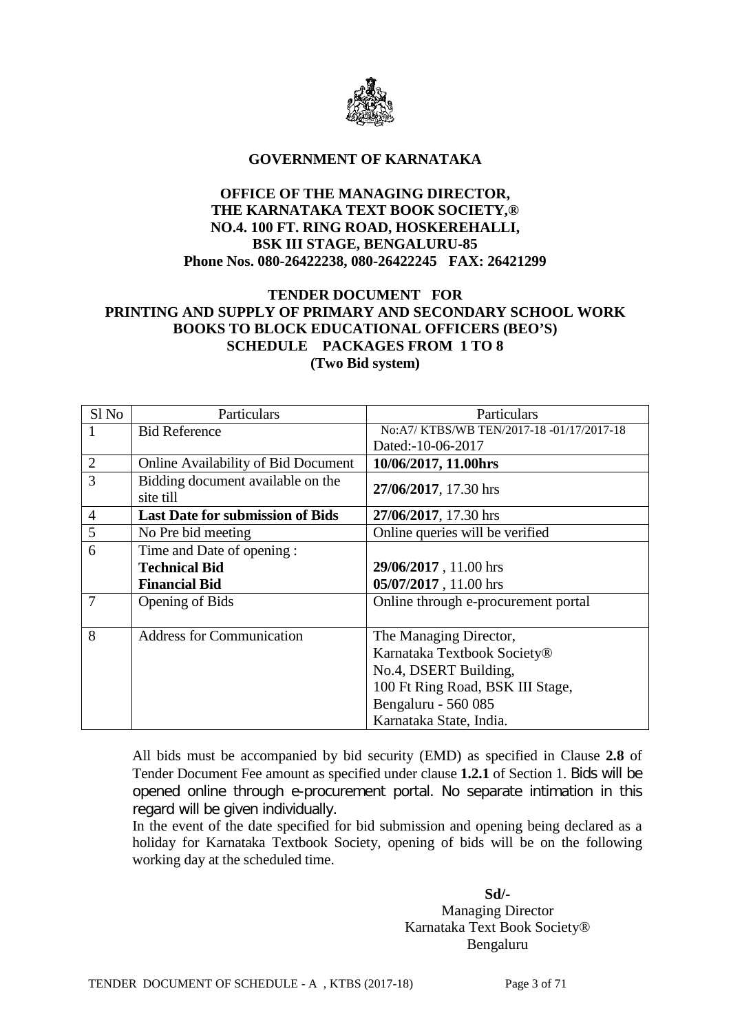**GOVERNMENT OF KARNATAKA**

**OFFICE OF THE MANAGING DIRECTOR,**
**THE KARNATAKA TEXT BOOK SOCIETY,®**
**NO.4. 100 FT. RING ROAD, HOSKEREHALLI,**
**BSK III STAGE, BENGALURU-85**
**Phone Nos. 080-26422238, 080-26422245 FAX: 26421299**

**TENDER DOCUMENT FOR**
**PRINTING AND SUPPLY OF PRIMARY AND SECONDARY SCHOOL WORK BOOKS TO BLOCK EDUCATIONAL OFFICERS (BEO'S)**
**SCHEDULE PACKAGES FROM 1 TO 8**
**(Two Bid system)**

| Sl No | Particulars | Particulars |
|---|---|---|
| 1 | Bid Reference | No:A7/ KTBS/WB TEN/2017-18 -01/17/2017-18<br>Dated:-10-06-2017 |
| 2 | Online Availability of Bid Document | **10/06/2017, 11.00hrs** |
| 3 | Bidding document available on the site till | **27/06/2017**, 17.30 hrs |
| 4 | **Last Date for submission of Bids** | **27/06/2017**, 17.30 hrs |
| 5 | No Pre bid meeting | Online queries will be verified |
| 6 | Time and Date of opening :<br>**Technical Bid**<br>**Financial Bid** | <br>**29/06/2017** , 11.00 hrs<br>**05/07/2017** , 11.00 hrs |
| 7 | Opening of Bids | Online through e-procurement portal |
| 8 | Address for Communication | The Managing Director,<br>Karnataka Textbook Society®<br>No.4, DSERT Building,<br>100 Ft Ring Road, BSK III Stage,<br>Bengaluru - 560 085<br>Karnataka State, India. |

All bids must be accompanied by bid security (EMD) as specified in Clause **2.8** of Tender Document Fee amount as specified under clause **1.2.1** of Section 1. Bids will be opened online through e-procurement portal. No separate intimation in this regard will be given individually.

In the event of the date specified for bid submission and opening being declared as a holiday for Karnataka Textbook Society, opening of bids will be on the following working day at the scheduled time.

**Sd/-**
Managing Director
Karnataka Text Book Society®
Bengaluru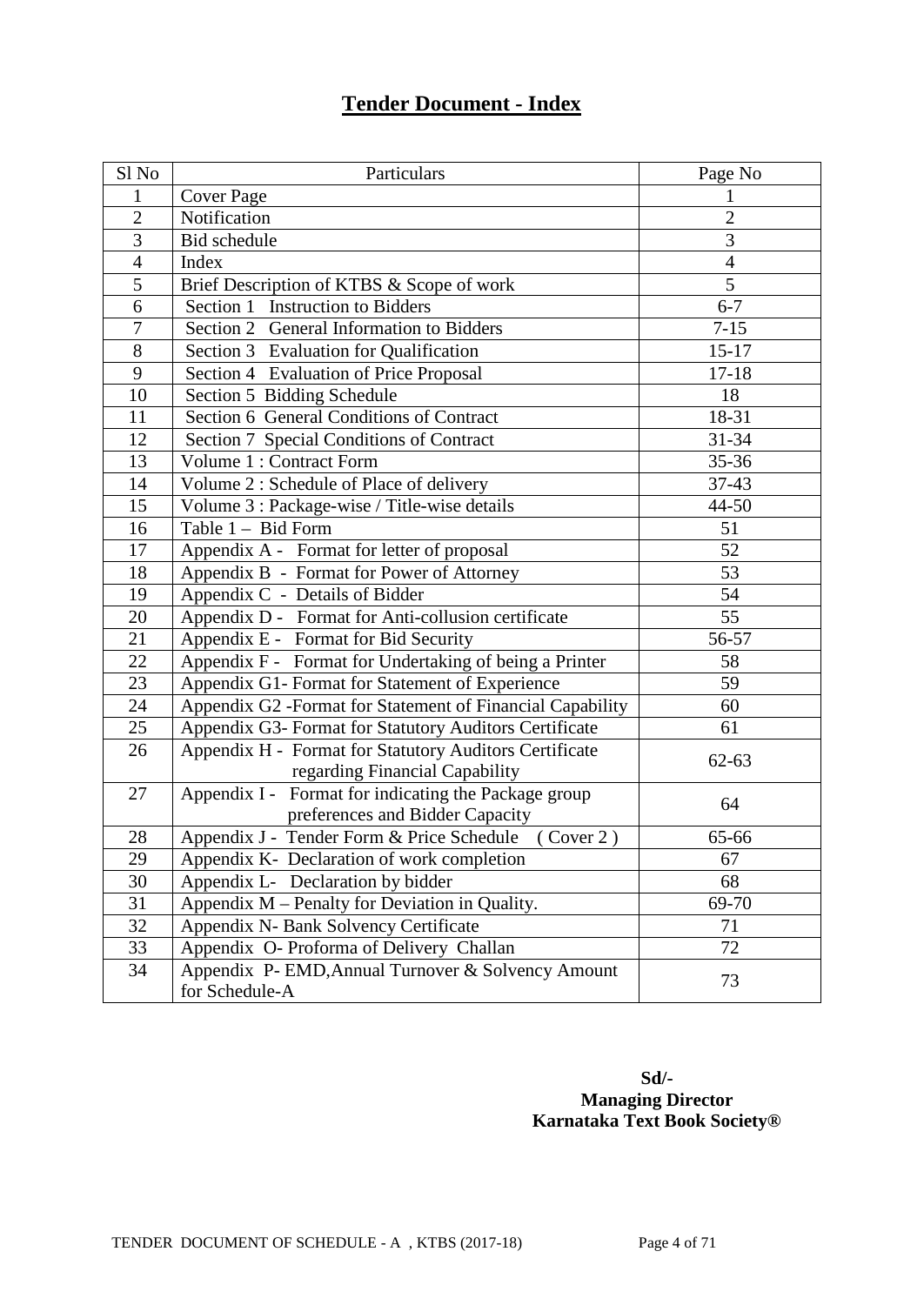# Tender Document - Index

| Sl No | Particulars | Page No |
|---|---|---|
| 1 | Cover Page | 1 |
| 2 | Notification | 2 |
| 3 | Bid schedule | 3 |
| 4 | Index | 4 |
| 5 | Brief Description of KTBS & Scope of work | 5 |
| 6 | Section 1 Instruction to Bidders | 6-7 |
| 7 | Section 2 General Information to Bidders | 7-15 |
| 8 | Section 3 Evaluation for Qualification | 15-17 |
| 9 | Section 4 Evaluation of Price Proposal | 17-18 |
| 10 | Section 5 Bidding Schedule | 18 |
| 11 | Section 6 General Conditions of Contract | 18-31 |
| 12 | Section 7 Special Conditions of Contract | 31-34 |
| 13 | Volume 1 : Contract Form | 35-36 |
| 14 | Volume 2 : Schedule of Place of delivery | 37-43 |
| 15 | Volume 3 : Package-wise / Title-wise details | 44-50 |
| 16 | Table 1 – Bid Form | 51 |
| 17 | Appendix A - Format for letter of proposal | 52 |
| 18 | Appendix B - Format for Power of Attorney | 53 |
| 19 | Appendix C - Details of Bidder | 54 |
| 20 | Appendix D - Format for Anti-collusion certificate | 55 |
| 21 | Appendix E - Format for Bid Security | 56-57 |
| 22 | Appendix F - Format for Undertaking of being a Printer | 58 |
| 23 | Appendix G1- Format for Statement of Experience | 59 |
| 24 | Appendix G2 -Format for Statement of Financial Capability | 60 |
| 25 | Appendix G3- Format for Statutory Auditors Certificate | 61 |
| 26 | Appendix H - Format for Statutory Auditors Certificate regarding Financial Capability | 62-63 |
| 27 | Appendix I - Format for indicating the Package group preferences and Bidder Capacity | 64 |
| 28 | Appendix J - Tender Form & Price Schedule ( Cover 2 ) | 65-66 |
| 29 | Appendix K- Declaration of work completion | 67 |
| 30 | Appendix L- Declaration by bidder | 68 |
| 31 | Appendix M – Penalty for Deviation in Quality. | 69-70 |
| 32 | Appendix N- Bank Solvency Certificate | 71 |
| 33 | Appendix O- Proforma of Delivery Challan | 72 |
| 34 | Appendix P- EMD,Annual Turnover & Solvency Amount for Schedule-A | 73 |

**Sd/-**
**Managing Director**
**Karnataka Text Book Society®**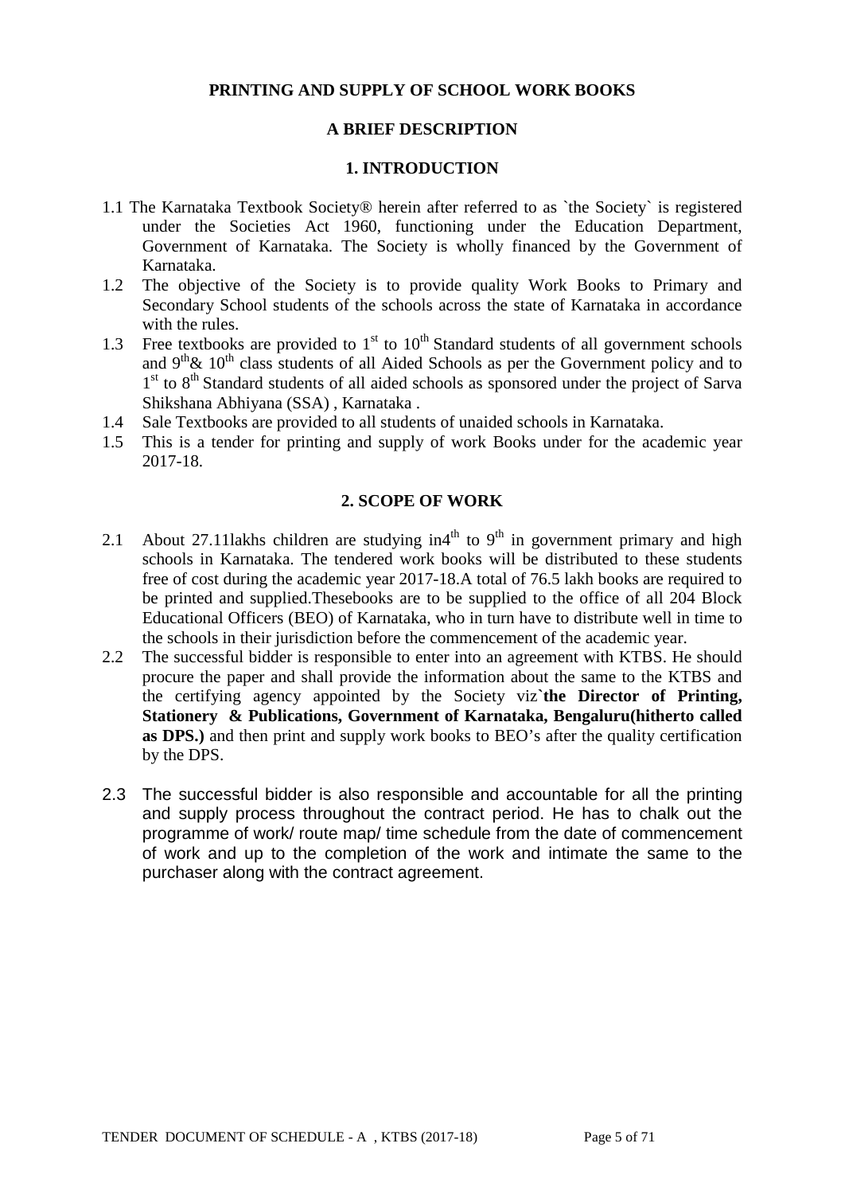**PRINTING AND SUPPLY OF SCHOOL WORK BOOKS**

**A BRIEF DESCRIPTION**

## 1. INTRODUCTION

1.1 The Karnataka Textbook Society® herein after referred to as `the Society` is registered under the Societies Act 1960, functioning under the Education Department, Government of Karnataka. The Society is wholly financed by the Government of Karnataka.

1.2 The objective of the Society is to provide quality Work Books to Primary and Secondary School students of the schools across the state of Karnataka in accordance with the rules.

1.3 Free textbooks are provided to 1st to 10th Standard students of all government schools and 9th& 10th class students of all Aided Schools as per the Government policy and to 1st to 8th Standard students of all aided schools as sponsored under the project of Sarva Shikshana Abhiyana (SSA) , Karnataka .

1.4 Sale Textbooks are provided to all students of unaided schools in Karnataka.

1.5 This is a tender for printing and supply of work Books under for the academic year 2017-18.

## 2. SCOPE OF WORK

2.1 About 27.11lakhs children are studying in4th to 9th in government primary and high schools in Karnataka. The tendered work books will be distributed to these students free of cost during the academic year 2017-18.A total of 76.5 lakh books are required to be printed and supplied.Thesebooks are to be supplied to the office of all 204 Block Educational Officers (BEO) of Karnataka, who in turn have to distribute well in time to the schools in their jurisdiction before the commencement of the academic year.

2.2 The successful bidder is responsible to enter into an agreement with KTBS. He should procure the paper and shall provide the information about the same to the KTBS and the certifying agency appointed by the Society viz**`the Director of Printing, Stationery & Publications, Government of Karnataka, Bengaluru(hitherto called as DPS.)** and then print and supply work books to BEO's after the quality certification by the DPS.

2.3 The successful bidder is also responsible and accountable for all the printing and supply process throughout the contract period. He has to chalk out the programme of work/ route map/ time schedule from the date of commencement of work and up to the completion of the work and intimate the same to the purchaser along with the contract agreement.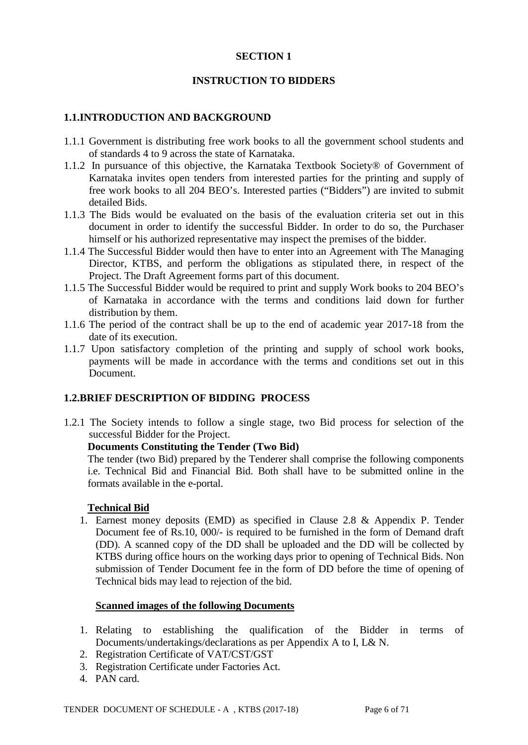## SECTION 1

## INSTRUCTION TO BIDDERS

### 1.1.INTRODUCTION AND BACKGROUND

1.1.1 Government is distributing free work books to all the government school students and of standards 4 to 9 across the state of Karnataka.

1.1.2 In pursuance of this objective, the Karnataka Textbook Society® of Government of Karnataka invites open tenders from interested parties for the printing and supply of free work books to all 204 BEO's. Interested parties ("Bidders") are invited to submit detailed Bids.

1.1.3 The Bids would be evaluated on the basis of the evaluation criteria set out in this document in order to identify the successful Bidder. In order to do so, the Purchaser himself or his authorized representative may inspect the premises of the bidder.

1.1.4 The Successful Bidder would then have to enter into an Agreement with The Managing Director, KTBS, and perform the obligations as stipulated there, in respect of the Project. The Draft Agreement forms part of this document.

1.1.5 The Successful Bidder would be required to print and supply Work books to 204 BEO's of Karnataka in accordance with the terms and conditions laid down for further distribution by them.

1.1.6 The period of the contract shall be up to the end of academic year 2017-18 from the date of its execution.

1.1.7 Upon satisfactory completion of the printing and supply of school work books, payments will be made in accordance with the terms and conditions set out in this Document.

### 1.2.BRIEF DESCRIPTION OF BIDDING PROCESS

1.2.1 The Society intends to follow a single stage, two Bid process for selection of the successful Bidder for the Project.

**Documents Constituting the Tender (Two Bid)**

The tender (two Bid) prepared by the Tenderer shall comprise the following components i.e. Technical Bid and Financial Bid. Both shall have to be submitted online in the formats available in the e-portal.

**Technical Bid**

1. Earnest money deposits (EMD) as specified in Clause 2.8 & Appendix P. Tender Document fee of Rs.10, 000/- is required to be furnished in the form of Demand draft (DD). A scanned copy of the DD shall be uploaded and the DD will be collected by KTBS during office hours on the working days prior to opening of Technical Bids. Non submission of Tender Document fee in the form of DD before the time of opening of Technical bids may lead to rejection of the bid.

**Scanned images of the following Documents**

1. Relating to establishing the qualification of the Bidder in terms of Documents/undertakings/declarations as per Appendix A to I, L& N.
2. Registration Certificate of VAT/CST/GST
3. Registration Certificate under Factories Act.
4. PAN card.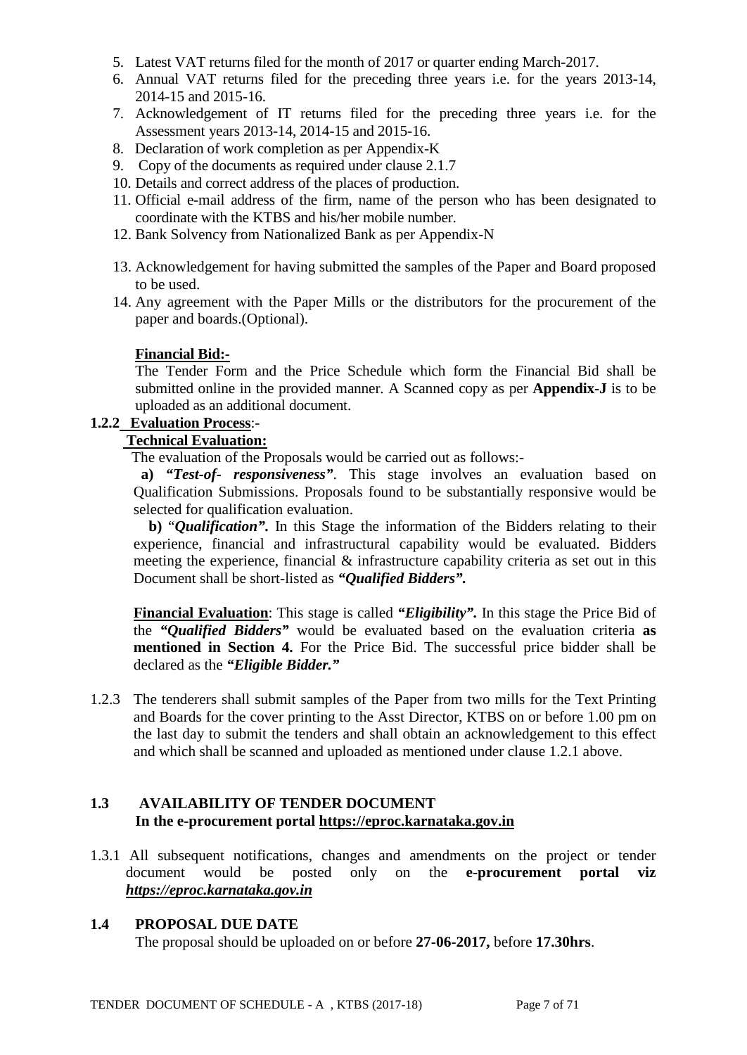5. Latest VAT returns filed for the month of 2017 or quarter ending March-2017.
6. Annual VAT returns filed for the preceding three years i.e. for the years 2013-14, 2014-15 and 2015-16.
7. Acknowledgement of IT returns filed for the preceding three years i.e. for the Assessment years 2013-14, 2014-15 and 2015-16.
8. Declaration of work completion as per Appendix-K
9. Copy of the documents as required under clause 2.1.7
10. Details and correct address of the places of production.
11. Official e-mail address of the firm, name of the person who has been designated to coordinate with the KTBS and his/her mobile number.
12. Bank Solvency from Nationalized Bank as per Appendix-N
13. Acknowledgement for having submitted the samples of the Paper and Board proposed to be used.
14. Any agreement with the Paper Mills or the distributors for the procurement of the paper and boards.(Optional).

**Financial Bid:-**

The Tender Form and the Price Schedule which form the Financial Bid shall be submitted online in the provided manner. A Scanned copy as per **Appendix-J** is to be uploaded as an additional document.

**1.2.2 Evaluation Process**:-

**Technical Evaluation:**

The evaluation of the Proposals would be carried out as follows:-

**a)** ***"Test-of- responsiveness"***. This stage involves an evaluation based on Qualification Submissions. Proposals found to be substantially responsive would be selected for qualification evaluation.

**b)** "***Qualification".*** In this Stage the information of the Bidders relating to their experience, financial and infrastructural capability would be evaluated. Bidders meeting the experience, financial & infrastructure capability criteria as set out in this Document shall be short-listed as ***"Qualified Bidders".***

**Financial Evaluation**: This stage is called ***"Eligibility".*** In this stage the Price Bid of the ***"Qualified Bidders"*** would be evaluated based on the evaluation criteria **as mentioned in Section 4.** For the Price Bid. The successful price bidder shall be declared as the ***"Eligible Bidder."***

1.2.3 The tenderers shall submit samples of the Paper from two mills for the Text Printing and Boards for the cover printing to the Asst Director, KTBS on or before 1.00 pm on the last day to submit the tenders and shall obtain an acknowledgement to this effect and which shall be scanned and uploaded as mentioned under clause 1.2.1 above.

## 1.3 AVAILABILITY OF TENDER DOCUMENT
**In the e-procurement portal https://eproc.karnataka.gov.in**

1.3.1 All subsequent notifications, changes and amendments on the project or tender document would be posted only on the **e-procurement portal viz *https://eproc.karnataka.gov.in***

## 1.4 PROPOSAL DUE DATE

The proposal should be uploaded on or before **27-06-2017,** before **17.30hrs**.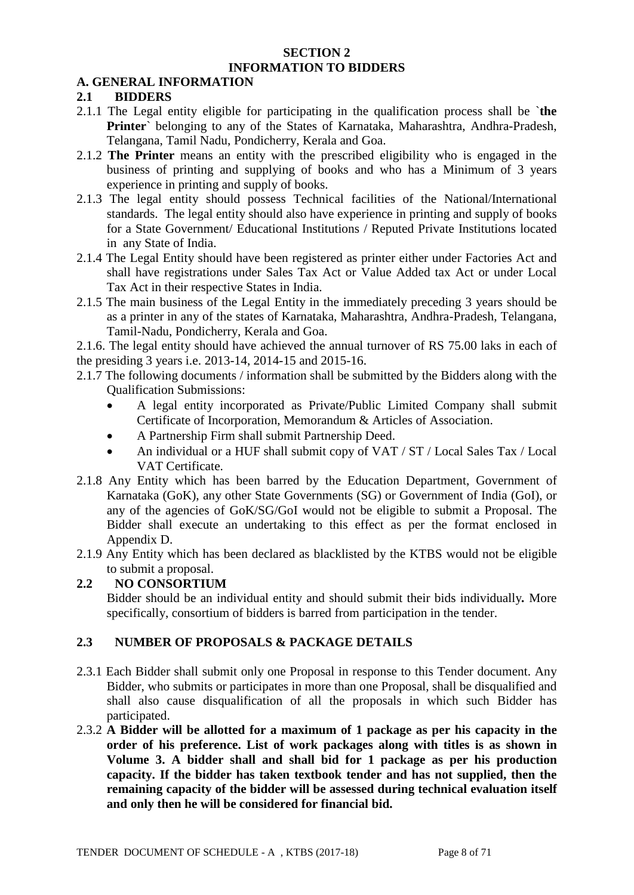## SECTION 2
## INFORMATION TO BIDDERS

### A. GENERAL INFORMATION

### 2.1 BIDDERS

2.1.1 The Legal entity eligible for participating in the qualification process shall be `**the Printer**` belonging to any of the States of Karnataka, Maharashtra, Andhra-Pradesh, Telangana, Tamil Nadu, Pondicherry, Kerala and Goa.

2.1.2 **The Printer** means an entity with the prescribed eligibility who is engaged in the business of printing and supplying of books and who has a Minimum of 3 years experience in printing and supply of books.

2.1.3 The legal entity should possess Technical facilities of the National/International standards. The legal entity should also have experience in printing and supply of books for a State Government/ Educational Institutions / Reputed Private Institutions located in any State of India.

2.1.4 The Legal Entity should have been registered as printer either under Factories Act and shall have registrations under Sales Tax Act or Value Added tax Act or under Local Tax Act in their respective States in India.

2.1.5 The main business of the Legal Entity in the immediately preceding 3 years should be as a printer in any of the states of Karnataka, Maharashtra, Andhra-Pradesh, Telangana, Tamil-Nadu, Pondicherry, Kerala and Goa.

2.1.6. The legal entity should have achieved the annual turnover of RS 75.00 laks in each of the presiding 3 years i.e. 2013-14, 2014-15 and 2015-16.

2.1.7 The following documents / information shall be submitted by the Bidders along with the Qualification Submissions:

- A legal entity incorporated as Private/Public Limited Company shall submit Certificate of Incorporation, Memorandum & Articles of Association.
- A Partnership Firm shall submit Partnership Deed.
- An individual or a HUF shall submit copy of VAT / ST / Local Sales Tax / Local VAT Certificate.

2.1.8 Any Entity which has been barred by the Education Department, Government of Karnataka (GoK), any other State Governments (SG) or Government of India (GoI), or any of the agencies of GoK/SG/GoI would not be eligible to submit a Proposal. The Bidder shall execute an undertaking to this effect as per the format enclosed in Appendix D.

2.1.9 Any Entity which has been declared as blacklisted by the KTBS would not be eligible to submit a proposal.

### 2.2 NO CONSORTIUM

Bidder should be an individual entity and should submit their bids individually**.** More specifically, consortium of bidders is barred from participation in the tender.

### 2.3 NUMBER OF PROPOSALS & PACKAGE DETAILS

2.3.1 Each Bidder shall submit only one Proposal in response to this Tender document. Any Bidder, who submits or participates in more than one Proposal, shall be disqualified and shall also cause disqualification of all the proposals in which such Bidder has participated.

2.3.2 **A Bidder will be allotted for a maximum of 1 package as per his capacity in the order of his preference. List of work packages along with titles is as shown in Volume 3. A bidder shall and shall bid for 1 package as per his production capacity. If the bidder has taken textbook tender and has not supplied, then the remaining capacity of the bidder will be assessed during technical evaluation itself and only then he will be considered for financial bid.**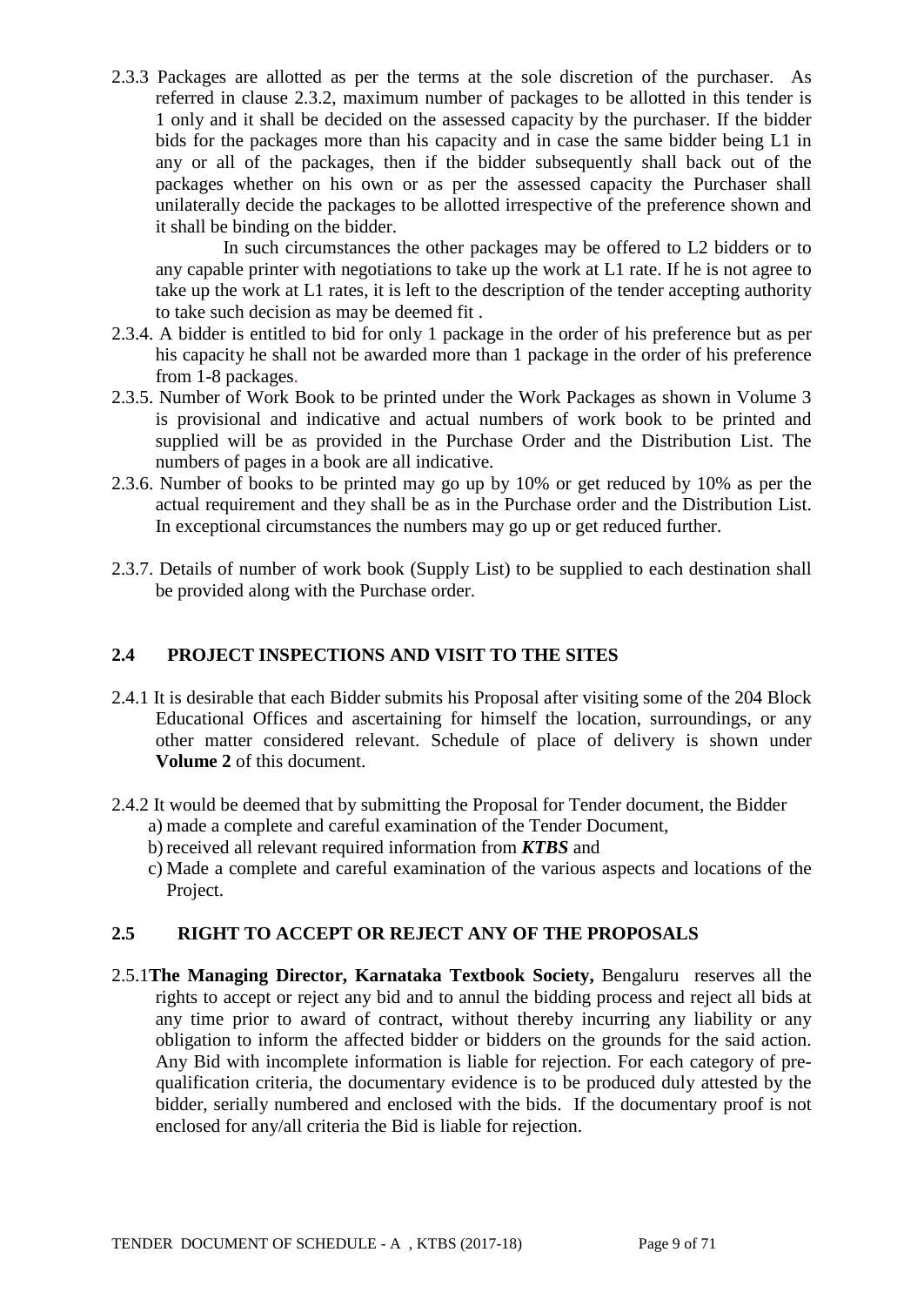2.3.3 Packages are allotted as per the terms at the sole discretion of the purchaser. As referred in clause 2.3.2, maximum number of packages to be allotted in this tender is 1 only and it shall be decided on the assessed capacity by the purchaser. If the bidder bids for the packages more than his capacity and in case the same bidder being L1 in any or all of the packages, then if the bidder subsequently shall back out of the packages whether on his own or as per the assessed capacity the Purchaser shall unilaterally decide the packages to be allotted irrespective of the preference shown and it shall be binding on the bidder.

In such circumstances the other packages may be offered to L2 bidders or to any capable printer with negotiations to take up the work at L1 rate. If he is not agree to take up the work at L1 rates, it is left to the description of the tender accepting authority to take such decision as may be deemed fit .

2.3.4. A bidder is entitled to bid for only 1 package in the order of his preference but as per his capacity he shall not be awarded more than 1 package in the order of his preference from 1-8 packages.

2.3.5. Number of Work Book to be printed under the Work Packages as shown in Volume 3 is provisional and indicative and actual numbers of work book to be printed and supplied will be as provided in the Purchase Order and the Distribution List. The numbers of pages in a book are all indicative.

2.3.6. Number of books to be printed may go up by 10% or get reduced by 10% as per the actual requirement and they shall be as in the Purchase order and the Distribution List. In exceptional circumstances the numbers may go up or get reduced further.

2.3.7. Details of number of work book (Supply List) to be supplied to each destination shall be provided along with the Purchase order.

## 2.4 PROJECT INSPECTIONS AND VISIT TO THE SITES

2.4.1 It is desirable that each Bidder submits his Proposal after visiting some of the 204 Block Educational Offices and ascertaining for himself the location, surroundings, or any other matter considered relevant. Schedule of place of delivery is shown under **Volume 2** of this document.

2.4.2 It would be deemed that by submitting the Proposal for Tender document, the Bidder

a) made a complete and careful examination of the Tender Document,

b) received all relevant required information from ***KTBS*** and

c) Made a complete and careful examination of the various aspects and locations of the Project.

## 2.5 RIGHT TO ACCEPT OR REJECT ANY OF THE PROPOSALS

2.5.1 **The Managing Director, Karnataka Textbook Society,** Bengaluru reserves all the rights to accept or reject any bid and to annul the bidding process and reject all bids at any time prior to award of contract, without thereby incurring any liability or any obligation to inform the affected bidder or bidders on the grounds for the said action. Any Bid with incomplete information is liable for rejection. For each category of pre-qualification criteria, the documentary evidence is to be produced duly attested by the bidder, serially numbered and enclosed with the bids. If the documentary proof is not enclosed for any/all criteria the Bid is liable for rejection.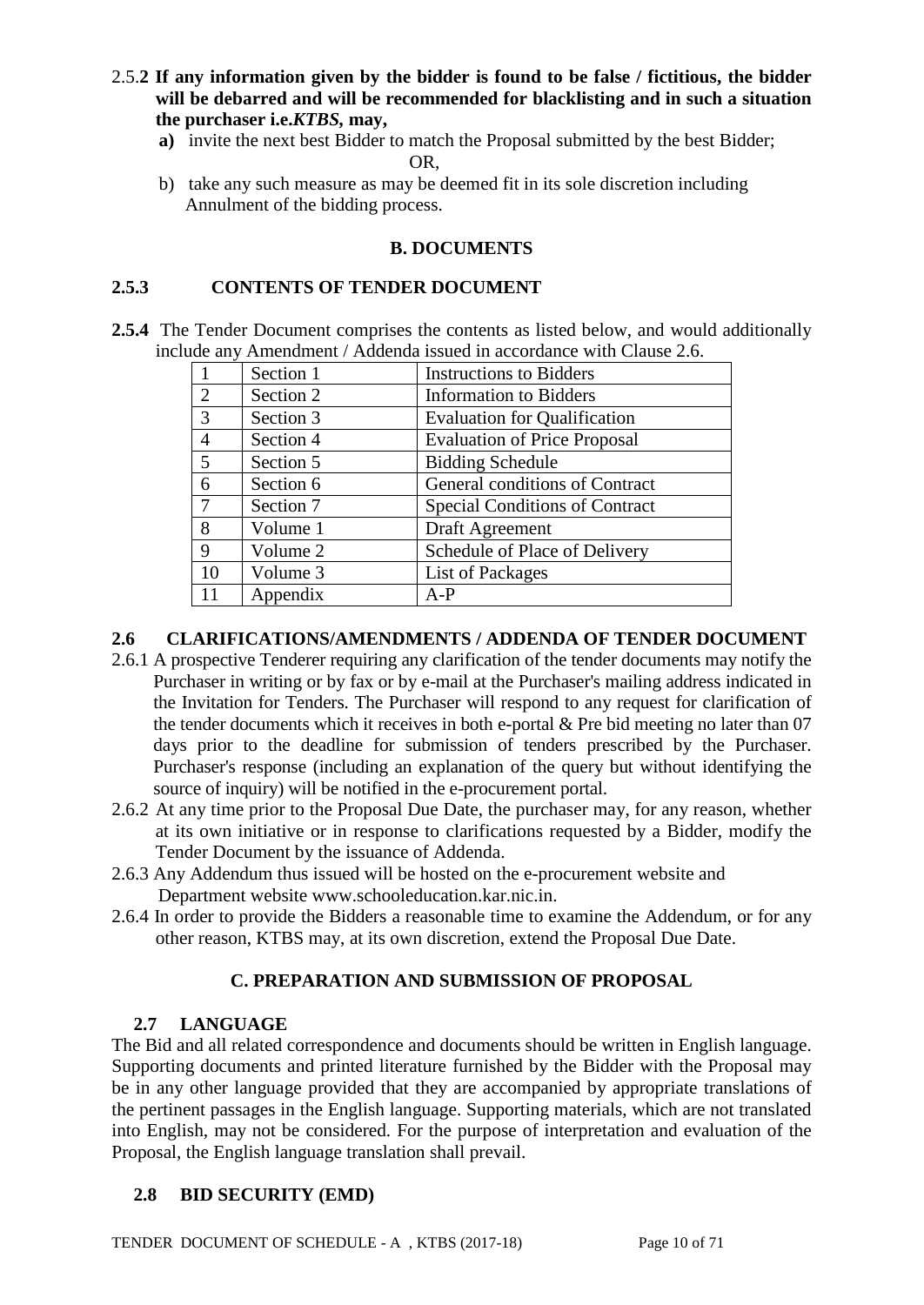2.5.**2 If any information given by the bidder is found to be false / fictitious, the bidder will be debarred and will be recommended for blacklisting and in such a situation the purchaser i.e.*KTBS*, may,**

**a)** invite the next best Bidder to match the Proposal submitted by the best Bidder;

OR,

b) take any such measure as may be deemed fit in its sole discretion including Annulment of the bidding process.

### B. DOCUMENTS

### 2.5.3 CONTENTS OF TENDER DOCUMENT

**2.5.4** The Tender Document comprises the contents as listed below, and would additionally include any Amendment / Addenda issued in accordance with Clause 2.6.

| | | |
|---|---|---|
| 1 | Section 1 | Instructions to Bidders |
| 2 | Section 2 | Information to Bidders |
| 3 | Section 3 | Evaluation for Qualification |
| 4 | Section 4 | Evaluation of Price Proposal |
| 5 | Section 5 | Bidding Schedule |
| 6 | Section 6 | General conditions of Contract |
| 7 | Section 7 | Special Conditions of Contract |
| 8 | Volume 1 | Draft Agreement |
| 9 | Volume 2 | Schedule of Place of Delivery |
| 10 | Volume 3 | List of Packages |
| 11 | Appendix | A-P |

### 2.6 CLARIFICATIONS/AMENDMENTS / ADDENDA OF TENDER DOCUMENT

2.6.1 A prospective Tenderer requiring any clarification of the tender documents may notify the Purchaser in writing or by fax or by e-mail at the Purchaser's mailing address indicated in the Invitation for Tenders. The Purchaser will respond to any request for clarification of the tender documents which it receives in both e-portal & Pre bid meeting no later than 07 days prior to the deadline for submission of tenders prescribed by the Purchaser. Purchaser's response (including an explanation of the query but without identifying the source of inquiry) will be notified in the e-procurement portal.

2.6.2 At any time prior to the Proposal Due Date, the purchaser may, for any reason, whether at its own initiative or in response to clarifications requested by a Bidder, modify the Tender Document by the issuance of Addenda.

2.6.3 Any Addendum thus issued will be hosted on the e-procurement website and Department website www.schooleducation.kar.nic.in.

2.6.4 In order to provide the Bidders a reasonable time to examine the Addendum, or for any other reason, KTBS may, at its own discretion, extend the Proposal Due Date.

### C. PREPARATION AND SUBMISSION OF PROPOSAL

### 2.7 LANGUAGE

The Bid and all related correspondence and documents should be written in English language. Supporting documents and printed literature furnished by the Bidder with the Proposal may be in any other language provided that they are accompanied by appropriate translations of the pertinent passages in the English language. Supporting materials, which are not translated into English, may not be considered. For the purpose of interpretation and evaluation of the Proposal, the English language translation shall prevail.

### 2.8 BID SECURITY (EMD)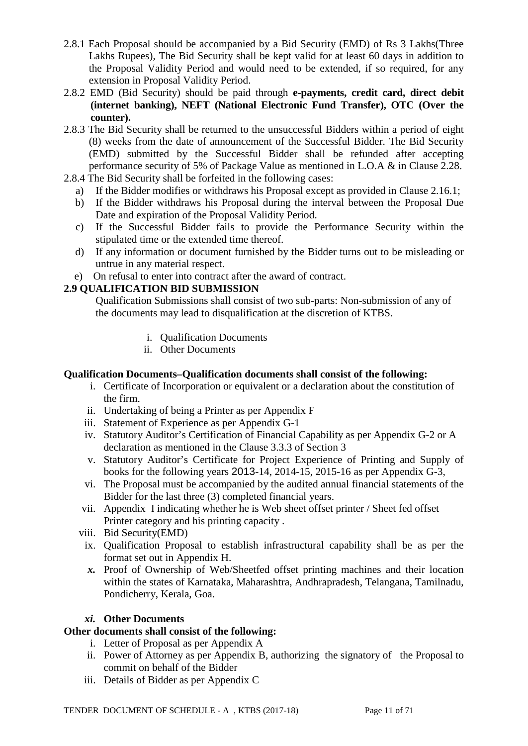2.8.1 Each Proposal should be accompanied by a Bid Security (EMD) of Rs 3 Lakhs(Three Lakhs Rupees), The Bid Security shall be kept valid for at least 60 days in addition to the Proposal Validity Period and would need to be extended, if so required, for any extension in Proposal Validity Period.

2.8.2 EMD (Bid Security) should be paid through **e-payments, credit card, direct debit (internet banking), NEFT (National Electronic Fund Transfer), OTC (Over the counter).**

2.8.3 The Bid Security shall be returned to the unsuccessful Bidders within a period of eight (8) weeks from the date of announcement of the Successful Bidder. The Bid Security (EMD) submitted by the Successful Bidder shall be refunded after accepting performance security of 5% of Package Value as mentioned in L.O.A & in Clause 2.28.

2.8.4 The Bid Security shall be forfeited in the following cases:

a) If the Bidder modifies or withdraws his Proposal except as provided in Clause 2.16.1;
b) If the Bidder withdraws his Proposal during the interval between the Proposal Due Date and expiration of the Proposal Validity Period.
c) If the Successful Bidder fails to provide the Performance Security within the stipulated time or the extended time thereof.
d) If any information or document furnished by the Bidder turns out to be misleading or untrue in any material respect.
e) On refusal to enter into contract after the award of contract.

## 2.9 QUALIFICATION BID SUBMISSION

Qualification Submissions shall consist of two sub-parts: Non-submission of any of the documents may lead to disqualification at the discretion of KTBS.

i. Qualification Documents
ii. Other Documents

**Qualification Documents–Qualification documents shall consist of the following:**

i. Certificate of Incorporation or equivalent or a declaration about the constitution of the firm.
ii. Undertaking of being a Printer as per Appendix F
iii. Statement of Experience as per Appendix G-1
iv. Statutory Auditor's Certification of Financial Capability as per Appendix G-2 or A declaration as mentioned in the Clause 3.3.3 of Section 3
v. Statutory Auditor's Certificate for Project Experience of Printing and Supply of books for the following years 2013-14, 2014-15, 2015-16 as per Appendix G-3,
vi. The Proposal must be accompanied by the audited annual financial statements of the Bidder for the last three (3) completed financial years.
vii. Appendix I indicating whether he is Web sheet offset printer / Sheet fed offset Printer category and his printing capacity .
viii. Bid Security(EMD)
ix. Qualification Proposal to establish infrastructural capability shall be as per the format set out in Appendix H.
***x.*** Proof of Ownership of Web/Sheetfed offset printing machines and their location within the states of Karnataka, Maharashtra, Andhrapradesh, Telangana, Tamilnadu, Pondicherry, Kerala, Goa.

***xi.*** **Other Documents**

**Other documents shall consist of the following:**

i. Letter of Proposal as per Appendix A
ii. Power of Attorney as per Appendix B, authorizing the signatory of the Proposal to commit on behalf of the Bidder
iii. Details of Bidder as per Appendix C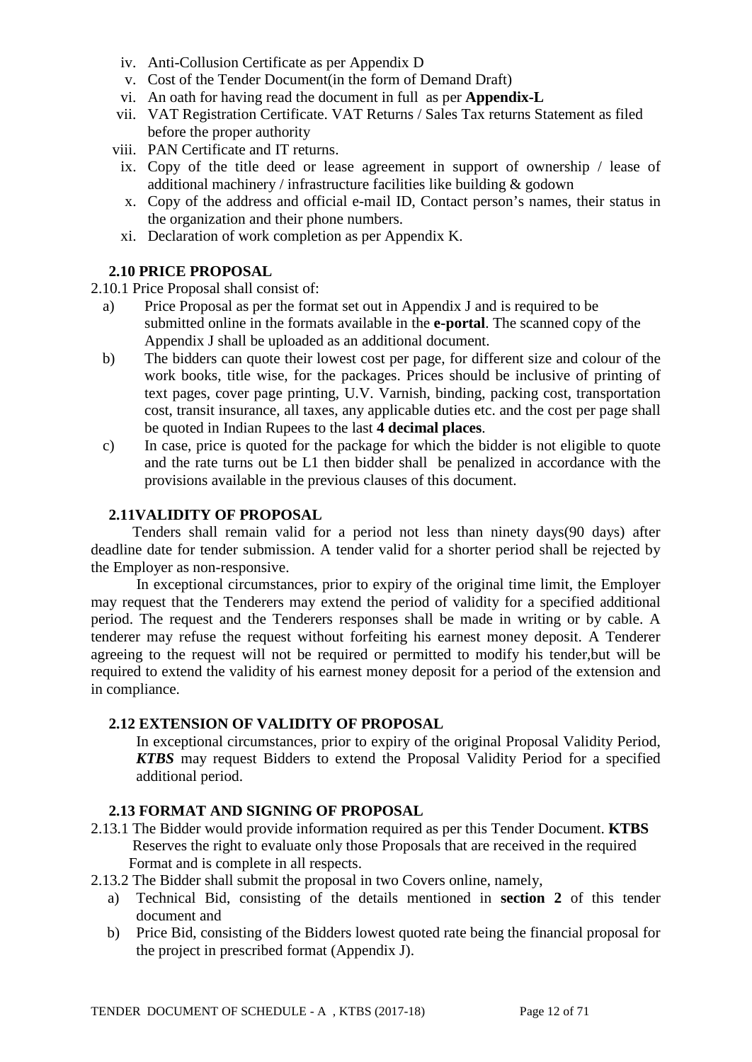iv. Anti-Collusion Certificate as per Appendix D
v. Cost of the Tender Document(in the form of Demand Draft)
vi. An oath for having read the document in full as per **Appendix-L**
vii. VAT Registration Certificate. VAT Returns / Sales Tax returns Statement as filed before the proper authority
viii. PAN Certificate and IT returns.
ix. Copy of the title deed or lease agreement in support of ownership / lease of additional machinery / infrastructure facilities like building & godown
x. Copy of the address and official e-mail ID, Contact person's names, their status in the organization and their phone numbers.
xi. Declaration of work completion as per Appendix K.

### 2.10 PRICE PROPOSAL

2.10.1 Price Proposal shall consist of:

a) Price Proposal as per the format set out in Appendix J and is required to be submitted online in the formats available in the **e-portal**. The scanned copy of the Appendix J shall be uploaded as an additional document.

b) The bidders can quote their lowest cost per page, for different size and colour of the work books, title wise, for the packages. Prices should be inclusive of printing of text pages, cover page printing, U.V. Varnish, binding, packing cost, transportation cost, transit insurance, all taxes, any applicable duties etc. and the cost per page shall be quoted in Indian Rupees to the last **4 decimal places**.

c) In case, price is quoted for the package for which the bidder is not eligible to quote and the rate turns out be L1 then bidder shall be penalized in accordance with the provisions available in the previous clauses of this document.

### 2.11VALIDITY OF PROPOSAL

Tenders shall remain valid for a period not less than ninety days(90 days) after deadline date for tender submission. A tender valid for a shorter period shall be rejected by the Employer as non-responsive.

In exceptional circumstances, prior to expiry of the original time limit, the Employer may request that the Tenderers may extend the period of validity for a specified additional period. The request and the Tenderers responses shall be made in writing or by cable. A tenderer may refuse the request without forfeiting his earnest money deposit. A Tenderer agreeing to the request will not be required or permitted to modify his tender,but will be required to extend the validity of his earnest money deposit for a period of the extension and in compliance.

### 2.12 EXTENSION OF VALIDITY OF PROPOSAL

In exceptional circumstances, prior to expiry of the original Proposal Validity Period, ***KTBS*** may request Bidders to extend the Proposal Validity Period for a specified additional period.

### 2.13 FORMAT AND SIGNING OF PROPOSAL

2.13.1 The Bidder would provide information required as per this Tender Document. **KTBS** Reserves the right to evaluate only those Proposals that are received in the required Format and is complete in all respects.

2.13.2 The Bidder shall submit the proposal in two Covers online, namely,

a) Technical Bid, consisting of the details mentioned in **section 2** of this tender document and
b) Price Bid, consisting of the Bidders lowest quoted rate being the financial proposal for the project in prescribed format (Appendix J).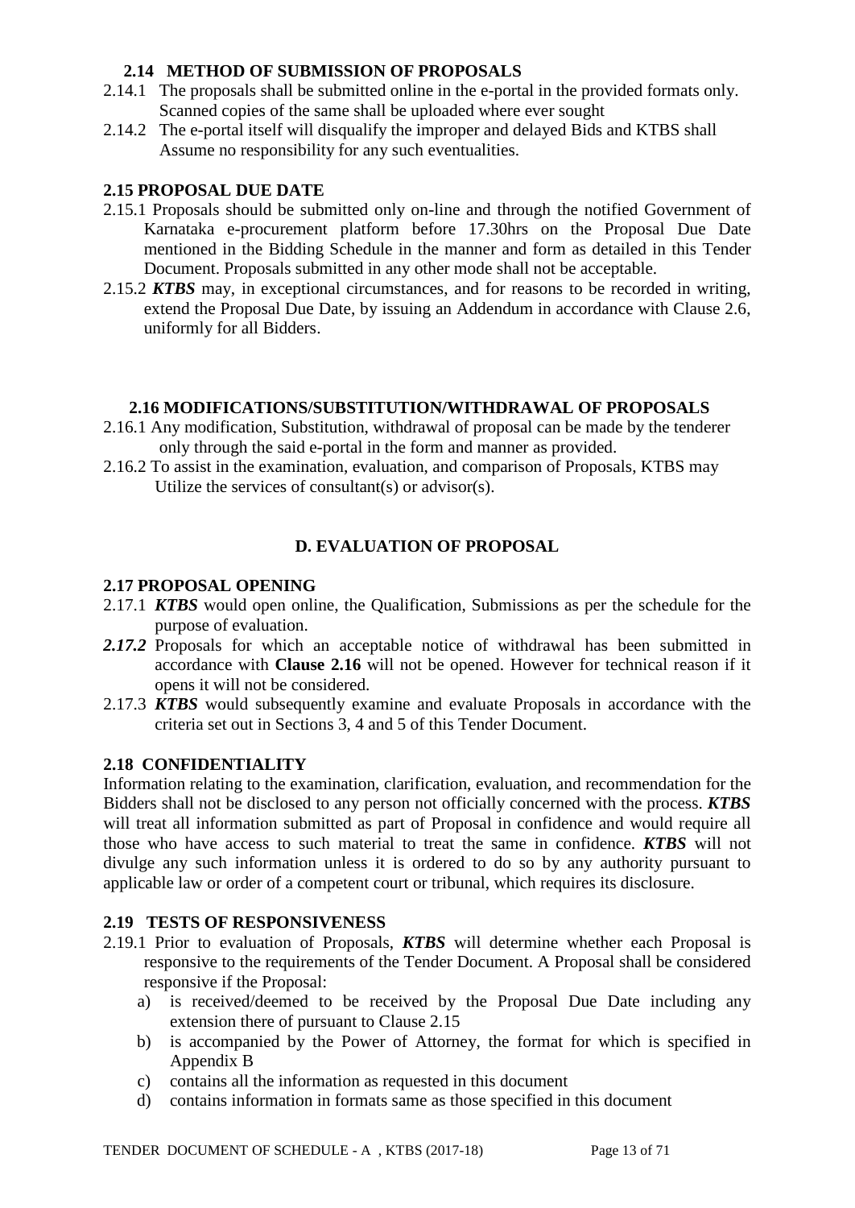### 2.14 METHOD OF SUBMISSION OF PROPOSALS

2.14.1 The proposals shall be submitted online in the e-portal in the provided formats only. Scanned copies of the same shall be uploaded where ever sought

2.14.2 The e-portal itself will disqualify the improper and delayed Bids and KTBS shall Assume no responsibility for any such eventualities.

### 2.15 PROPOSAL DUE DATE

2.15.1 Proposals should be submitted only on-line and through the notified Government of Karnataka e-procurement platform before 17.30hrs on the Proposal Due Date mentioned in the Bidding Schedule in the manner and form as detailed in this Tender Document. Proposals submitted in any other mode shall not be acceptable.

2.15.2 ***KTBS*** may, in exceptional circumstances, and for reasons to be recorded in writing, extend the Proposal Due Date, by issuing an Addendum in accordance with Clause 2.6, uniformly for all Bidders.

### 2.16 MODIFICATIONS/SUBSTITUTION/WITHDRAWAL OF PROPOSALS

2.16.1 Any modification, Substitution, withdrawal of proposal can be made by the tenderer only through the said e-portal in the form and manner as provided.

2.16.2 To assist in the examination, evaluation, and comparison of Proposals, KTBS may Utilize the services of consultant(s) or advisor(s).

## D. EVALUATION OF PROPOSAL

### 2.17 PROPOSAL OPENING

2.17.1 ***KTBS*** would open online, the Qualification, Submissions as per the schedule for the purpose of evaluation.

***2.17.2*** Proposals for which an acceptable notice of withdrawal has been submitted in accordance with **Clause 2.16** will not be opened. However for technical reason if it opens it will not be considered.

2.17.3 ***KTBS*** would subsequently examine and evaluate Proposals in accordance with the criteria set out in Sections 3, 4 and 5 of this Tender Document.

### 2.18 CONFIDENTIALITY

Information relating to the examination, clarification, evaluation, and recommendation for the Bidders shall not be disclosed to any person not officially concerned with the process. ***KTBS*** will treat all information submitted as part of Proposal in confidence and would require all those who have access to such material to treat the same in confidence. ***KTBS*** will not divulge any such information unless it is ordered to do so by any authority pursuant to applicable law or order of a competent court or tribunal, which requires its disclosure.

### 2.19 TESTS OF RESPONSIVENESS

2.19.1 Prior to evaluation of Proposals, ***KTBS*** will determine whether each Proposal is responsive to the requirements of the Tender Document. A Proposal shall be considered responsive if the Proposal:

a) is received/deemed to be received by the Proposal Due Date including any extension there of pursuant to Clause 2.15
b) is accompanied by the Power of Attorney, the format for which is specified in Appendix B
c) contains all the information as requested in this document
d) contains information in formats same as those specified in this document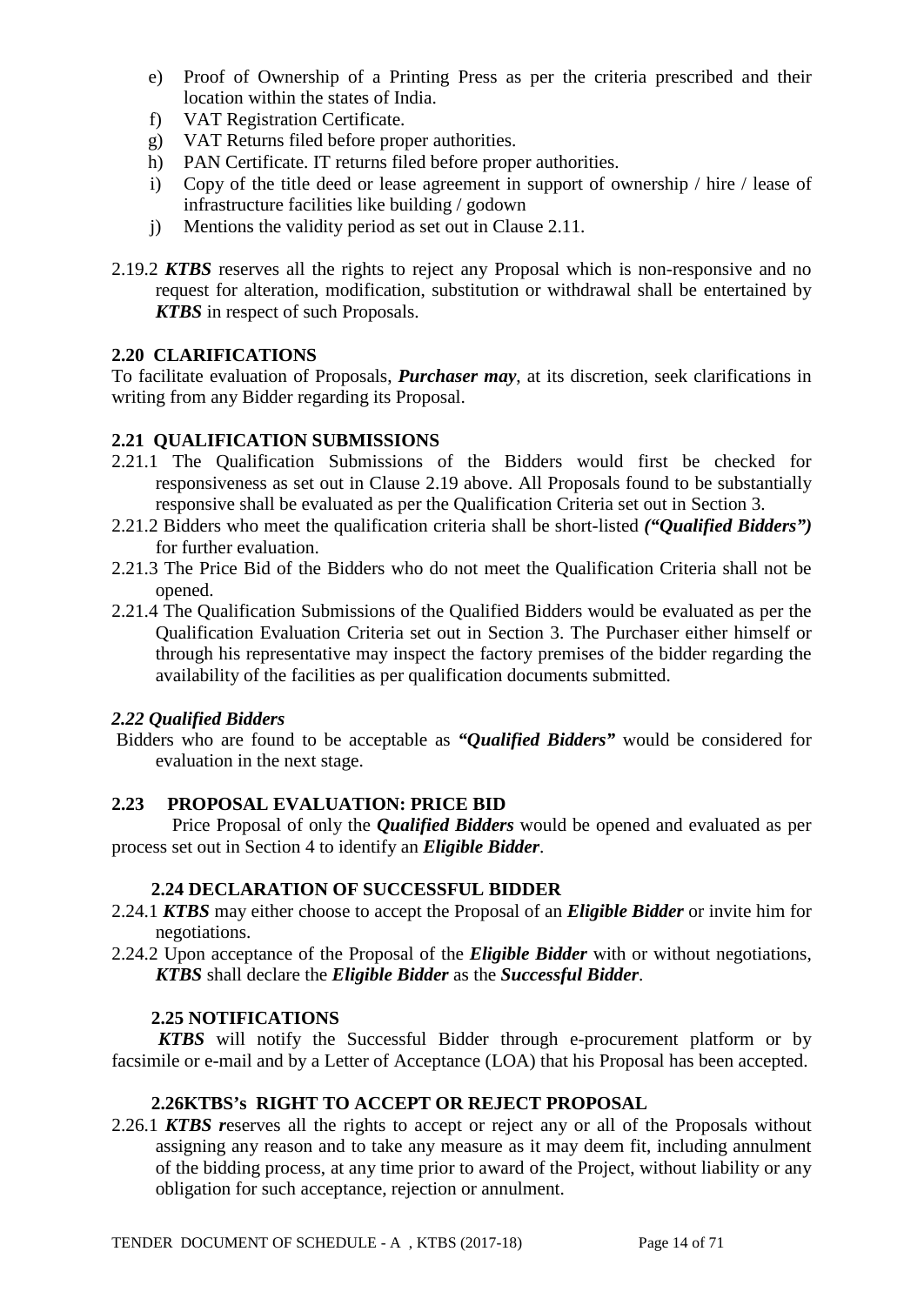e) Proof of Ownership of a Printing Press as per the criteria prescribed and their location within the states of India.
f) VAT Registration Certificate.
g) VAT Returns filed before proper authorities.
h) PAN Certificate. IT returns filed before proper authorities.
i) Copy of the title deed or lease agreement in support of ownership / hire / lease of infrastructure facilities like building / godown
j) Mentions the validity period as set out in Clause 2.11.

2.19.2 ***KTBS*** reserves all the rights to reject any Proposal which is non-responsive and no request for alteration, modification, substitution or withdrawal shall be entertained by ***KTBS*** in respect of such Proposals.

**2.20 CLARIFICATIONS**

To facilitate evaluation of Proposals, ***Purchaser may***, at its discretion, seek clarifications in writing from any Bidder regarding its Proposal.

**2.21 QUALIFICATION SUBMISSIONS**

2.21.1 The Qualification Submissions of the Bidders would first be checked for responsiveness as set out in Clause 2.19 above. All Proposals found to be substantially responsive shall be evaluated as per the Qualification Criteria set out in Section 3.

2.21.2 Bidders who meet the qualification criteria shall be short-listed ***("Qualified Bidders")*** for further evaluation.

2.21.3 The Price Bid of the Bidders who do not meet the Qualification Criteria shall not be opened.

2.21.4 The Qualification Submissions of the Qualified Bidders would be evaluated as per the Qualification Evaluation Criteria set out in Section 3. The Purchaser either himself or through his representative may inspect the factory premises of the bidder regarding the availability of the facilities as per qualification documents submitted.

***2.22 Qualified Bidders***

Bidders who are found to be acceptable as ***"Qualified Bidders"*** would be considered for evaluation in the next stage.

**2.23 PROPOSAL EVALUATION: PRICE BID**

Price Proposal of only the ***Qualified Bidders*** would be opened and evaluated as per process set out in Section 4 to identify an ***Eligible Bidder***.

**2.24 DECLARATION OF SUCCESSFUL BIDDER**

2.24.1 ***KTBS*** may either choose to accept the Proposal of an ***Eligible Bidder*** or invite him for negotiations.

2.24.2 Upon acceptance of the Proposal of the ***Eligible Bidder*** with or without negotiations, ***KTBS*** shall declare the ***Eligible Bidder*** as the ***Successful Bidder***.

**2.25 NOTIFICATIONS**

***KTBS*** will notify the Successful Bidder through e-procurement platform or by facsimile or e-mail and by a Letter of Acceptance (LOA) that his Proposal has been accepted.

**2.26KTBS's RIGHT TO ACCEPT OR REJECT PROPOSAL**

2.26.1 ***KTBS r***eserves all the rights to accept or reject any or all of the Proposals without assigning any reason and to take any measure as it may deem fit, including annulment of the bidding process, at any time prior to award of the Project, without liability or any obligation for such acceptance, rejection or annulment.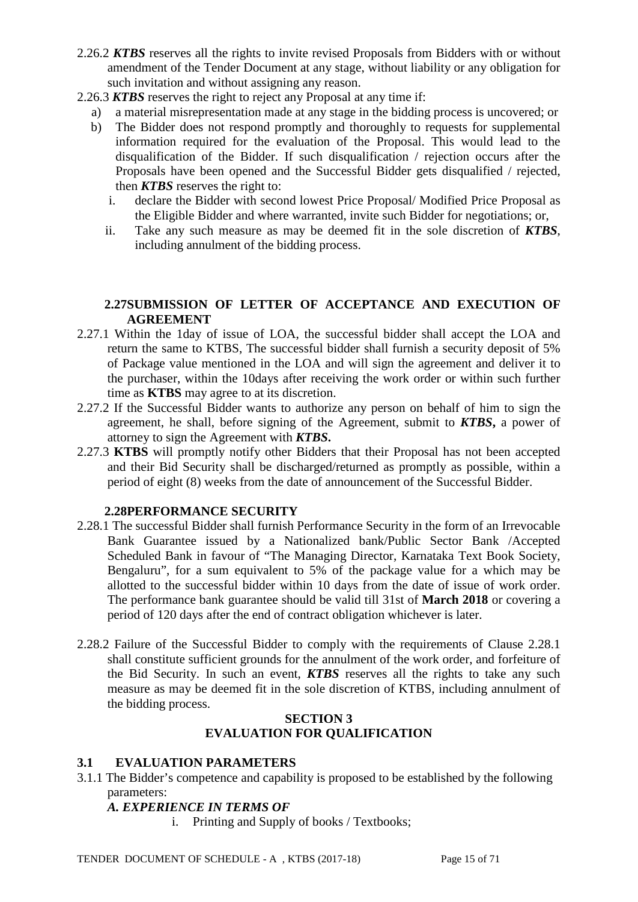2.26.2 ***KTBS*** reserves all the rights to invite revised Proposals from Bidders with or without amendment of the Tender Document at any stage, without liability or any obligation for such invitation and without assigning any reason.

2.26.3 ***KTBS*** reserves the right to reject any Proposal at any time if:

a) a material misrepresentation made at any stage in the bidding process is uncovered; or

b) The Bidder does not respond promptly and thoroughly to requests for supplemental information required for the evaluation of the Proposal. This would lead to the disqualification of the Bidder. If such disqualification / rejection occurs after the Proposals have been opened and the Successful Bidder gets disqualified / rejected, then ***KTBS*** reserves the right to:

   i. declare the Bidder with second lowest Price Proposal/ Modified Price Proposal as the Eligible Bidder and where warranted, invite such Bidder for negotiations; or,

   ii. Take any such measure as may be deemed fit in the sole discretion of ***KTBS***, including annulment of the bidding process.

### 2.27SUBMISSION OF LETTER OF ACCEPTANCE AND EXECUTION OF AGREEMENT

2.27.1 Within the 1day of issue of LOA, the successful bidder shall accept the LOA and return the same to KTBS, The successful bidder shall furnish a security deposit of 5% of Package value mentioned in the LOA and will sign the agreement and deliver it to the purchaser, within the 10days after receiving the work order or within such further time as **KTBS** may agree to at its discretion.

2.27.2 If the Successful Bidder wants to authorize any person on behalf of him to sign the agreement, he shall, before signing of the Agreement, submit to ***KTBS*****,** a power of attorney to sign the Agreement with ***KTBS*****.**

2.27.3 **KTBS** will promptly notify other Bidders that their Proposal has not been accepted and their Bid Security shall be discharged/returned as promptly as possible, within a period of eight (8) weeks from the date of announcement of the Successful Bidder.

### 2.28PERFORMANCE SECURITY

2.28.1 The successful Bidder shall furnish Performance Security in the form of an Irrevocable Bank Guarantee issued by a Nationalized bank/Public Sector Bank /Accepted Scheduled Bank in favour of "The Managing Director, Karnataka Text Book Society, Bengaluru", for a sum equivalent to 5% of the package value for a which may be allotted to the successful bidder within 10 days from the date of issue of work order. The performance bank guarantee should be valid till 31st of **March 2018** or covering a period of 120 days after the end of contract obligation whichever is later.

2.28.2 Failure of the Successful Bidder to comply with the requirements of Clause 2.28.1 shall constitute sufficient grounds for the annulment of the work order, and forfeiture of the Bid Security. In such an event, ***KTBS*** reserves all the rights to take any such measure as may be deemed fit in the sole discretion of KTBS, including annulment of the bidding process.

## SECTION 3
## EVALUATION FOR QUALIFICATION

### 3.1 EVALUATION PARAMETERS

3.1.1 The Bidder's competence and capability is proposed to be established by the following parameters:

***A. EXPERIENCE IN TERMS OF***

   i. Printing and Supply of books / Textbooks;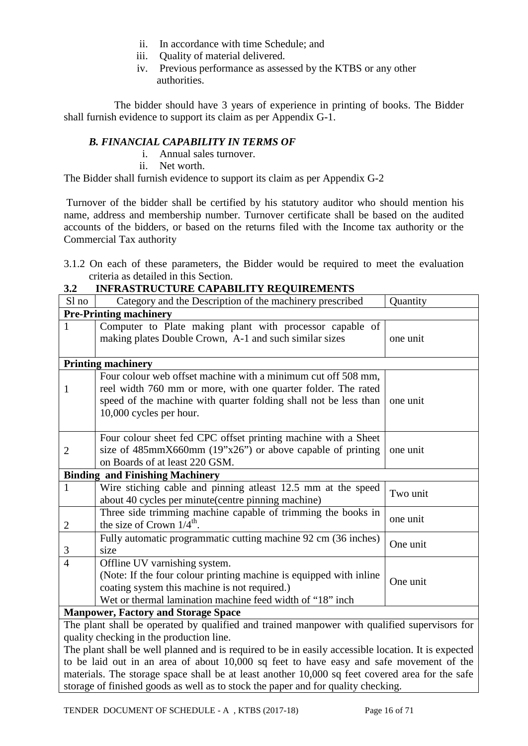ii. In accordance with time Schedule; and
iii. Quality of material delivered.
iv. Previous performance as assessed by the KTBS or any other authorities.

The bidder should have 3 years of experience in printing of books. The Bidder shall furnish evidence to support its claim as per Appendix G-1.

***B. FINANCIAL CAPABILITY IN TERMS OF***

i. Annual sales turnover.
ii. Net worth.

The Bidder shall furnish evidence to support its claim as per Appendix G-2

Turnover of the bidder shall be certified by his statutory auditor who should mention his name, address and membership number. Turnover certificate shall be based on the audited accounts of the bidders, or based on the returns filed with the Income tax authority or the Commercial Tax authority

3.1.2 On each of these parameters, the Bidder would be required to meet the evaluation criteria as detailed in this Section.

**3.2 INFRASTRUCTURE CAPABILITY REQUIREMENTS**

| Sl no | Category and the Description of the machinery prescribed | Quantity |
|---|---|---|
| **Pre-Printing machinery** | | |
| 1 | Computer to Plate making plant with processor capable of making plates Double Crown, A-1 and such similar sizes | one unit |
| **Printing machinery** | | |
| 1 | Four colour web offset machine with a minimum cut off 508 mm, reel width 760 mm or more, with one quarter folder. The rated speed of the machine with quarter folding shall not be less than 10,000 cycles per hour. | one unit |
| 2 | Four colour sheet fed CPC offset printing machine with a Sheet size of 485mmX660mm (19"x26") or above capable of printing on Boards of at least 220 GSM. | one unit |
| **Binding and Finishing Machinery** | | |
| 1 | Wire stiching cable and pinning atleast 12.5 mm at the speed about 40 cycles per minute(centre pinning machine) | Two unit |
| 2 | Three side trimming machine capable of trimming the books in the size of Crown 1/4th. | one unit |
| 3 | Fully automatic programmatic cutting machine 92 cm (36 inches) size | One unit |
| 4 | Offline UV varnishing system.<br>(Note: If the four colour printing machine is equipped with inline coating system this machine is not required.)<br>Wet or thermal lamination machine feed width of "18" inch | One unit |
| **Manpower, Factory and Storage Space** | | |
| The plant shall be operated by qualified and trained manpower with qualified supervisors for quality checking in the production line.<br>The plant shall be well planned and is required to be in easily accessible location. It is expected to be laid out in an area of about 10,000 sq feet to have easy and safe movement of the materials. The storage space shall be at least another 10,000 sq feet covered area for the safe storage of finished goods as well as to stock the paper and for quality checking. | | |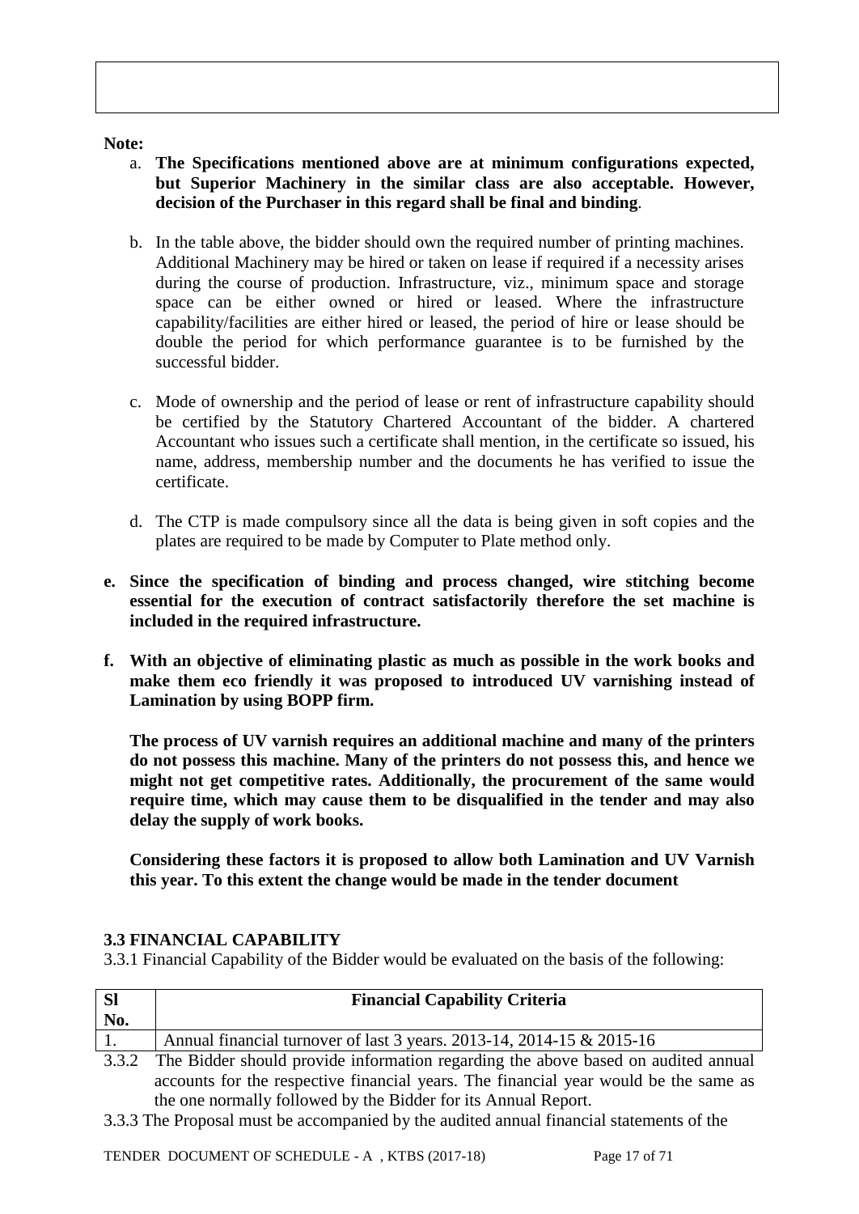**Note:**

a. **The Specifications mentioned above are at minimum configurations expected, but Superior Machinery in the similar class are also acceptable. However, decision of the Purchaser in this regard shall be final and binding**.

b. In the table above, the bidder should own the required number of printing machines. Additional Machinery may be hired or taken on lease if required if a necessity arises during the course of production. Infrastructure, viz., minimum space and storage space can be either owned or hired or leased. Where the infrastructure capability/facilities are either hired or leased, the period of hire or lease should be double the period for which performance guarantee is to be furnished by the successful bidder.

c. Mode of ownership and the period of lease or rent of infrastructure capability should be certified by the Statutory Chartered Accountant of the bidder. A chartered Accountant who issues such a certificate shall mention, in the certificate so issued, his name, address, membership number and the documents he has verified to issue the certificate.

d. The CTP is made compulsory since all the data is being given in soft copies and the plates are required to be made by Computer to Plate method only.

**e. Since the specification of binding and process changed, wire stitching become essential for the execution of contract satisfactorily therefore the set machine is included in the required infrastructure.**

**f. With an objective of eliminating plastic as much as possible in the work books and make them eco friendly it was proposed to introduced UV varnishing instead of Lamination by using BOPP firm.**

**The process of UV varnish requires an additional machine and many of the printers do not possess this machine. Many of the printers do not possess this, and hence we might not get competitive rates. Additionally, the procurement of the same would require time, which may cause them to be disqualified in the tender and may also delay the supply of work books.**

**Considering these factors it is proposed to allow both Lamination and UV Varnish this year. To this extent the change would be made in the tender document**

### 3.3 FINANCIAL CAPABILITY

3.3.1 Financial Capability of the Bidder would be evaluated on the basis of the following:

| Sl No. | Financial Capability Criteria |
|---|---|
| 1. | Annual financial turnover of last 3 years. 2013-14, 2014-15 & 2015-16 |

3.3.2 The Bidder should provide information regarding the above based on audited annual accounts for the respective financial years. The financial year would be the same as the one normally followed by the Bidder for its Annual Report.

3.3.3 The Proposal must be accompanied by the audited annual financial statements of the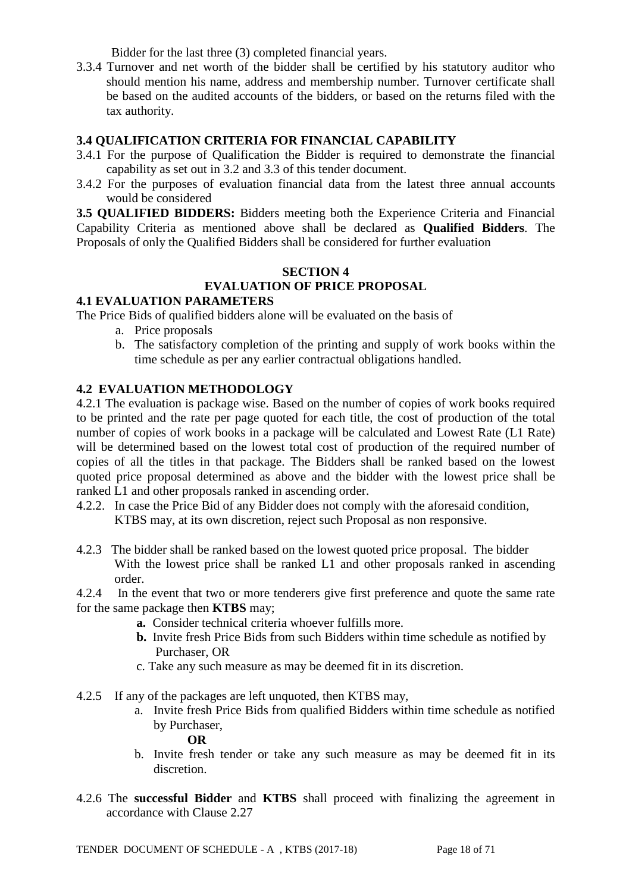Bidder for the last three (3) completed financial years.

3.3.4 Turnover and net worth of the bidder shall be certified by his statutory auditor who should mention his name, address and membership number. Turnover certificate shall be based on the audited accounts of the bidders, or based on the returns filed with the tax authority.

### 3.4 QUALIFICATION CRITERIA FOR FINANCIAL CAPABILITY

3.4.1 For the purpose of Qualification the Bidder is required to demonstrate the financial capability as set out in 3.2 and 3.3 of this tender document.

3.4.2 For the purposes of evaluation financial data from the latest three annual accounts would be considered

**3.5 QUALIFIED BIDDERS:** Bidders meeting both the Experience Criteria and Financial Capability Criteria as mentioned above shall be declared as **Qualified Bidders**. The Proposals of only the Qualified Bidders shall be considered for further evaluation

## SECTION 4
## EVALUATION OF PRICE PROPOSAL

### 4.1 EVALUATION PARAMETERS

The Price Bids of qualified bidders alone will be evaluated on the basis of

a. Price proposals
b. The satisfactory completion of the printing and supply of work books within the time schedule as per any earlier contractual obligations handled.

### 4.2 EVALUATION METHODOLOGY

4.2.1 The evaluation is package wise. Based on the number of copies of work books required to be printed and the rate per page quoted for each title, the cost of production of the total number of copies of work books in a package will be calculated and Lowest Rate (L1 Rate) will be determined based on the lowest total cost of production of the required number of copies of all the titles in that package. The Bidders shall be ranked based on the lowest quoted price proposal determined as above and the bidder with the lowest price shall be ranked L1 and other proposals ranked in ascending order.

4.2.2. In case the Price Bid of any Bidder does not comply with the aforesaid condition, KTBS may, at its own discretion, reject such Proposal as non responsive.

4.2.3 The bidder shall be ranked based on the lowest quoted price proposal. The bidder With the lowest price shall be ranked L1 and other proposals ranked in ascending order.

4.2.4 In the event that two or more tenderers give first preference and quote the same rate for the same package then **KTBS** may;

**a.** Consider technical criteria whoever fulfills more.
**b.** Invite fresh Price Bids from such Bidders within time schedule as notified by Purchaser, OR
c. Take any such measure as may be deemed fit in its discretion.

4.2.5 If any of the packages are left unquoted, then KTBS may,

a. Invite fresh Price Bids from qualified Bidders within time schedule as notified by Purchaser,

**OR**

b. Invite fresh tender or take any such measure as may be deemed fit in its discretion.

4.2.6 The **successful Bidder** and **KTBS** shall proceed with finalizing the agreement in accordance with Clause 2.27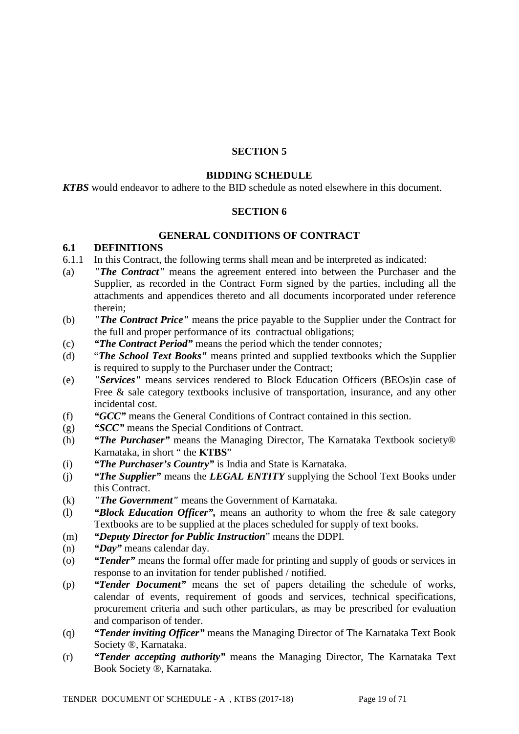## SECTION 5

### BIDDING SCHEDULE

***KTBS*** would endeavor to adhere to the BID schedule as noted elsewhere in this document.

## SECTION 6

### GENERAL CONDITIONS OF CONTRACT

**6.1 DEFINITIONS**

6.1.1 In this Contract, the following terms shall mean and be interpreted as indicated:

(a) ***"The Contract"*** means the agreement entered into between the Purchaser and the Supplier, as recorded in the Contract Form signed by the parties, including all the attachments and appendices thereto and all documents incorporated under reference therein;

(b) ***"The Contract Price"*** means the price payable to the Supplier under the Contract for the full and proper performance of its contractual obligations;

(c) ***"The Contract Period"*** means the period which the tender connotes*;*

(d) "***The School Text Books"*** means printed and supplied textbooks which the Supplier is required to supply to the Purchaser under the Contract;

(e) ***"Services"*** means services rendered to Block Education Officers (BEOs)in case of Free & sale category textbooks inclusive of transportation, insurance, and any other incidental cost.

(f) ***"GCC"*** means the General Conditions of Contract contained in this section.

(g) ***"SCC"*** means the Special Conditions of Contract.

(h) ***"The Purchaser"*** means the Managing Director, The Karnataka Textbook society® Karnataka, in short " the **KTBS**"

(i) ***"The Purchaser's Country"*** is India and State is Karnataka.

(j) ***"The Supplier"*** means the ***LEGAL ENTITY*** supplying the School Text Books under this Contract.

(k) ***"The Government"*** means the Government of Karnataka.

(l) ***"Block Education Officer",*** means an authority to whom the free & sale category Textbooks are to be supplied at the places scheduled for supply of text books.

(m) ***"Deputy Director for Public Instruction***" means the DDPI.

(n) ***"Day"*** means calendar day.

(o) ***"Tender"*** means the formal offer made for printing and supply of goods or services in response to an invitation for tender published / notified.

(p) ***"Tender Document"*** means the set of papers detailing the schedule of works, calendar of events, requirement of goods and services, technical specifications, procurement criteria and such other particulars, as may be prescribed for evaluation and comparison of tender.

(q) ***"Tender inviting Officer"*** means the Managing Director of The Karnataka Text Book Society ®, Karnataka.

(r) ***"Tender accepting authority"*** means the Managing Director, The Karnataka Text Book Society ®, Karnataka.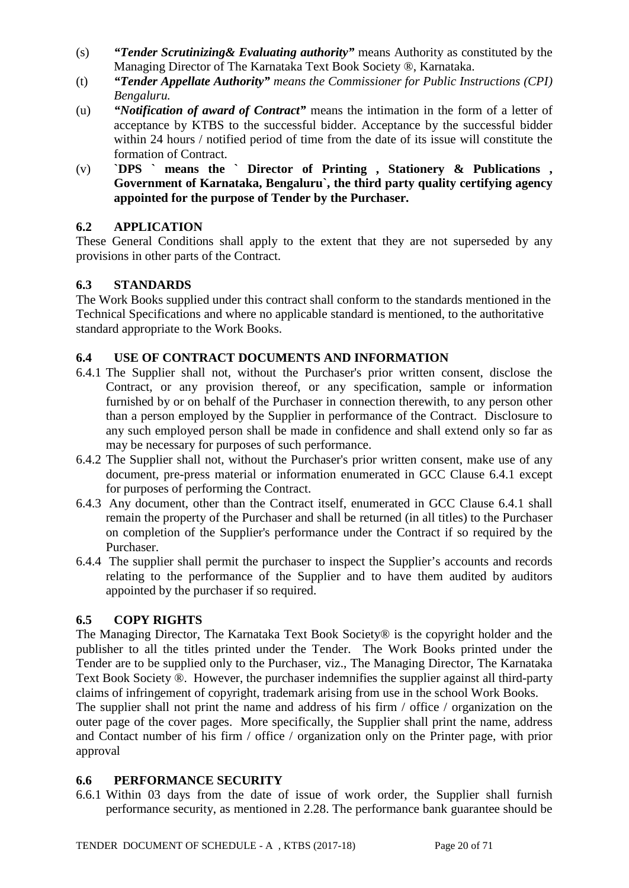(s) ***"Tender Scrutinizing& Evaluating authority"*** means Authority as constituted by the Managing Director of The Karnataka Text Book Society ®, Karnataka.

(t) ***"Tender Appellate Authority"*** *means the Commissioner for Public Instructions (CPI) Bengaluru.*

(u) ***"Notification of award of Contract"*** means the intimation in the form of a letter of acceptance by KTBS to the successful bidder. Acceptance by the successful bidder within 24 hours / notified period of time from the date of its issue will constitute the formation of Contract.

(v) **`DPS ` means the ` Director of Printing , Stationery & Publications , Government of Karnataka, Bengaluru`, the third party quality certifying agency appointed for the purpose of Tender by the Purchaser.**

### 6.2 APPLICATION

These General Conditions shall apply to the extent that they are not superseded by any provisions in other parts of the Contract.

### 6.3 STANDARDS

The Work Books supplied under this contract shall conform to the standards mentioned in the Technical Specifications and where no applicable standard is mentioned, to the authoritative standard appropriate to the Work Books.

### 6.4 USE OF CONTRACT DOCUMENTS AND INFORMATION

6.4.1 The Supplier shall not, without the Purchaser's prior written consent, disclose the Contract, or any provision thereof, or any specification, sample or information furnished by or on behalf of the Purchaser in connection therewith, to any person other than a person employed by the Supplier in performance of the Contract. Disclosure to any such employed person shall be made in confidence and shall extend only so far as may be necessary for purposes of such performance.

6.4.2 The Supplier shall not, without the Purchaser's prior written consent, make use of any document, pre-press material or information enumerated in GCC Clause 6.4.1 except for purposes of performing the Contract.

6.4.3 Any document, other than the Contract itself, enumerated in GCC Clause 6.4.1 shall remain the property of the Purchaser and shall be returned (in all titles) to the Purchaser on completion of the Supplier's performance under the Contract if so required by the Purchaser.

6.4.4 The supplier shall permit the purchaser to inspect the Supplier's accounts and records relating to the performance of the Supplier and to have them audited by auditors appointed by the purchaser if so required.

### 6.5 COPY RIGHTS

The Managing Director, The Karnataka Text Book Society® is the copyright holder and the publisher to all the titles printed under the Tender. The Work Books printed under the Tender are to be supplied only to the Purchaser, viz., The Managing Director, The Karnataka Text Book Society ®. However, the purchaser indemnifies the supplier against all third-party claims of infringement of copyright, trademark arising from use in the school Work Books.

The supplier shall not print the name and address of his firm / office / organization on the outer page of the cover pages. More specifically, the Supplier shall print the name, address and Contact number of his firm / office / organization only on the Printer page, with prior approval

### 6.6 PERFORMANCE SECURITY

6.6.1 Within 03 days from the date of issue of work order, the Supplier shall furnish performance security, as mentioned in 2.28. The performance bank guarantee should be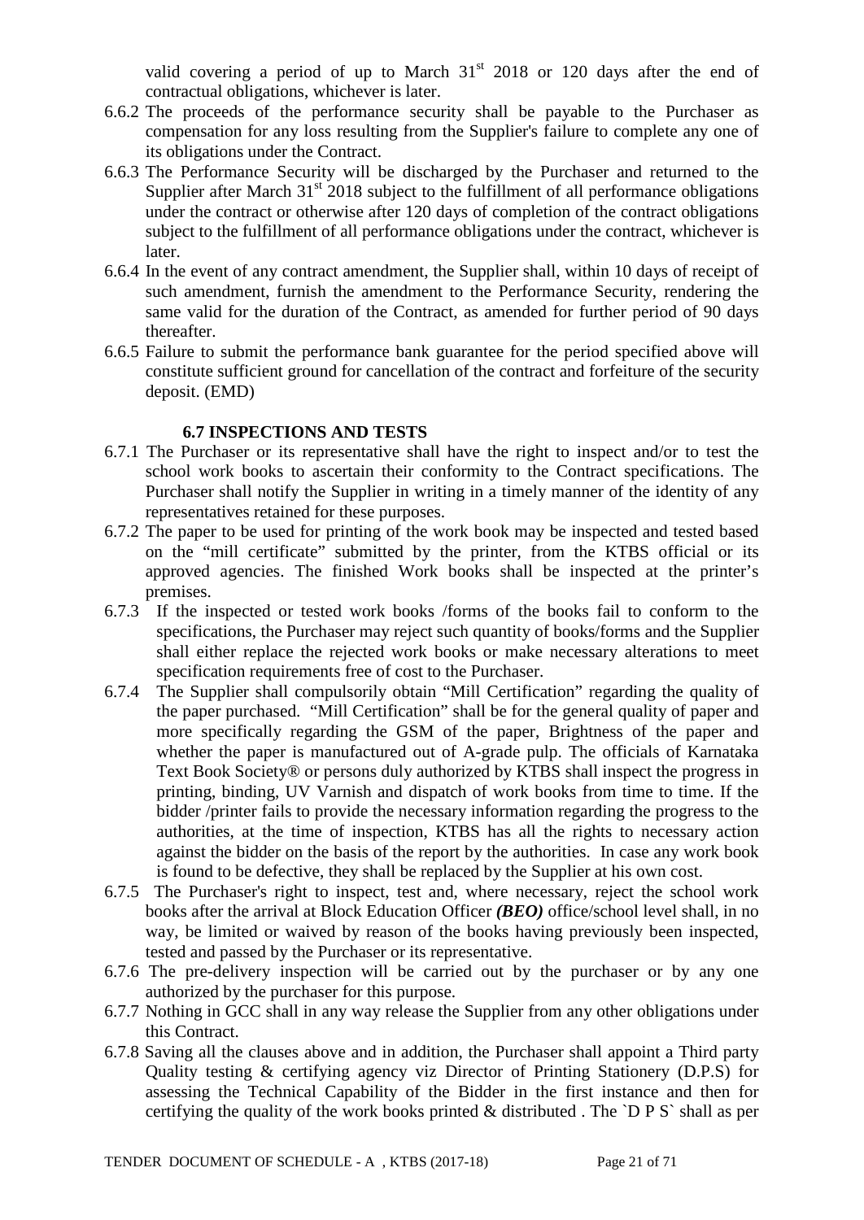valid covering a period of up to March 31st 2018 or 120 days after the end of contractual obligations, whichever is later.

6.6.2 The proceeds of the performance security shall be payable to the Purchaser as compensation for any loss resulting from the Supplier's failure to complete any one of its obligations under the Contract.

6.6.3 The Performance Security will be discharged by the Purchaser and returned to the Supplier after March 31st 2018 subject to the fulfillment of all performance obligations under the contract or otherwise after 120 days of completion of the contract obligations subject to the fulfillment of all performance obligations under the contract, whichever is later.

6.6.4 In the event of any contract amendment, the Supplier shall, within 10 days of receipt of such amendment, furnish the amendment to the Performance Security, rendering the same valid for the duration of the Contract, as amended for further period of 90 days thereafter.

6.6.5 Failure to submit the performance bank guarantee for the period specified above will constitute sufficient ground for cancellation of the contract and forfeiture of the security deposit. (EMD)

### 6.7 INSPECTIONS AND TESTS

6.7.1 The Purchaser or its representative shall have the right to inspect and/or to test the school work books to ascertain their conformity to the Contract specifications. The Purchaser shall notify the Supplier in writing in a timely manner of the identity of any representatives retained for these purposes.

6.7.2 The paper to be used for printing of the work book may be inspected and tested based on the "mill certificate" submitted by the printer, from the KTBS official or its approved agencies. The finished Work books shall be inspected at the printer's premises.

6.7.3 If the inspected or tested work books /forms of the books fail to conform to the specifications, the Purchaser may reject such quantity of books/forms and the Supplier shall either replace the rejected work books or make necessary alterations to meet specification requirements free of cost to the Purchaser.

6.7.4 The Supplier shall compulsorily obtain "Mill Certification" regarding the quality of the paper purchased. "Mill Certification" shall be for the general quality of paper and more specifically regarding the GSM of the paper, Brightness of the paper and whether the paper is manufactured out of A-grade pulp. The officials of Karnataka Text Book Society® or persons duly authorized by KTBS shall inspect the progress in printing, binding, UV Varnish and dispatch of work books from time to time. If the bidder /printer fails to provide the necessary information regarding the progress to the authorities, at the time of inspection, KTBS has all the rights to necessary action against the bidder on the basis of the report by the authorities. In case any work book is found to be defective, they shall be replaced by the Supplier at his own cost.

6.7.5 The Purchaser's right to inspect, test and, where necessary, reject the school work books after the arrival at Block Education Officer ***(BEO)*** office/school level shall, in no way, be limited or waived by reason of the books having previously been inspected, tested and passed by the Purchaser or its representative.

6.7.6 The pre-delivery inspection will be carried out by the purchaser or by any one authorized by the purchaser for this purpose.

6.7.7 Nothing in GCC shall in any way release the Supplier from any other obligations under this Contract.

6.7.8 Saving all the clauses above and in addition, the Purchaser shall appoint a Third party Quality testing & certifying agency viz Director of Printing Stationery (D.P.S) for assessing the Technical Capability of the Bidder in the first instance and then for certifying the quality of the work books printed & distributed . The `D P S` shall as per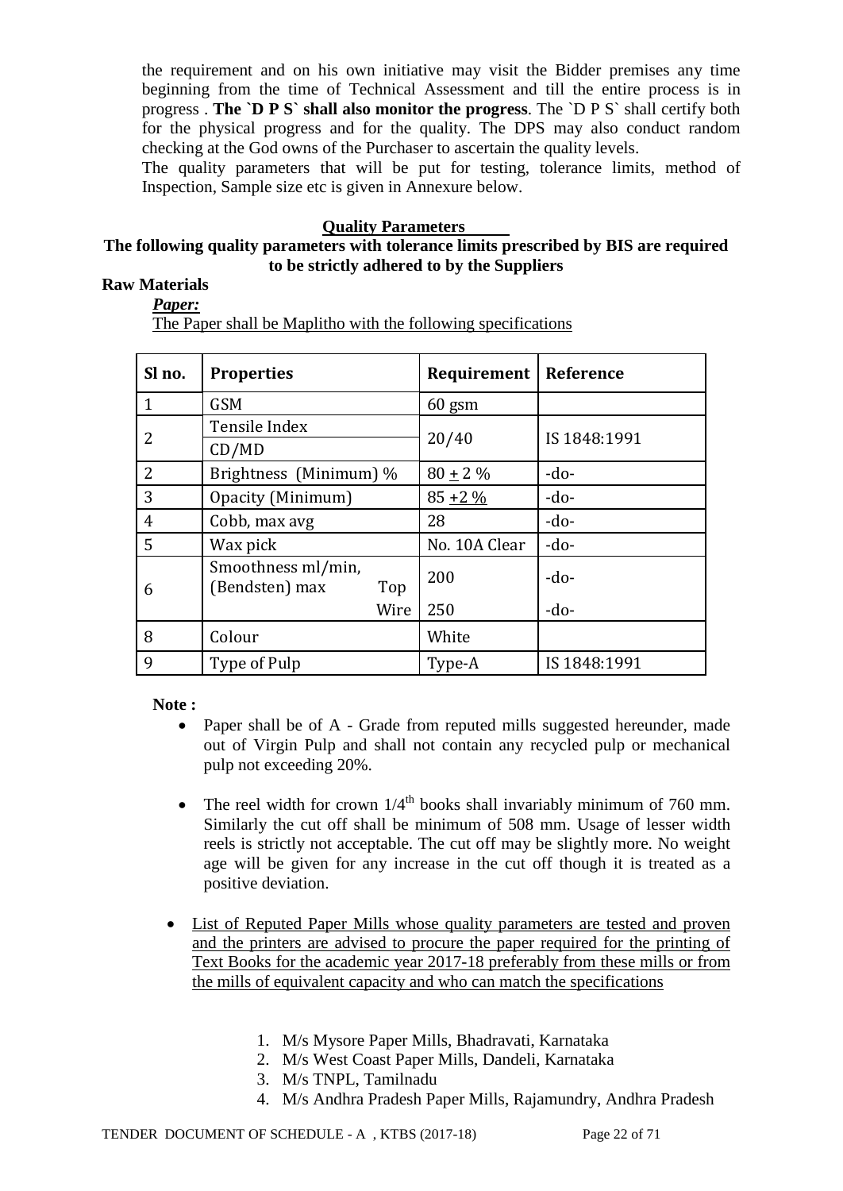the requirement and on his own initiative may visit the Bidder premises any time beginning from the time of Technical Assessment and till the entire process is in progress . **The `D P S` shall also monitor the progress**. The `D P S` shall certify both for the physical progress and for the quality. The DPS may also conduct random checking at the God owns of the Purchaser to ascertain the quality levels.

The quality parameters that will be put for testing, tolerance limits, method of Inspection, Sample size etc is given in Annexure below.

**Quality Parameters**

**The following quality parameters with tolerance limits prescribed by BIS are required to be strictly adhered to by the Suppliers**

**Raw Materials**

***Paper:***

The Paper shall be Maplitho with the following specifications

| Sl no. | Properties | Requirement | Reference |
|---|---|---|---|
| 1 | GSM | 60 gsm | |
| 2 | Tensile Index CD/MD | 20/40 | IS 1848:1991 |
| 2 | Brightness (Minimum) % | 80 ± 2 % | -do- |
| 3 | Opacity (Minimum) | 85 +2 % | -do- |
| 4 | Cobb, max avg | 28 | -do- |
| 5 | Wax pick | No. 10A Clear | -do- |
| 6 | Smoothness ml/min, (Bendsten) max Top | 200 | -do- |
| | Wire | 250 | -do- |
| 8 | Colour | White | |
| 9 | Type of Pulp | Type-A | IS 1848:1991 |

**Note :**

- Paper shall be of A - Grade from reputed mills suggested hereunder, made out of Virgin Pulp and shall not contain any recycled pulp or mechanical pulp not exceeding 20%.

- The reel width for crown 1/4th books shall invariably minimum of 760 mm. Similarly the cut off shall be minimum of 508 mm. Usage of lesser width reels is strictly not acceptable. The cut off may be slightly more. No weight age will be given for any increase in the cut off though it is treated as a positive deviation.

- List of Reputed Paper Mills whose quality parameters are tested and proven and the printers are advised to procure the paper required for the printing of Text Books for the academic year 2017-18 preferably from these mills or from the mills of equivalent capacity and who can match the specifications

  1. M/s Mysore Paper Mills, Bhadravati, Karnataka
  2. M/s West Coast Paper Mills, Dandeli, Karnataka
  3. M/s TNPL, Tamilnadu
  4. M/s Andhra Pradesh Paper Mills, Rajamundry, Andhra Pradesh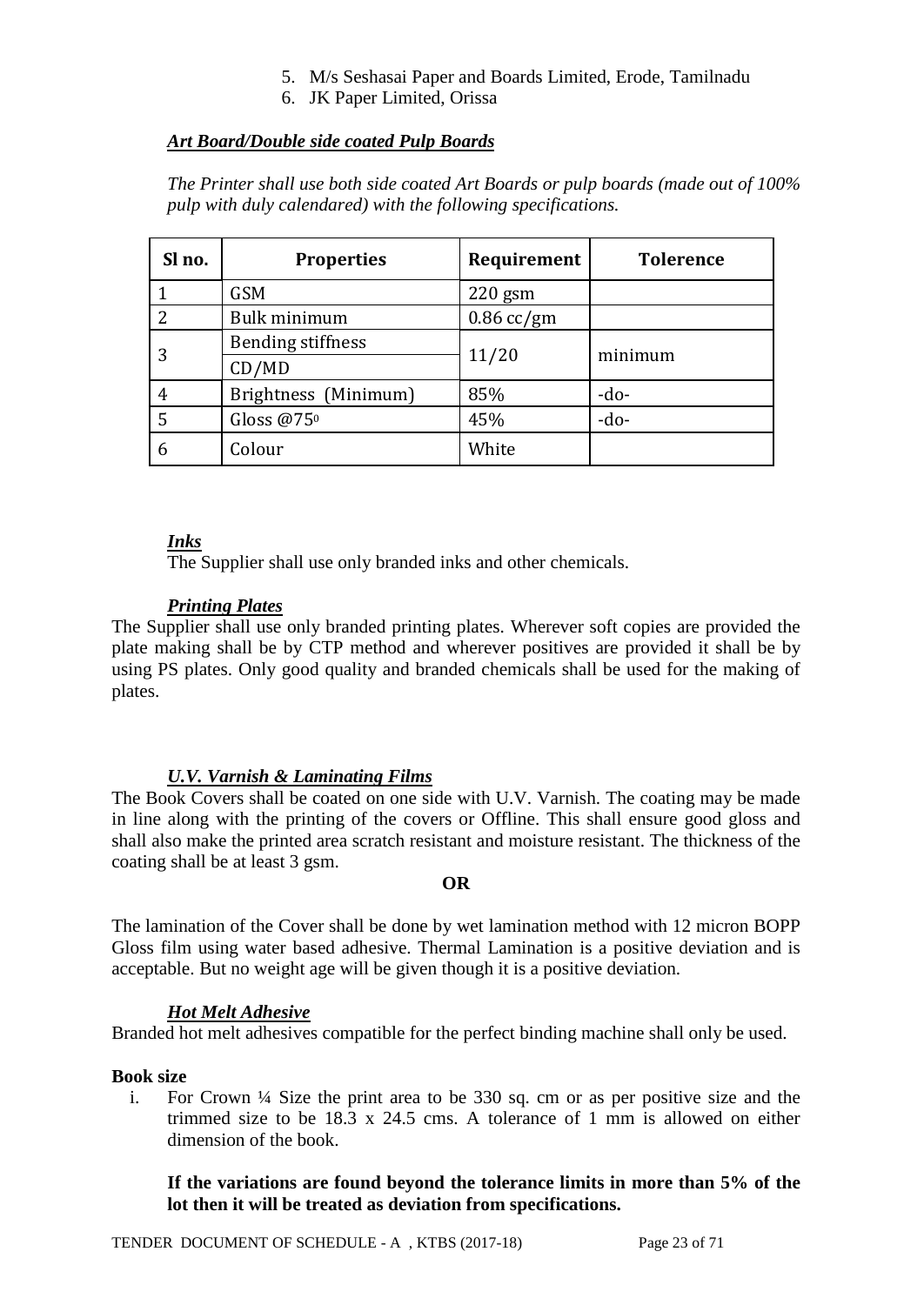5. M/s Seshasai Paper and Boards Limited, Erode, Tamilnadu
6. JK Paper Limited, Orissa

***Art Board/Double side coated Pulp Boards***

*The Printer shall use both side coated Art Boards or pulp boards (made out of 100% pulp with duly calendared) with the following specifications.*

| Sl no. | Properties | Requirement | Tolerence |
|---|---|---|---|
| 1 | GSM | 220 gsm | |
| 2 | Bulk minimum | 0.86 cc/gm | |
| 3 | Bending stiffness CD/MD | 11/20 | minimum |
| 4 | Brightness (Minimum) | 85% | -do- |
| 5 | Gloss @75$^0$ | 45% | -do- |
| 6 | Colour | White | |

***Inks***

The Supplier shall use only branded inks and other chemicals.

***Printing Plates***

The Supplier shall use only branded printing plates. Wherever soft copies are provided the plate making shall be by CTP method and wherever positives are provided it shall be by using PS plates. Only good quality and branded chemicals shall be used for the making of plates.

***U.V. Varnish & Laminating Films***

The Book Covers shall be coated on one side with U.V. Varnish. The coating may be made in line along with the printing of the covers or Offline. This shall ensure good gloss and shall also make the printed area scratch resistant and moisture resistant. The thickness of the coating shall be at least 3 gsm.

**OR**

The lamination of the Cover shall be done by wet lamination method with 12 micron BOPP Gloss film using water based adhesive. Thermal Lamination is a positive deviation and is acceptable. But no weight age will be given though it is a positive deviation.

***Hot Melt Adhesive***

Branded hot melt adhesives compatible for the perfect binding machine shall only be used.

**Book size**

i. For Crown ¼ Size the print area to be 330 sq. cm or as per positive size and the trimmed size to be 18.3 x 24.5 cms. A tolerance of 1 mm is allowed on either dimension of the book.

**If the variations are found beyond the tolerance limits in more than 5% of the lot then it will be treated as deviation from specifications.**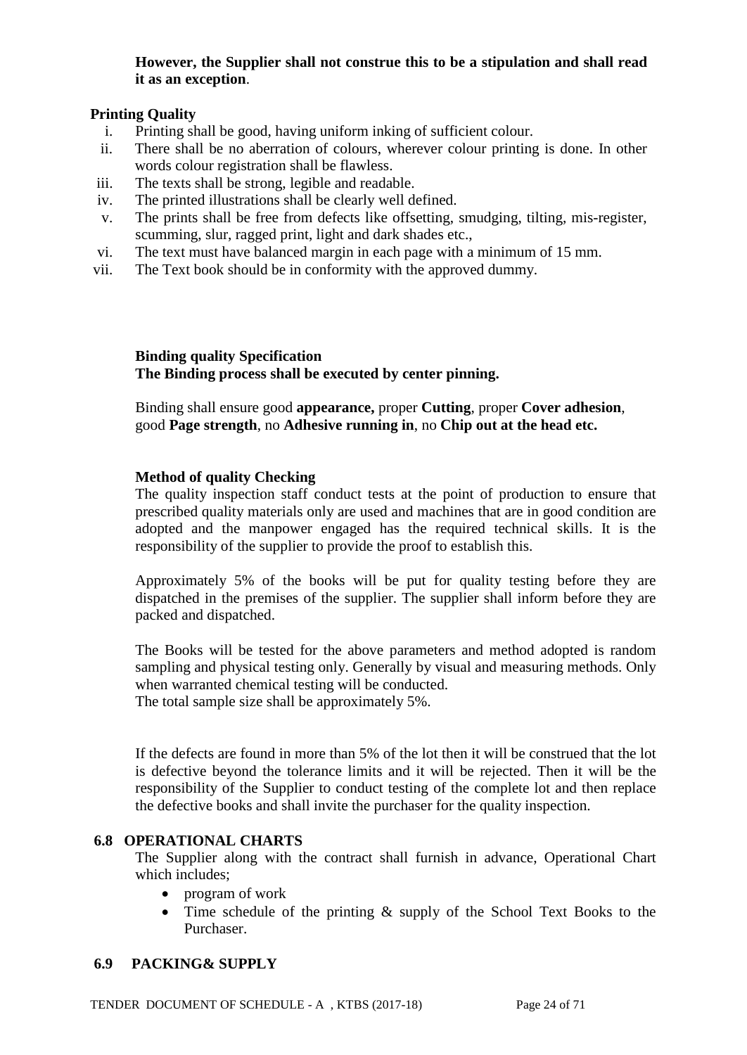**However, the Supplier shall not construe this to be a stipulation and shall read it as an exception**.

**Printing Quality**

i. Printing shall be good, having uniform inking of sufficient colour.
ii. There shall be no aberration of colours, wherever colour printing is done. In other words colour registration shall be flawless.
iii. The texts shall be strong, legible and readable.
iv. The printed illustrations shall be clearly well defined.
v. The prints shall be free from defects like offsetting, smudging, tilting, mis-register, scumming, slur, ragged print, light and dark shades etc.,
vi. The text must have balanced margin in each page with a minimum of 15 mm.
vii. The Text book should be in conformity with the approved dummy.

**Binding quality Specification**
**The Binding process shall be executed by center pinning.**

Binding shall ensure good **appearance,** proper **Cutting**, proper **Cover adhesion**, good **Page strength**, no **Adhesive running in**, no **Chip out at the head etc.**

**Method of quality Checking**

The quality inspection staff conduct tests at the point of production to ensure that prescribed quality materials only are used and machines that are in good condition are adopted and the manpower engaged has the required technical skills. It is the responsibility of the supplier to provide the proof to establish this.

Approximately 5% of the books will be put for quality testing before they are dispatched in the premises of the supplier. The supplier shall inform before they are packed and dispatched.

The Books will be tested for the above parameters and method adopted is random sampling and physical testing only. Generally by visual and measuring methods. Only when warranted chemical testing will be conducted.
The total sample size shall be approximately 5%.

If the defects are found in more than 5% of the lot then it will be construed that the lot is defective beyond the tolerance limits and it will be rejected. Then it will be the responsibility of the Supplier to conduct testing of the complete lot and then replace the defective books and shall invite the purchaser for the quality inspection.

## 6.8 OPERATIONAL CHARTS

The Supplier along with the contract shall furnish in advance, Operational Chart which includes;

- program of work
- Time schedule of the printing & supply of the School Text Books to the Purchaser.

## 6.9 PACKING& SUPPLY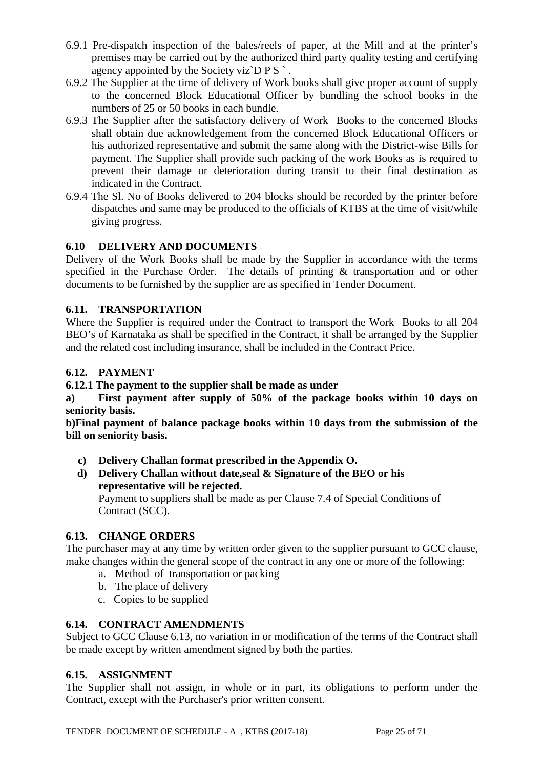6.9.1 Pre-dispatch inspection of the bales/reels of paper, at the Mill and at the printer's premises may be carried out by the authorized third party quality testing and certifying agency appointed by the Society viz`D P S ` .

6.9.2 The Supplier at the time of delivery of Work books shall give proper account of supply to the concerned Block Educational Officer by bundling the school books in the numbers of 25 or 50 books in each bundle.

6.9.3 The Supplier after the satisfactory delivery of Work Books to the concerned Blocks shall obtain due acknowledgement from the concerned Block Educational Officers or his authorized representative and submit the same along with the District-wise Bills for payment. The Supplier shall provide such packing of the work Books as is required to prevent their damage or deterioration during transit to their final destination as indicated in the Contract.

6.9.4 The Sl. No of Books delivered to 204 blocks should be recorded by the printer before dispatches and same may be produced to the officials of KTBS at the time of visit/while giving progress.

### 6.10 DELIVERY AND DOCUMENTS

Delivery of the Work Books shall be made by the Supplier in accordance with the terms specified in the Purchase Order. The details of printing & transportation and or other documents to be furnished by the supplier are as specified in Tender Document.

### 6.11. TRANSPORTATION

Where the Supplier is required under the Contract to transport the Work Books to all 204 BEO's of Karnataka as shall be specified in the Contract, it shall be arranged by the Supplier and the related cost including insurance, shall be included in the Contract Price.

### 6.12. PAYMENT

**6.12.1 The payment to the supplier shall be made as under**

**a) First payment after supply of 50% of the package books within 10 days on seniority basis.**

**b)Final payment of balance package books within 10 days from the submission of the bill on seniority basis.**

- **c) Delivery Challan format prescribed in the Appendix O.**
- **d) Delivery Challan without date,seal & Signature of the BEO or his representative will be rejected.**

  Payment to suppliers shall be made as per Clause 7.4 of Special Conditions of Contract (SCC).

### 6.13. CHANGE ORDERS

The purchaser may at any time by written order given to the supplier pursuant to GCC clause, make changes within the general scope of the contract in any one or more of the following:

a. Method of transportation or packing
b. The place of delivery
c. Copies to be supplied

### 6.14. CONTRACT AMENDMENTS

Subject to GCC Clause 6.13, no variation in or modification of the terms of the Contract shall be made except by written amendment signed by both the parties.

### 6.15. ASSIGNMENT

The Supplier shall not assign, in whole or in part, its obligations to perform under the Contract, except with the Purchaser's prior written consent.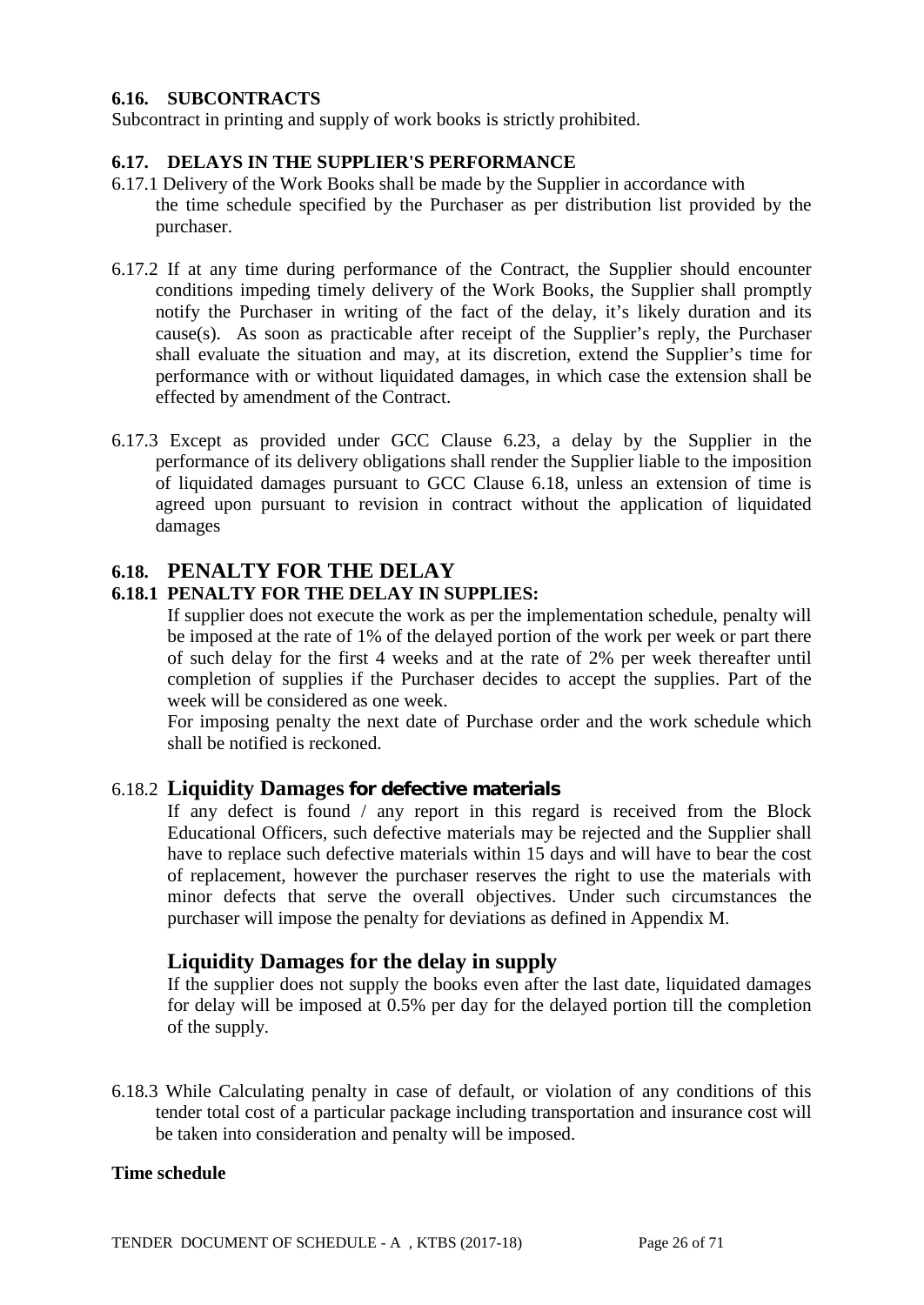### 6.16. SUBCONTRACTS

Subcontract in printing and supply of work books is strictly prohibited.

### 6.17. DELAYS IN THE SUPPLIER'S PERFORMANCE

6.17.1 Delivery of the Work Books shall be made by the Supplier in accordance with the time schedule specified by the Purchaser as per distribution list provided by the purchaser.

6.17.2 If at any time during performance of the Contract, the Supplier should encounter conditions impeding timely delivery of the Work Books, the Supplier shall promptly notify the Purchaser in writing of the fact of the delay, it's likely duration and its cause(s). As soon as practicable after receipt of the Supplier's reply, the Purchaser shall evaluate the situation and may, at its discretion, extend the Supplier's time for performance with or without liquidated damages, in which case the extension shall be effected by amendment of the Contract.

6.17.3 Except as provided under GCC Clause 6.23, a delay by the Supplier in the performance of its delivery obligations shall render the Supplier liable to the imposition of liquidated damages pursuant to GCC Clause 6.18, unless an extension of time is agreed upon pursuant to revision in contract without the application of liquidated damages

## 6.18. PENALTY FOR THE DELAY

### 6.18.1 PENALTY FOR THE DELAY IN SUPPLIES:

If supplier does not execute the work as per the implementation schedule, penalty will be imposed at the rate of 1% of the delayed portion of the work per week or part there of such delay for the first 4 weeks and at the rate of 2% per week thereafter until completion of supplies if the Purchaser decides to accept the supplies. Part of the week will be considered as one week.

For imposing penalty the next date of Purchase order and the work schedule which shall be notified is reckoned.

### 6.18.2 Liquidity Damages for defective materials

If any defect is found / any report in this regard is received from the Block Educational Officers, such defective materials may be rejected and the Supplier shall have to replace such defective materials within 15 days and will have to bear the cost of replacement, however the purchaser reserves the right to use the materials with minor defects that serve the overall objectives. Under such circumstances the purchaser will impose the penalty for deviations as defined in Appendix M.

### Liquidity Damages for the delay in supply

If the supplier does not supply the books even after the last date, liquidated damages for delay will be imposed at 0.5% per day for the delayed portion till the completion of the supply.

6.18.3 While Calculating penalty in case of default, or violation of any conditions of this tender total cost of a particular package including transportation and insurance cost will be taken into consideration and penalty will be imposed.

**Time schedule**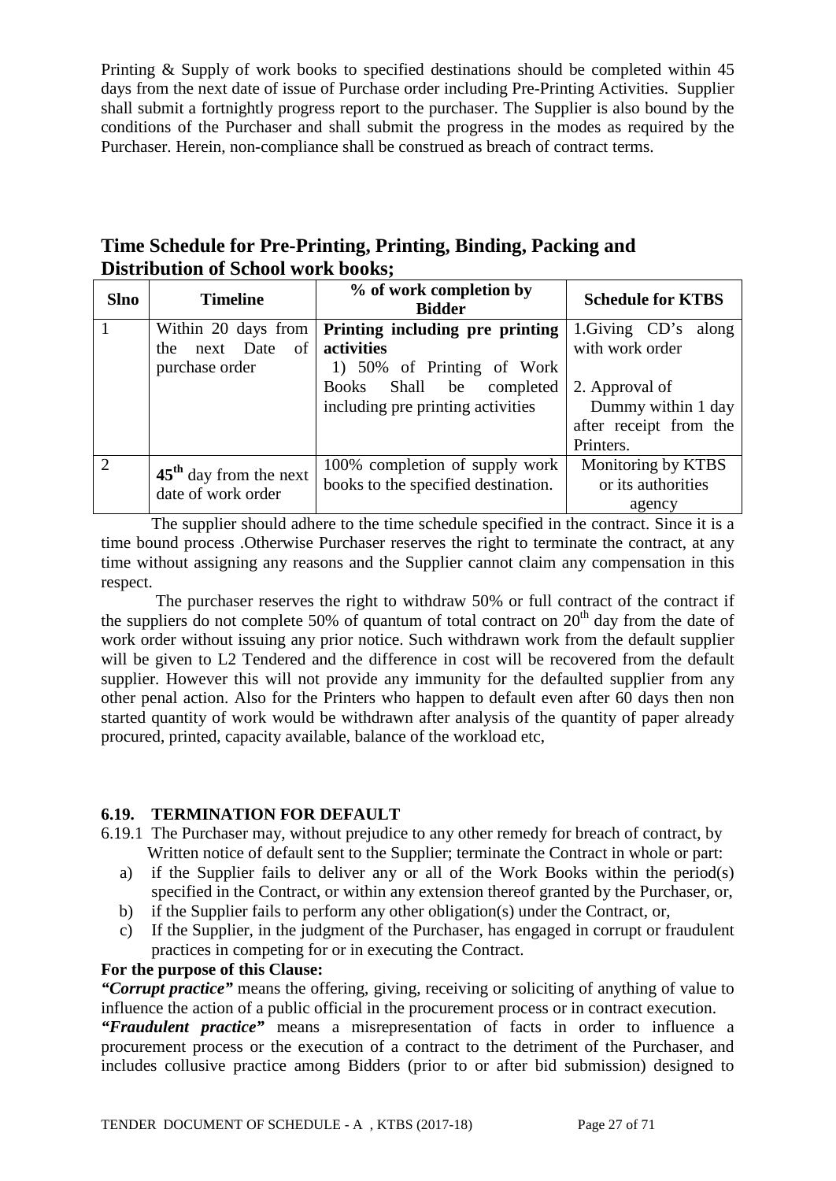Printing & Supply of work books to specified destinations should be completed within 45 days from the next date of issue of Purchase order including Pre-Printing Activities. Supplier shall submit a fortnightly progress report to the purchaser. The Supplier is also bound by the conditions of the Purchaser and shall submit the progress in the modes as required by the Purchaser. Herein, non-compliance shall be construed as breach of contract terms.

## Time Schedule for Pre-Printing, Printing, Binding, Packing and Distribution of School work books;

| Slno | Timeline | % of work completion by Bidder | Schedule for KTBS |
|---|---|---|---|
| 1 | Within 20 days from the next Date of purchase order | **Printing including pre printing activities**<br>1) 50% of Printing of Work Books Shall be completed including pre printing activities | 1.Giving CD's along with work order<br><br>2. Approval of Dummy within 1 day after receipt from the Printers. |
| 2 | **45th** day from the next date of work order | 100% completion of supply work books to the specified destination. | Monitoring by KTBS or its authorities agency |

The supplier should adhere to the time schedule specified in the contract. Since it is a time bound process .Otherwise Purchaser reserves the right to terminate the contract, at any time without assigning any reasons and the Supplier cannot claim any compensation in this respect.

The purchaser reserves the right to withdraw 50% or full contract of the contract if the suppliers do not complete 50% of quantum of total contract on 20th day from the date of work order without issuing any prior notice. Such withdrawn work from the default supplier will be given to L2 Tendered and the difference in cost will be recovered from the default supplier. However this will not provide any immunity for the defaulted supplier from any other penal action. Also for the Printers who happen to default even after 60 days then non started quantity of work would be withdrawn after analysis of the quantity of paper already procured, printed, capacity available, balance of the workload etc,

### 6.19. TERMINATION FOR DEFAULT

6.19.1 The Purchaser may, without prejudice to any other remedy for breach of contract, by Written notice of default sent to the Supplier; terminate the Contract in whole or part:

a) if the Supplier fails to deliver any or all of the Work Books within the period(s) specified in the Contract, or within any extension thereof granted by the Purchaser, or,

b) if the Supplier fails to perform any other obligation(s) under the Contract, or,

c) If the Supplier, in the judgment of the Purchaser, has engaged in corrupt or fraudulent practices in competing for or in executing the Contract.

**For the purpose of this Clause:**

***"Corrupt practice"*** means the offering, giving, receiving or soliciting of anything of value to influence the action of a public official in the procurement process or in contract execution.

***"Fraudulent practice"*** means a misrepresentation of facts in order to influence a procurement process or the execution of a contract to the detriment of the Purchaser, and includes collusive practice among Bidders (prior to or after bid submission) designed to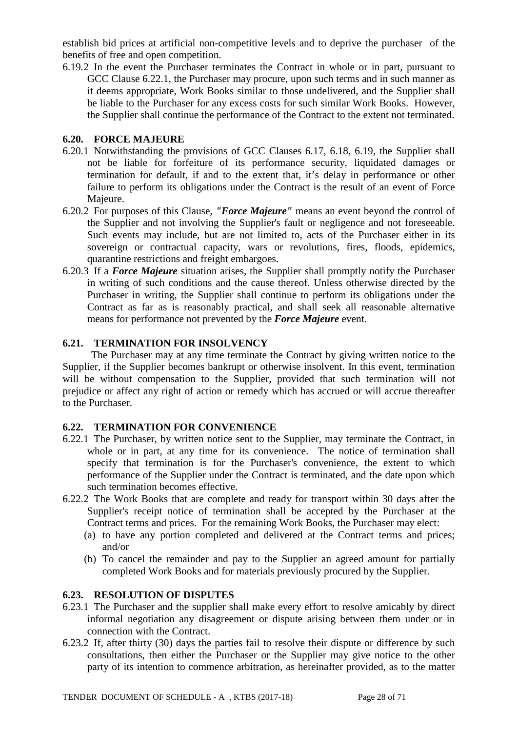establish bid prices at artificial non-competitive levels and to deprive the purchaser of the benefits of free and open competition.

6.19.2 In the event the Purchaser terminates the Contract in whole or in part, pursuant to GCC Clause 6.22.1, the Purchaser may procure, upon such terms and in such manner as it deems appropriate, Work Books similar to those undelivered, and the Supplier shall be liable to the Purchaser for any excess costs for such similar Work Books. However, the Supplier shall continue the performance of the Contract to the extent not terminated.

### 6.20. FORCE MAJEURE

6.20.1 Notwithstanding the provisions of GCC Clauses 6.17, 6.18, 6.19, the Supplier shall not be liable for forfeiture of its performance security, liquidated damages or termination for default, if and to the extent that, it's delay in performance or other failure to perform its obligations under the Contract is the result of an event of Force Majeure.

6.20.2 For purposes of this Clause, ***"Force Majeure"*** means an event beyond the control of the Supplier and not involving the Supplier's fault or negligence and not foreseeable. Such events may include, but are not limited to, acts of the Purchaser either in its sovereign or contractual capacity, wars or revolutions, fires, floods, epidemics, quarantine restrictions and freight embargoes.

6.20.3 If a ***Force Majeure*** situation arises, the Supplier shall promptly notify the Purchaser in writing of such conditions and the cause thereof. Unless otherwise directed by the Purchaser in writing, the Supplier shall continue to perform its obligations under the Contract as far as is reasonably practical, and shall seek all reasonable alternative means for performance not prevented by the ***Force Majeure*** event.

### 6.21. TERMINATION FOR INSOLVENCY

The Purchaser may at any time terminate the Contract by giving written notice to the Supplier, if the Supplier becomes bankrupt or otherwise insolvent. In this event, termination will be without compensation to the Supplier, provided that such termination will not prejudice or affect any right of action or remedy which has accrued or will accrue thereafter to the Purchaser.

### 6.22. TERMINATION FOR CONVENIENCE

6.22.1 The Purchaser, by written notice sent to the Supplier, may terminate the Contract, in whole or in part, at any time for its convenience. The notice of termination shall specify that termination is for the Purchaser's convenience, the extent to which performance of the Supplier under the Contract is terminated, and the date upon which such termination becomes effective.

6.22.2 The Work Books that are complete and ready for transport within 30 days after the Supplier's receipt notice of termination shall be accepted by the Purchaser at the Contract terms and prices. For the remaining Work Books, the Purchaser may elect:

(a) to have any portion completed and delivered at the Contract terms and prices; and/or

(b) To cancel the remainder and pay to the Supplier an agreed amount for partially completed Work Books and for materials previously procured by the Supplier.

### 6.23. RESOLUTION OF DISPUTES

6.23.1 The Purchaser and the supplier shall make every effort to resolve amicably by direct informal negotiation any disagreement or dispute arising between them under or in connection with the Contract.

6.23.2 If, after thirty (30) days the parties fail to resolve their dispute or difference by such consultations, then either the Purchaser or the Supplier may give notice to the other party of its intention to commence arbitration, as hereinafter provided, as to the matter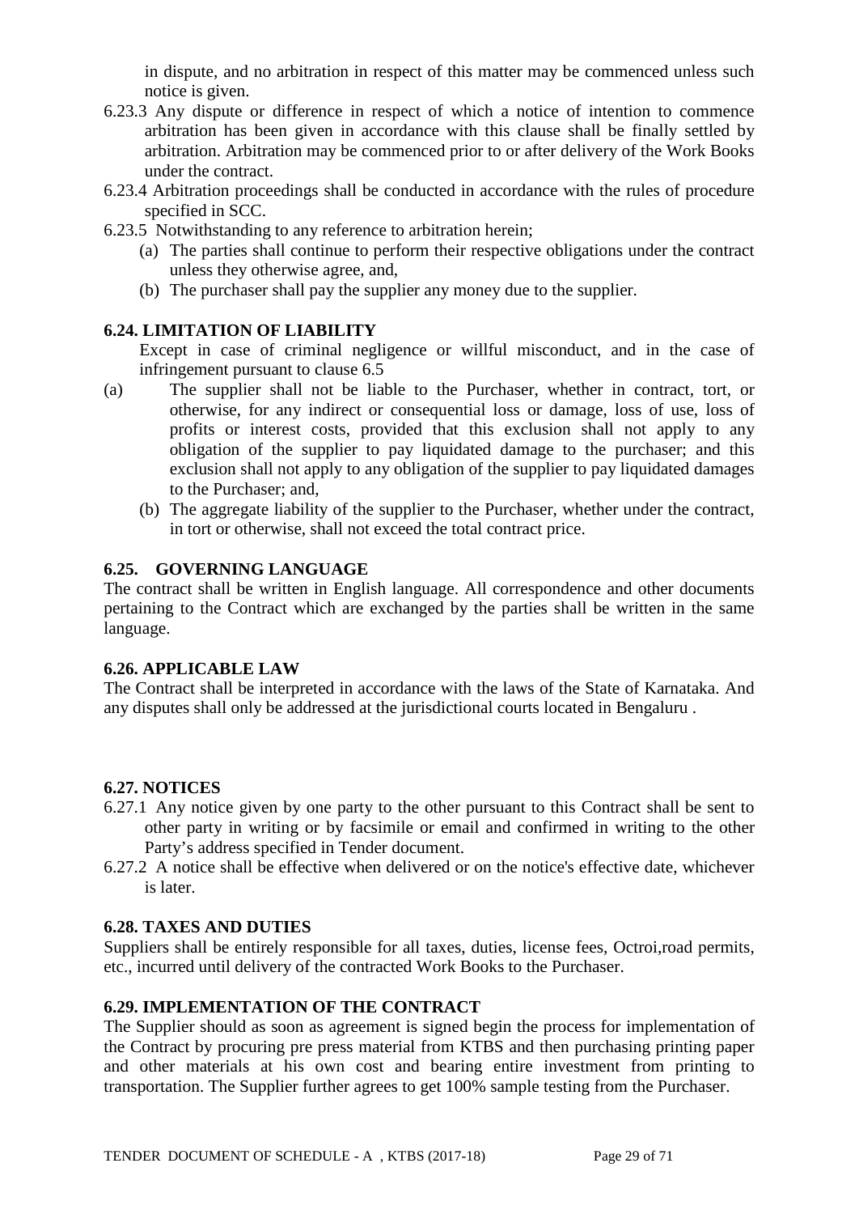in dispute, and no arbitration in respect of this matter may be commenced unless such notice is given.

6.23.3 Any dispute or difference in respect of which a notice of intention to commence arbitration has been given in accordance with this clause shall be finally settled by arbitration. Arbitration may be commenced prior to or after delivery of the Work Books under the contract.

6.23.4 Arbitration proceedings shall be conducted in accordance with the rules of procedure specified in SCC.

6.23.5 Notwithstanding to any reference to arbitration herein;

(a) The parties shall continue to perform their respective obligations under the contract unless they otherwise agree, and,

(b) The purchaser shall pay the supplier any money due to the supplier.

**6.24. LIMITATION OF LIABILITY**

Except in case of criminal negligence or willful misconduct, and in the case of infringement pursuant to clause 6.5

(a) The supplier shall not be liable to the Purchaser, whether in contract, tort, or otherwise, for any indirect or consequential loss or damage, loss of use, loss of profits or interest costs, provided that this exclusion shall not apply to any obligation of the supplier to pay liquidated damage to the purchaser; and this exclusion shall not apply to any obligation of the supplier to pay liquidated damages to the Purchaser; and,

(b) The aggregate liability of the supplier to the Purchaser, whether under the contract, in tort or otherwise, shall not exceed the total contract price.

**6.25. GOVERNING LANGUAGE**

The contract shall be written in English language. All correspondence and other documents pertaining to the Contract which are exchanged by the parties shall be written in the same language.

**6.26. APPLICABLE LAW**

The Contract shall be interpreted in accordance with the laws of the State of Karnataka. And any disputes shall only be addressed at the jurisdictional courts located in Bengaluru .

**6.27. NOTICES**

6.27.1 Any notice given by one party to the other pursuant to this Contract shall be sent to other party in writing or by facsimile or email and confirmed in writing to the other Party's address specified in Tender document.

6.27.2 A notice shall be effective when delivered or on the notice's effective date, whichever is later.

**6.28. TAXES AND DUTIES**

Suppliers shall be entirely responsible for all taxes, duties, license fees, Octroi,road permits, etc., incurred until delivery of the contracted Work Books to the Purchaser.

**6.29. IMPLEMENTATION OF THE CONTRACT**

The Supplier should as soon as agreement is signed begin the process for implementation of the Contract by procuring pre press material from KTBS and then purchasing printing paper and other materials at his own cost and bearing entire investment from printing to transportation. The Supplier further agrees to get 100% sample testing from the Purchaser.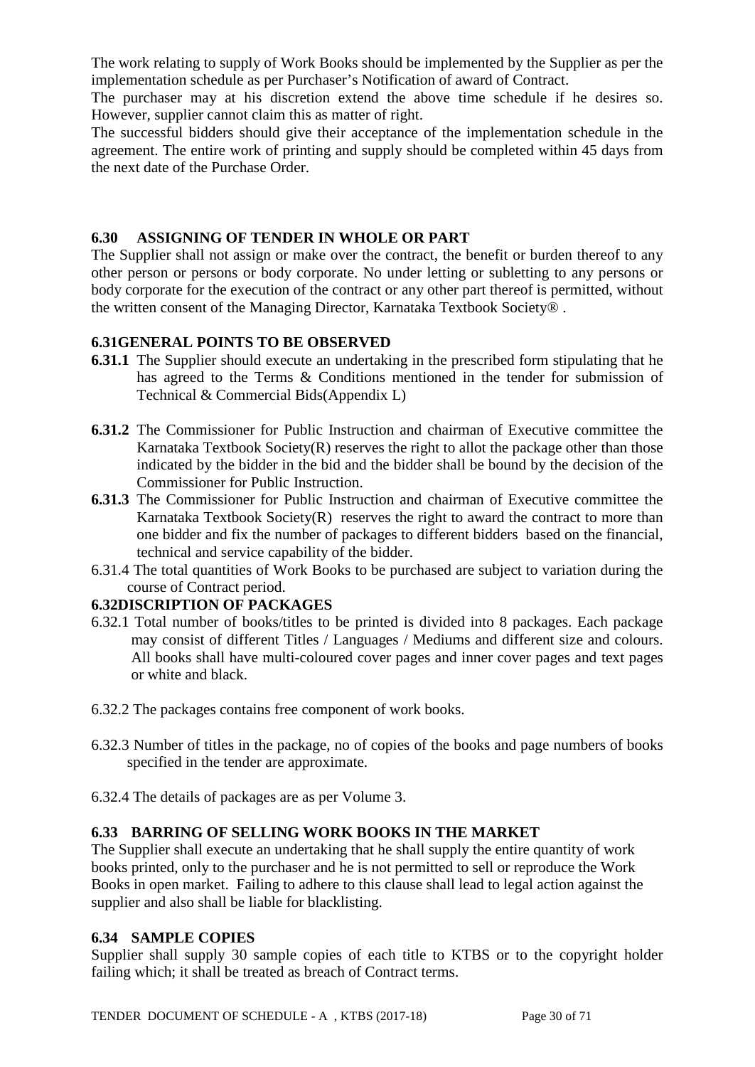The work relating to supply of Work Books should be implemented by the Supplier as per the implementation schedule as per Purchaser's Notification of award of Contract.

The purchaser may at his discretion extend the above time schedule if he desires so. However, supplier cannot claim this as matter of right.

The successful bidders should give their acceptance of the implementation schedule in the agreement. The entire work of printing and supply should be completed within 45 days from the next date of the Purchase Order.

### 6.30 ASSIGNING OF TENDER IN WHOLE OR PART

The Supplier shall not assign or make over the contract, the benefit or burden thereof to any other person or persons or body corporate. No under letting or subletting to any persons or body corporate for the execution of the contract or any other part thereof is permitted, without the written consent of the Managing Director, Karnataka Textbook Society® .

### 6.31GENERAL POINTS TO BE OBSERVED

**6.31.1** The Supplier should execute an undertaking in the prescribed form stipulating that he has agreed to the Terms & Conditions mentioned in the tender for submission of Technical & Commercial Bids(Appendix L)

**6.31.2** The Commissioner for Public Instruction and chairman of Executive committee the Karnataka Textbook Society(R) reserves the right to allot the package other than those indicated by the bidder in the bid and the bidder shall be bound by the decision of the Commissioner for Public Instruction.

**6.31.3** The Commissioner for Public Instruction and chairman of Executive committee the Karnataka Textbook Society(R) reserves the right to award the contract to more than one bidder and fix the number of packages to different bidders based on the financial, technical and service capability of the bidder.

6.31.4 The total quantities of Work Books to be purchased are subject to variation during the course of Contract period.

### 6.32DISCRIPTION OF PACKAGES

6.32.1 Total number of books/titles to be printed is divided into 8 packages. Each package may consist of different Titles / Languages / Mediums and different size and colours. All books shall have multi-coloured cover pages and inner cover pages and text pages or white and black.

6.32.2 The packages contains free component of work books.

6.32.3 Number of titles in the package, no of copies of the books and page numbers of books specified in the tender are approximate.

6.32.4 The details of packages are as per Volume 3.

### 6.33 BARRING OF SELLING WORK BOOKS IN THE MARKET

The Supplier shall execute an undertaking that he shall supply the entire quantity of work books printed, only to the purchaser and he is not permitted to sell or reproduce the Work Books in open market. Failing to adhere to this clause shall lead to legal action against the supplier and also shall be liable for blacklisting.

### 6.34 SAMPLE COPIES

Supplier shall supply 30 sample copies of each title to KTBS or to the copyright holder failing which; it shall be treated as breach of Contract terms.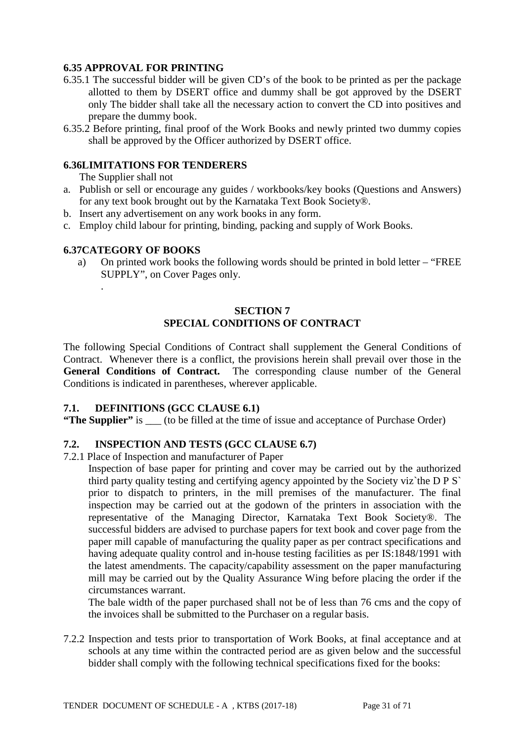### 6.35 APPROVAL FOR PRINTING

6.35.1 The successful bidder will be given CD's of the book to be printed as per the package allotted to them by DSERT office and dummy shall be got approved by the DSERT only The bidder shall take all the necessary action to convert the CD into positives and prepare the dummy book.

6.35.2 Before printing, final proof of the Work Books and newly printed two dummy copies shall be approved by the Officer authorized by DSERT office.

### 6.36LIMITATIONS FOR TENDERERS

The Supplier shall not

a. Publish or sell or encourage any guides / workbooks/key books (Questions and Answers) for any text book brought out by the Karnataka Text Book Society®.
b. Insert any advertisement on any work books in any form.
c. Employ child labour for printing, binding, packing and supply of Work Books.

### 6.37CATEGORY OF BOOKS

a) On printed work books the following words should be printed in bold letter – "FREE SUPPLY", on Cover Pages only.

.

## SECTION 7
## SPECIAL CONDITIONS OF CONTRACT

The following Special Conditions of Contract shall supplement the General Conditions of Contract. Whenever there is a conflict, the provisions herein shall prevail over those in the **General Conditions of Contract.** The corresponding clause number of the General Conditions is indicated in parentheses, wherever applicable.

### 7.1. DEFINITIONS (GCC CLAUSE 6.1)

**"The Supplier"** is ___ (to be filled at the time of issue and acceptance of Purchase Order)

### 7.2. INSPECTION AND TESTS (GCC CLAUSE 6.7)

7.2.1 Place of Inspection and manufacturer of Paper

Inspection of base paper for printing and cover may be carried out by the authorized third party quality testing and certifying agency appointed by the Society viz`the D P S` prior to dispatch to printers, in the mill premises of the manufacturer. The final inspection may be carried out at the godown of the printers in association with the representative of the Managing Director, Karnataka Text Book Society®. The successful bidders are advised to purchase papers for text book and cover page from the paper mill capable of manufacturing the quality paper as per contract specifications and having adequate quality control and in-house testing facilities as per IS:1848/1991 with the latest amendments. The capacity/capability assessment on the paper manufacturing mill may be carried out by the Quality Assurance Wing before placing the order if the circumstances warrant.

The bale width of the paper purchased shall not be of less than 76 cms and the copy of the invoices shall be submitted to the Purchaser on a regular basis.

7.2.2 Inspection and tests prior to transportation of Work Books, at final acceptance and at schools at any time within the contracted period are as given below and the successful bidder shall comply with the following technical specifications fixed for the books: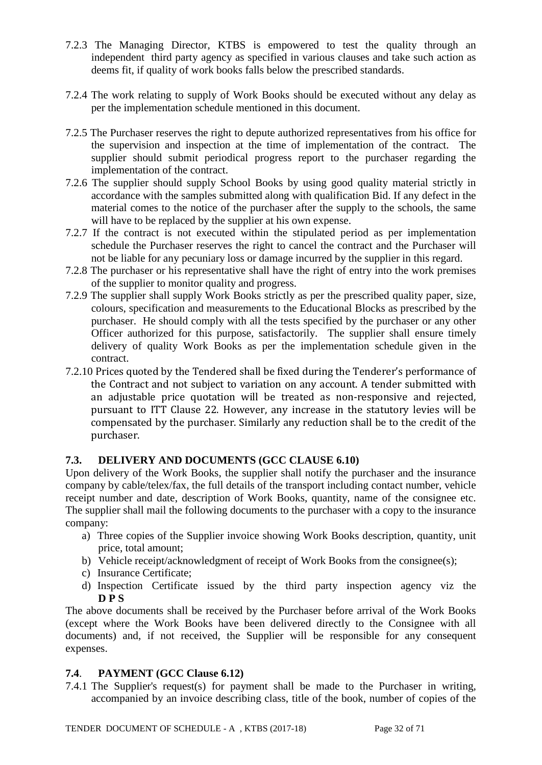7.2.3 The Managing Director, KTBS is empowered to test the quality through an independent third party agency as specified in various clauses and take such action as deems fit, if quality of work books falls below the prescribed standards.

7.2.4 The work relating to supply of Work Books should be executed without any delay as per the implementation schedule mentioned in this document.

7.2.5 The Purchaser reserves the right to depute authorized representatives from his office for the supervision and inspection at the time of implementation of the contract. The supplier should submit periodical progress report to the purchaser regarding the implementation of the contract.

7.2.6 The supplier should supply School Books by using good quality material strictly in accordance with the samples submitted along with qualification Bid. If any defect in the material comes to the notice of the purchaser after the supply to the schools, the same will have to be replaced by the supplier at his own expense.

7.2.7 If the contract is not executed within the stipulated period as per implementation schedule the Purchaser reserves the right to cancel the contract and the Purchaser will not be liable for any pecuniary loss or damage incurred by the supplier in this regard.

7.2.8 The purchaser or his representative shall have the right of entry into the work premises of the supplier to monitor quality and progress.

7.2.9 The supplier shall supply Work Books strictly as per the prescribed quality paper, size, colours, specification and measurements to the Educational Blocks as prescribed by the purchaser. He should comply with all the tests specified by the purchaser or any other Officer authorized for this purpose, satisfactorily. The supplier shall ensure timely delivery of quality Work Books as per the implementation schedule given in the contract.

7.2.10 Prices quoted by the Tendered shall be fixed during the Tenderer's performance of the Contract and not subject to variation on any account. A tender submitted with an adjustable price quotation will be treated as non-responsive and rejected, pursuant to ITT Clause 22. However, any increase in the statutory levies will be compensated by the purchaser. Similarly any reduction shall be to the credit of the purchaser.

### 7.3. DELIVERY AND DOCUMENTS (GCC CLAUSE 6.10)

Upon delivery of the Work Books, the supplier shall notify the purchaser and the insurance company by cable/telex/fax, the full details of the transport including contact number, vehicle receipt number and date, description of Work Books, quantity, name of the consignee etc. The supplier shall mail the following documents to the purchaser with a copy to the insurance company:

a) Three copies of the Supplier invoice showing Work Books description, quantity, unit price, total amount;
b) Vehicle receipt/acknowledgment of receipt of Work Books from the consignee(s);
c) Insurance Certificate;
d) Inspection Certificate issued by the third party inspection agency viz the **D P S**

The above documents shall be received by the Purchaser before arrival of the Work Books (except where the Work Books have been delivered directly to the Consignee with all documents) and, if not received, the Supplier will be responsible for any consequent expenses.

### 7.4. PAYMENT (GCC Clause 6.12)

7.4.1 The Supplier's request(s) for payment shall be made to the Purchaser in writing, accompanied by an invoice describing class, title of the book, number of copies of the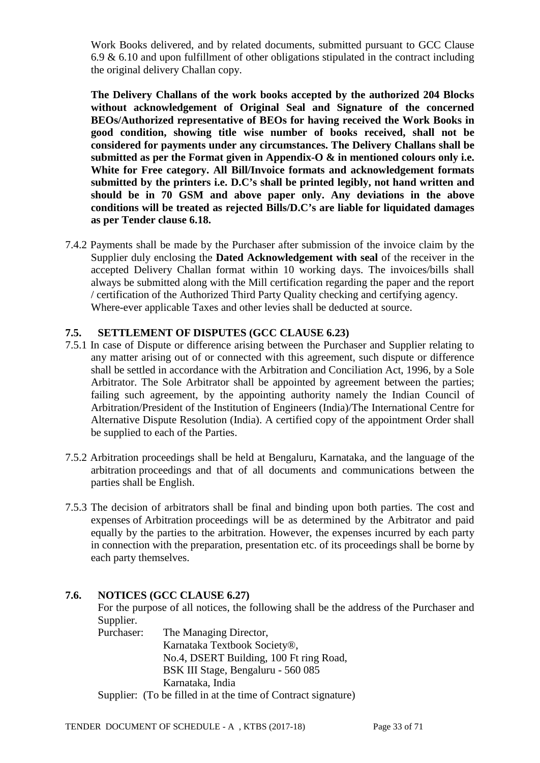Work Books delivered, and by related documents, submitted pursuant to GCC Clause 6.9 & 6.10 and upon fulfillment of other obligations stipulated in the contract including the original delivery Challan copy.

**The Delivery Challans of the work books accepted by the authorized 204 Blocks without acknowledgement of Original Seal and Signature of the concerned BEOs/Authorized representative of BEOs for having received the Work Books in good condition, showing title wise number of books received, shall not be considered for payments under any circumstances. The Delivery Challans shall be submitted as per the Format given in Appendix-O & in mentioned colours only i.e. White for Free category. All Bill/Invoice formats and acknowledgement formats submitted by the printers i.e. D.C's shall be printed legibly, not hand written and should be in 70 GSM and above paper only. Any deviations in the above conditions will be treated as rejected Bills/D.C's are liable for liquidated damages as per Tender clause 6.18.**

7.4.2 Payments shall be made by the Purchaser after submission of the invoice claim by the Supplier duly enclosing the **Dated Acknowledgement with seal** of the receiver in the accepted Delivery Challan format within 10 working days. The invoices/bills shall always be submitted along with the Mill certification regarding the paper and the report / certification of the Authorized Third Party Quality checking and certifying agency. Where-ever applicable Taxes and other levies shall be deducted at source.

### 7.5. SETTLEMENT OF DISPUTES (GCC CLAUSE 6.23)

7.5.1 In case of Dispute or difference arising between the Purchaser and Supplier relating to any matter arising out of or connected with this agreement, such dispute or difference shall be settled in accordance with the Arbitration and Conciliation Act, 1996, by a Sole Arbitrator. The Sole Arbitrator shall be appointed by agreement between the parties; failing such agreement, by the appointing authority namely the Indian Council of Arbitration/President of the Institution of Engineers (India)/The International Centre for Alternative Dispute Resolution (India). A certified copy of the appointment Order shall be supplied to each of the Parties.

7.5.2 Arbitration proceedings shall be held at Bengaluru, Karnataka, and the language of the arbitration proceedings and that of all documents and communications between the parties shall be English.

7.5.3 The decision of arbitrators shall be final and binding upon both parties. The cost and expenses of Arbitration proceedings will be as determined by the Arbitrator and paid equally by the parties to the arbitration. However, the expenses incurred by each party in connection with the preparation, presentation etc. of its proceedings shall be borne by each party themselves.

### 7.6. NOTICES (GCC CLAUSE 6.27)

For the purpose of all notices, the following shall be the address of the Purchaser and Supplier.

Purchaser: The Managing Director,
Karnataka Textbook Society®,
No.4, DSERT Building, 100 Ft ring Road,
BSK III Stage, Bengaluru - 560 085
Karnataka, India

Supplier: (To be filled in at the time of Contract signature)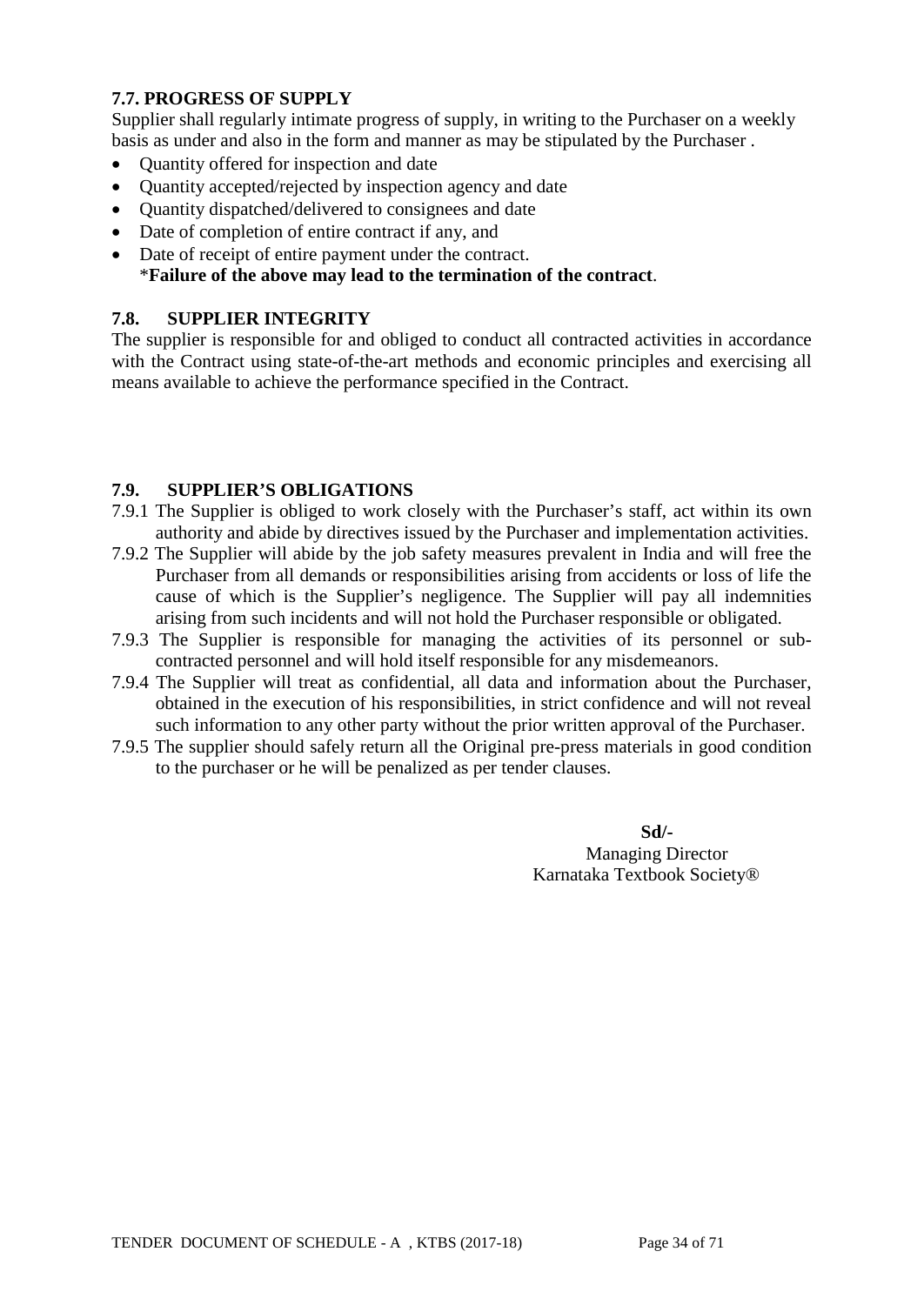### 7.7. PROGRESS OF SUPPLY

Supplier shall regularly intimate progress of supply, in writing to the Purchaser on a weekly basis as under and also in the form and manner as may be stipulated by the Purchaser .

- Quantity offered for inspection and date
- Quantity accepted/rejected by inspection agency and date
- Quantity dispatched/delivered to consignees and date
- Date of completion of entire contract if any, and
- Date of receipt of entire payment under the contract.
  *__Failure of the above may lead to the termination of the contract__.

### 7.8. SUPPLIER INTEGRITY

The supplier is responsible for and obliged to conduct all contracted activities in accordance with the Contract using state-of-the-art methods and economic principles and exercising all means available to achieve the performance specified in the Contract.

### 7.9. SUPPLIER'S OBLIGATIONS

7.9.1 The Supplier is obliged to work closely with the Purchaser's staff, act within its own authority and abide by directives issued by the Purchaser and implementation activities.

7.9.2 The Supplier will abide by the job safety measures prevalent in India and will free the Purchaser from all demands or responsibilities arising from accidents or loss of life the cause of which is the Supplier's negligence. The Supplier will pay all indemnities arising from such incidents and will not hold the Purchaser responsible or obligated.

7.9.3 The Supplier is responsible for managing the activities of its personnel or sub-contracted personnel and will hold itself responsible for any misdemeanors.

7.9.4 The Supplier will treat as confidential, all data and information about the Purchaser, obtained in the execution of his responsibilities, in strict confidence and will not reveal such information to any other party without the prior written approval of the Purchaser.

7.9.5 The supplier should safely return all the Original pre-press materials in good condition to the purchaser or he will be penalized as per tender clauses.

**Sd/-**
Managing Director
Karnataka Textbook Society®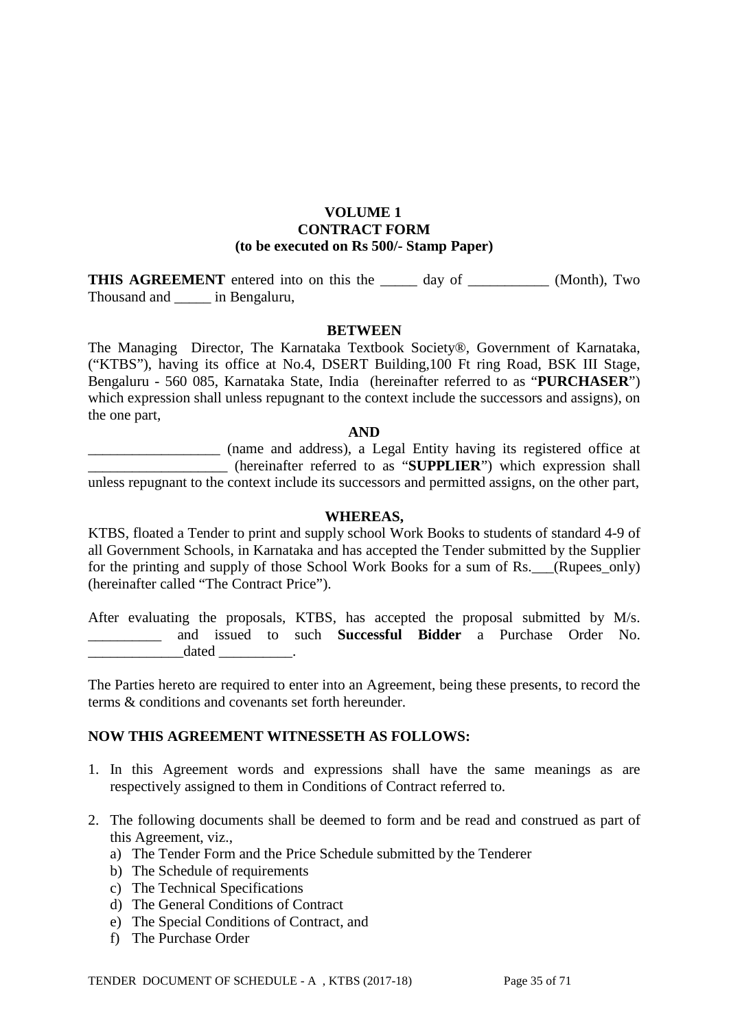**VOLUME 1**
**CONTRACT FORM**
**(to be executed on Rs 500/- Stamp Paper)**

**THIS AGREEMENT** entered into on this the _____ day of ___________ (Month), Two Thousand and _____ in Bengaluru,

**BETWEEN**

The Managing Director, The Karnataka Textbook Society®, Government of Karnataka, ("KTBS"), having its office at No.4, DSERT Building,100 Ft ring Road, BSK III Stage, Bengaluru - 560 085, Karnataka State, India (hereinafter referred to as "**PURCHASER**") which expression shall unless repugnant to the context include the successors and assigns), on the one part,

**AND**

__________________ (name and address), a Legal Entity having its registered office at ___________________ (hereinafter referred to as "**SUPPLIER**") which expression shall unless repugnant to the context include its successors and permitted assigns, on the other part,

**WHEREAS,**

KTBS, floated a Tender to print and supply school Work Books to students of standard 4-9 of all Government Schools, in Karnataka and has accepted the Tender submitted by the Supplier for the printing and supply of those School Work Books for a sum of Rs.___(Rupees_only) (hereinafter called "The Contract Price").

After evaluating the proposals, KTBS, has accepted the proposal submitted by M/s. __________ and issued to such **Successful Bidder** a Purchase Order No. _____________dated __________.

The Parties hereto are required to enter into an Agreement, being these presents, to record the terms & conditions and covenants set forth hereunder.

**NOW THIS AGREEMENT WITNESSETH AS FOLLOWS:**

1. In this Agreement words and expressions shall have the same meanings as are respectively assigned to them in Conditions of Contract referred to.
2. The following documents shall be deemed to form and be read and construed as part of this Agreement, viz.,
   a) The Tender Form and the Price Schedule submitted by the Tenderer
   b) The Schedule of requirements
   c) The Technical Specifications
   d) The General Conditions of Contract
   e) The Special Conditions of Contract, and
   f) The Purchase Order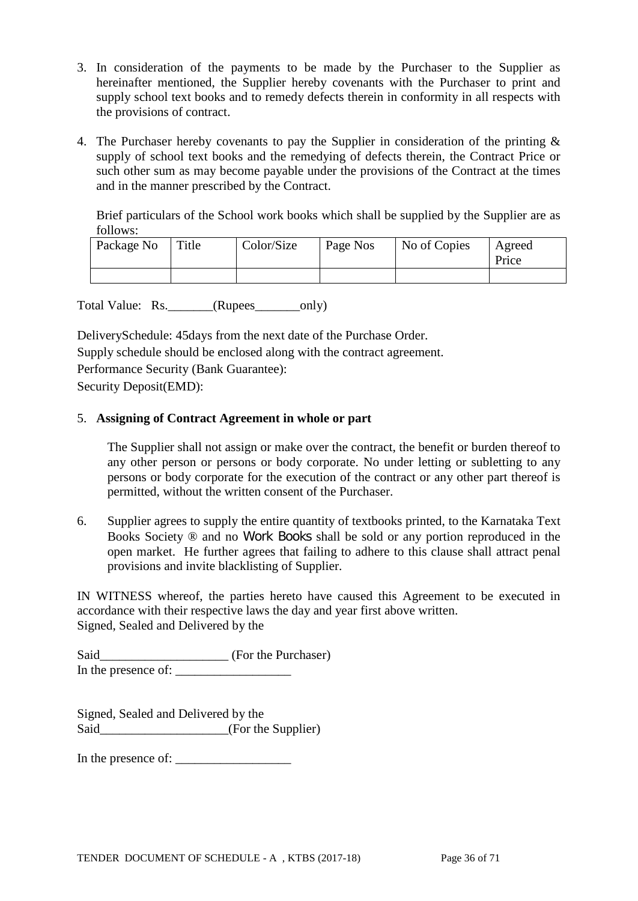3. In consideration of the payments to be made by the Purchaser to the Supplier as hereinafter mentioned, the Supplier hereby covenants with the Purchaser to print and supply school text books and to remedy defects therein in conformity in all respects with the provisions of contract.

4. The Purchaser hereby covenants to pay the Supplier in consideration of the printing & supply of school text books and the remedying of defects therein, the Contract Price or such other sum as may become payable under the provisions of the Contract at the times and in the manner prescribed by the Contract.

   Brief particulars of the School work books which shall be supplied by the Supplier are as follows:

| Package No | Title | Color/Size | Page Nos | No of Copies | Agreed Price |
|---|---|---|---|---|---|
| | | | | | |

Total Value: Rs._______(Rupees_______only)

DeliverySchedule: 45days from the next date of the Purchase Order.

Supply schedule should be enclosed along with the contract agreement.

Performance Security (Bank Guarantee):

Security Deposit(EMD):

5. **Assigning of Contract Agreement in whole or part**

   The Supplier shall not assign or make over the contract, the benefit or burden thereof to any other person or persons or body corporate. No under letting or subletting to any persons or body corporate for the execution of the contract or any other part thereof is permitted, without the written consent of the Purchaser.

6. Supplier agrees to supply the entire quantity of textbooks printed, to the Karnataka Text Books Society ® and no Work Books shall be sold or any portion reproduced in the open market. He further agrees that failing to adhere to this clause shall attract penal provisions and invite blacklisting of Supplier.

IN WITNESS whereof, the parties hereto have caused this Agreement to be executed in accordance with their respective laws the day and year first above written.
Signed, Sealed and Delivered by the

Said____________________ (For the Purchaser)
In the presence of: __________________

Signed, Sealed and Delivered by the
Said____________________(For the Supplier)

In the presence of: __________________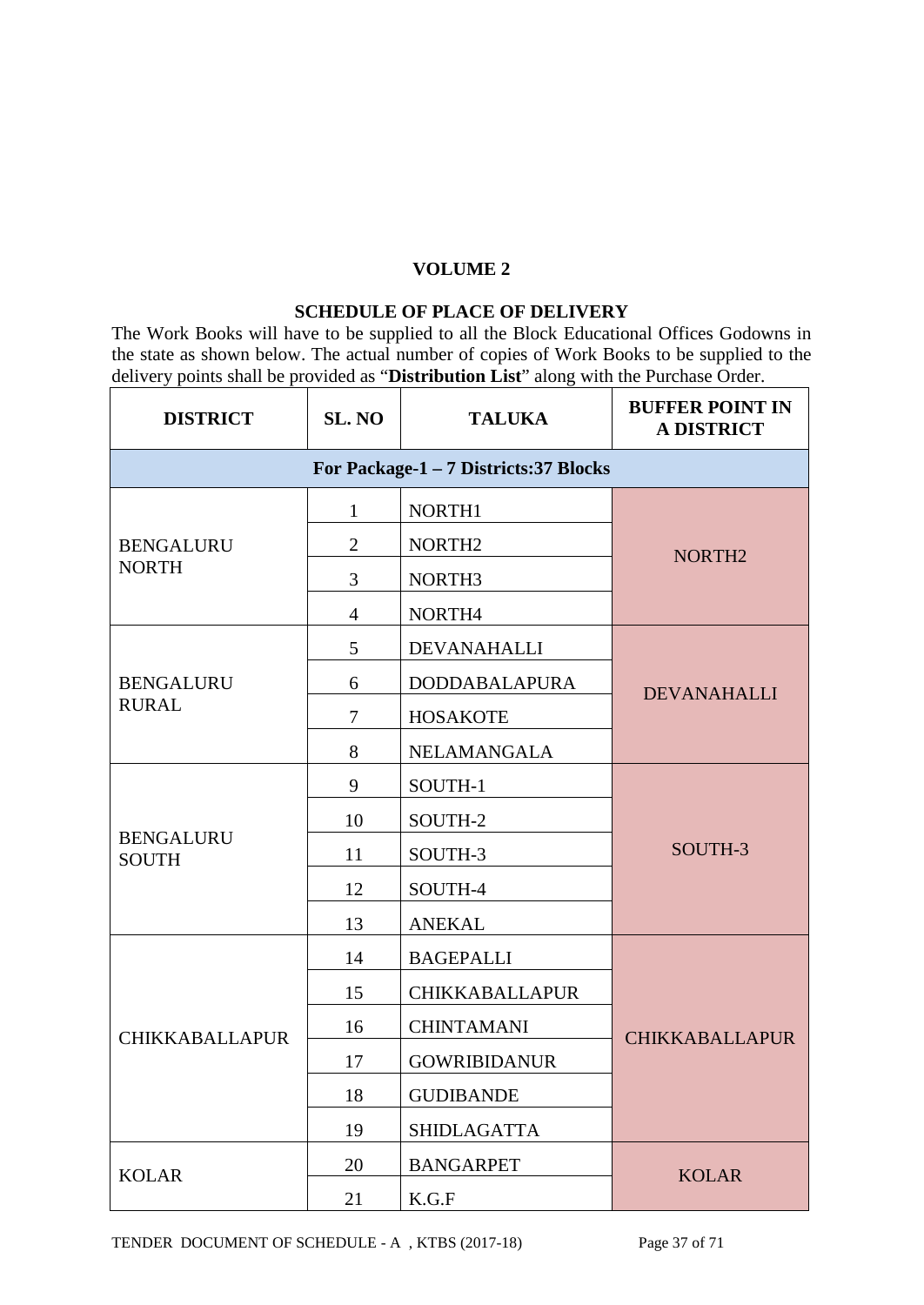## VOLUME 2

### SCHEDULE OF PLACE OF DELIVERY

The Work Books will have to be supplied to all the Block Educational Offices Godowns in the state as shown below. The actual number of copies of Work Books to be supplied to the delivery points shall be provided as "**Distribution List**" along with the Purchase Order.

| DISTRICT | SL. NO | TALUKA | BUFFER POINT IN A DISTRICT |
|---|---|---|---|
| **For Package-1 – 7 Districts:37 Blocks** | | | |
| BENGALURU NORTH | 1 | NORTH1 | NORTH2 |
| | 2 | NORTH2 | |
| | 3 | NORTH3 | |
| | 4 | NORTH4 | |
| BENGALURU RURAL | 5 | DEVANAHALLI | DEVANAHALLI |
| | 6 | DODDABALAPURA | |
| | 7 | HOSAKOTE | |
| | 8 | NELAMANGALA | |
| BENGALURU SOUTH | 9 | SOUTH-1 | SOUTH-3 |
| | 10 | SOUTH-2 | |
| | 11 | SOUTH-3 | |
| | 12 | SOUTH-4 | |
| | 13 | ANEKAL | |
| CHIKKABALLAPUR | 14 | BAGEPALLI | CHIKKABALLAPUR |
| | 15 | CHIKKABALLAPUR | |
| | 16 | CHINTAMANI | |
| | 17 | GOWRIBIDANUR | |
| | 18 | GUDIBANDE | |
| | 19 | SHIDLAGATTA | |
| KOLAR | 20 | BANGARPET | KOLAR |
| | 21 | K.G.F | |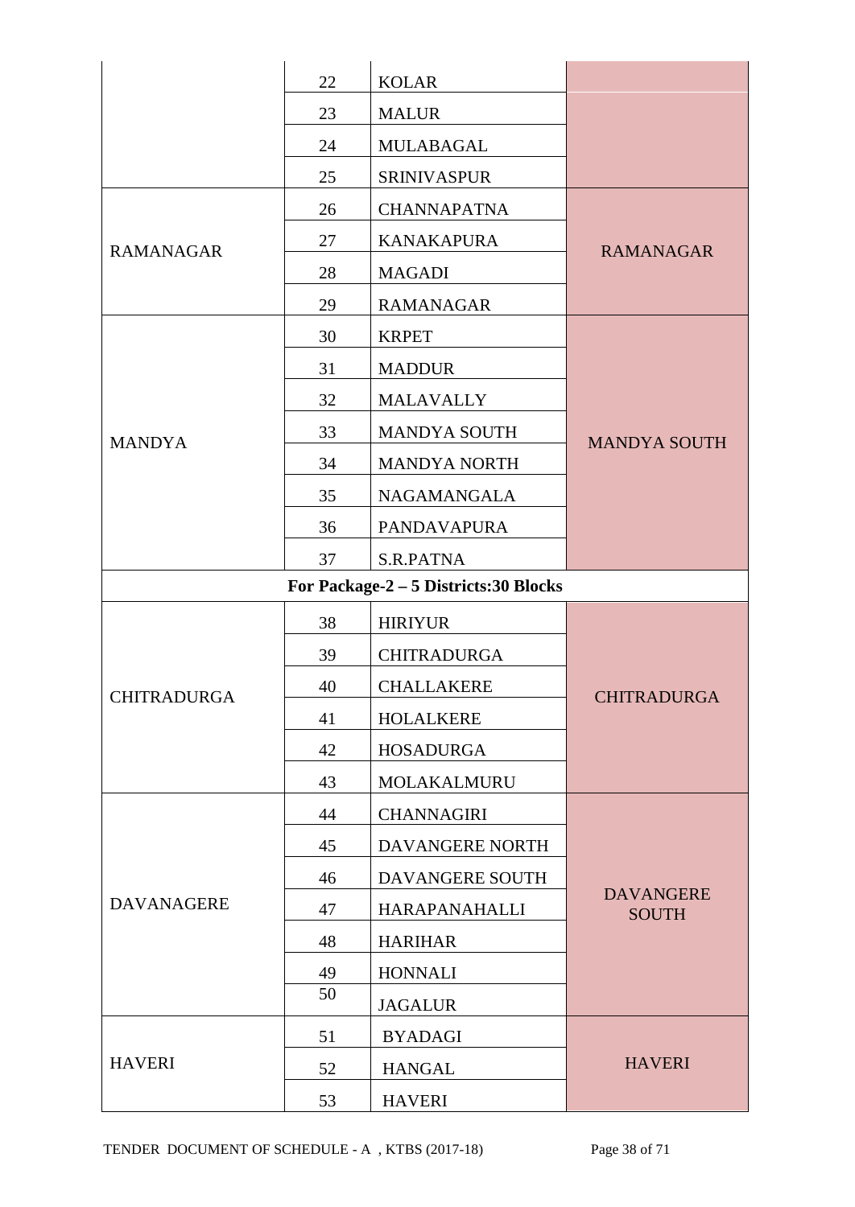| | | | |
|---|---|---|---|
| | 22 | KOLAR | |
| | 23 | MALUR | |
| | 24 | MULABAGAL | |
| | 25 | SRINIVASPUR | |
| RAMANAGAR | 26 | CHANNAPATNA | RAMANAGAR |
| | 27 | KANAKAPURA | |
| | 28 | MAGADI | |
| | 29 | RAMANAGAR | |
| MANDYA | 30 | KRPET | MANDYA SOUTH |
| | 31 | MADDUR | |
| | 32 | MALAVALLY | |
| | 33 | MANDYA SOUTH | |
| | 34 | MANDYA NORTH | |
| | 35 | NAGAMANGALA | |
| | 36 | PANDAVAPURA | |
| | 37 | S.R.PATNA | |
| **For Package-2 – 5 Districts:30 Blocks** | | | |
| CHITRADURGA | 38 | HIRIYUR | CHITRADURGA |
| | 39 | CHITRADURGA | |
| | 40 | CHALLAKERE | |
| | 41 | HOLALKERE | |
| | 42 | HOSADURGA | |
| | 43 | MOLAKALMURU | |
| DAVANAGERE | 44 | CHANNAGIRI | DAVANGERE SOUTH |
| | 45 | DAVANGERE NORTH | |
| | 46 | DAVANGERE SOUTH | |
| | 47 | HARAPANAHALLI | |
| | 48 | HARIHAR | |
| | 49 | HONNALI | |
| | 50 | JAGALUR | |
| HAVERI | 51 | BYADAGI | HAVERI |
| | 52 | HANGAL | |
| | 53 | HAVERI | |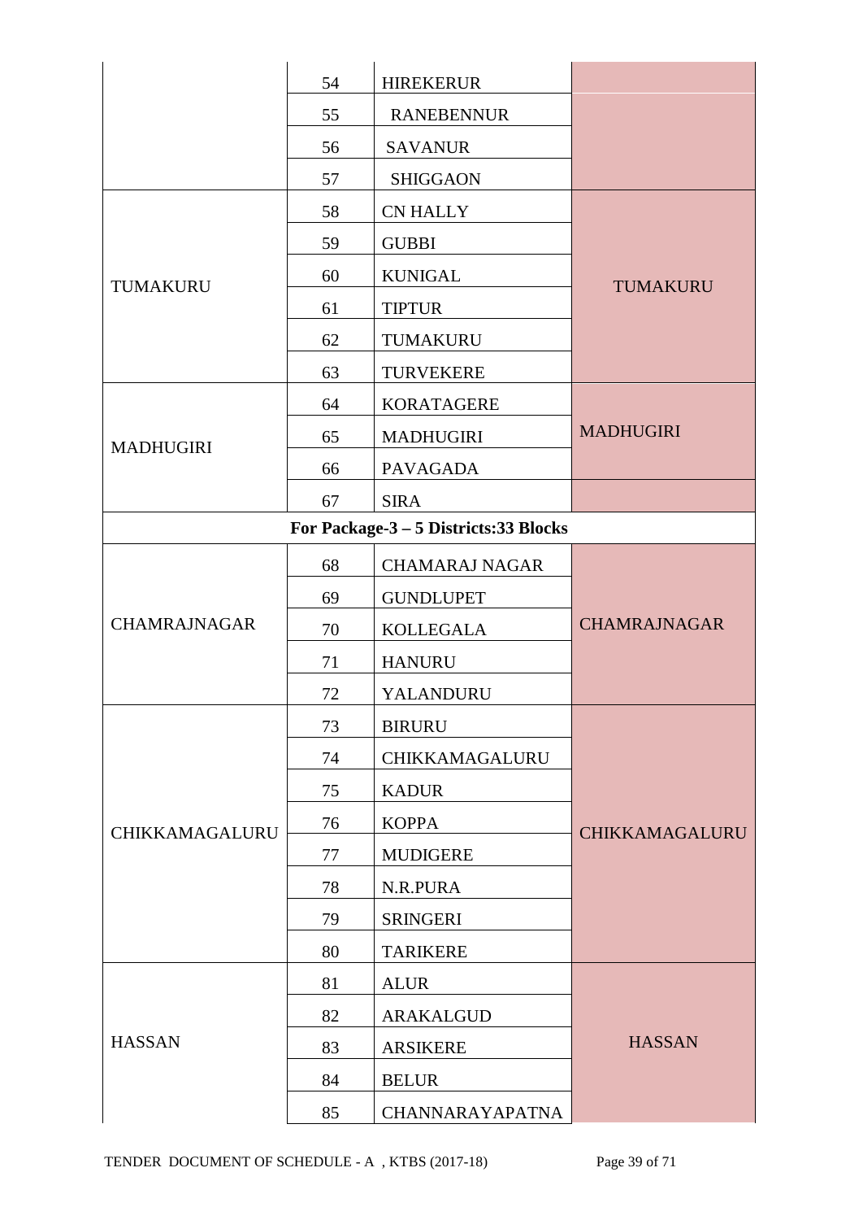|  |  |  |  |
|---|---|---|---|
|  | 54 | HIREKERUR |  |
|  | 55 | RANEBENNUR |  |
|  | 56 | SAVANUR |  |
|  | 57 | SHIGGAON |  |
| TUMAKURU | 58 | CN HALLY | TUMAKURU |
|  | 59 | GUBBI |  |
|  | 60 | KUNIGAL |  |
|  | 61 | TIPTUR |  |
|  | 62 | TUMAKURU |  |
|  | 63 | TURVEKERE |  |
| MADHUGIRI | 64 | KORATAGERE | MADHUGIRI |
|  | 65 | MADHUGIRI |  |
|  | 66 | PAVAGADA |  |
|  | 67 | SIRA |  |
| **For Package-3 – 5 Districts:33 Blocks** |  |  |  |
| CHAMRAJNAGAR | 68 | CHAMARAJ NAGAR | CHAMRAJNAGAR |
|  | 69 | GUNDLUPET |  |
|  | 70 | KOLLEGALA |  |
|  | 71 | HANURU |  |
|  | 72 | YALANDURU |  |
| CHIKKAMAGALURU | 73 | BIRURU | CHIKKAMAGALURU |
|  | 74 | CHIKKAMAGALURU |  |
|  | 75 | KADUR |  |
|  | 76 | KOPPA |  |
|  | 77 | MUDIGERE |  |
|  | 78 | N.R.PURA |  |
|  | 79 | SRINGERI |  |
|  | 80 | TARIKERE |  |
| HASSAN | 81 | ALUR | HASSAN |
|  | 82 | ARAKALGUD |  |
|  | 83 | ARSIKERE |  |
|  | 84 | BELUR |  |
|  | 85 | CHANNARAYAPATNA |  |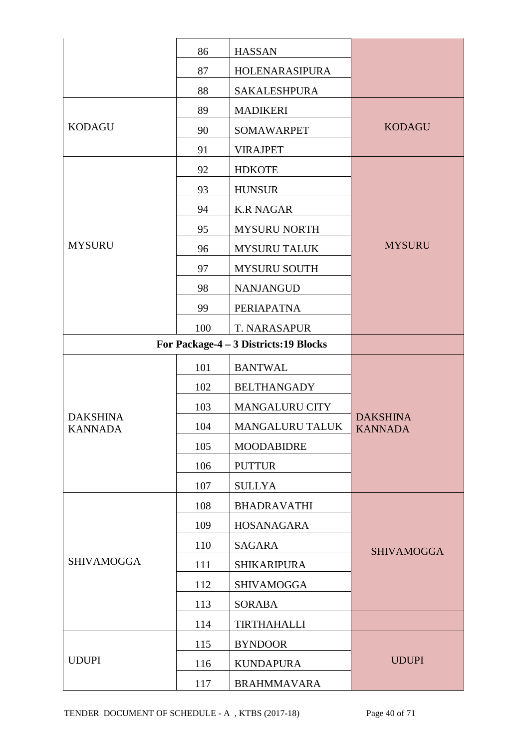| | | | |
|---|---|---|---|
| | 86 | HASSAN | |
| | 87 | HOLENARASIPURA | |
| | 88 | SAKALESHPURA | |
| KODAGU | 89 | MADIKERI | KODAGU |
| | 90 | SOMAWARPET | |
| | 91 | VIRAJPET | |
| MYSURU | 92 | HDKOTE | MYSURU |
| | 93 | HUNSUR | |
| | 94 | K.R NAGAR | |
| | 95 | MYSURU NORTH | |
| | 96 | MYSURU TALUK | |
| | 97 | MYSURU SOUTH | |
| | 98 | NANJANGUD | |
| | 99 | PERIAPATNA | |
| | 100 | T. NARASAPUR | |
| **For Package-4 – 3 Districts:19 Blocks** | | | |
| DAKSHINA KANNADA | 101 | BANTWAL | DAKSHINA KANNADA |
| | 102 | BELTHANGADY | |
| | 103 | MANGALURU CITY | |
| | 104 | MANGALURU TALUK | |
| | 105 | MOODABIDRE | |
| | 106 | PUTTUR | |
| | 107 | SULLYA | |
| SHIVAMOGGA | 108 | BHADRAVATHI | SHIVAMOGGA |
| | 109 | HOSANAGARA | |
| | 110 | SAGARA | |
| | 111 | SHIKARIPURA | |
| | 112 | SHIVAMOGGA | |
| | 113 | SORABA | |
| | 114 | TIRTHAHALLI | |
| UDUPI | 115 | BYNDOOR | UDUPI |
| | 116 | KUNDAPURA | |
| | 117 | BRAHMMAVARA | |

TENDER DOCUMENT OF SCHEDULE - A , KTBS (2017-18)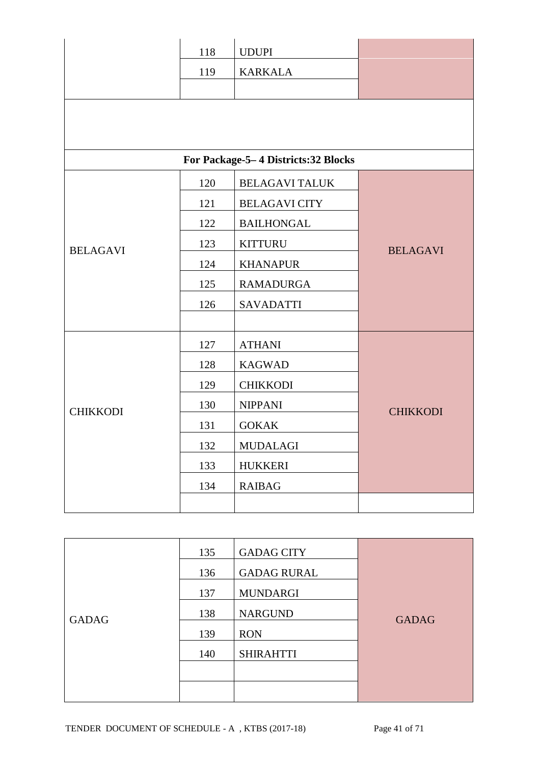| | | | |
|---|---|---|---|
| | 118 | UDUPI | |
| | 119 | KARKALA | |
| | | | |

| For Package-5– 4 Districts:32 Blocks | | | |
|---|---|---|---|
| BELAGAVI | 120 | BELAGAVI TALUK | BELAGAVI |
| | 121 | BELAGAVI CITY | |
| | 122 | BAILHONGAL | |
| | 123 | KITTURU | |
| | 124 | KHANAPUR | |
| | 125 | RAMADURGA | |
| | 126 | SAVADATTI | |
| | | | |
| CHIKKODI | 127 | ATHANI | CHIKKODI |
| | 128 | KAGWAD | |
| | 129 | CHIKKODI | |
| | 130 | NIPPANI | |
| | 131 | GOKAK | |
| | 132 | MUDALAGI | |
| | 133 | HUKKERI | |
| | 134 | RAIBAG | |
| | | | |

| | | | |
|---|---|---|---|
| GADAG | 135 | GADAG CITY | GADAG |
| | 136 | GADAG RURAL | |
| | 137 | MUNDARGI | |
| | 138 | NARGUND | |
| | 139 | RON | |
| | 140 | SHIRAHTTI | |
| | | | |
| | | | |

TENDER DOCUMENT OF SCHEDULE - A , KTBS (2017-18)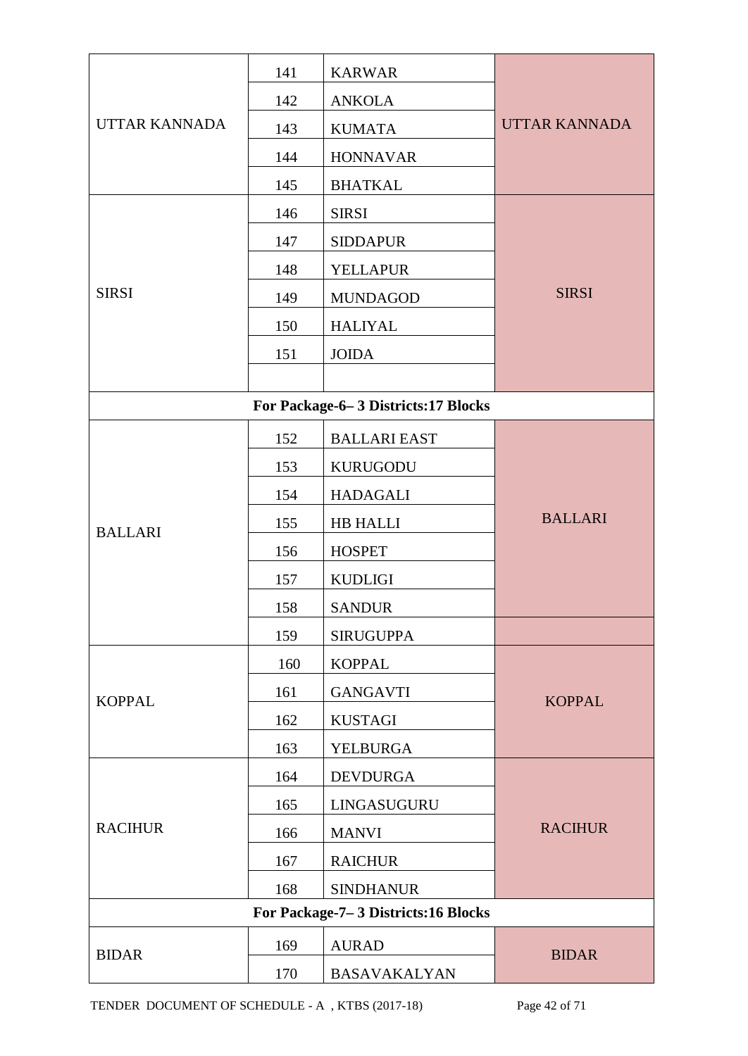| | | | |
|---|---|---|---|
| UTTAR KANNADA | 141 | KARWAR | UTTAR KANNADA |
| | 142 | ANKOLA | |
| | 143 | KUMATA | |
| | 144 | HONNAVAR | |
| | 145 | BHATKAL | |
| SIRSI | 146 | SIRSI | SIRSI |
| | 147 | SIDDAPUR | |
| | 148 | YELLAPUR | |
| | 149 | MUNDAGOD | |
| | 150 | HALIYAL | |
| | 151 | JOIDA | |
| | | | |
| **For Package-6– 3 Districts:17 Blocks** | | | |
| BALLARI | 152 | BALLARI EAST | BALLARI |
| | 153 | KURUGODU | |
| | 154 | HADAGALI | |
| | 155 | HB HALLI | |
| | 156 | HOSPET | |
| | 157 | KUDLIGI | |
| | 158 | SANDUR | |
| | 159 | SIRUGUPPA | |
| KOPPAL | 160 | KOPPAL | KOPPAL |
| | 161 | GANGAVTI | |
| | 162 | KUSTAGI | |
| | 163 | YELBURGA | |
| RACIHUR | 164 | DEVDURGA | RACIHUR |
| | 165 | LINGASUGURU | |
| | 166 | MANVI | |
| | 167 | RAICHUR | |
| | 168 | SINDHANUR | |
| **For Package-7– 3 Districts:16 Blocks** | | | |
| BIDAR | 169 | AURAD | BIDAR |
| | 170 | BASAVAKALYAN | |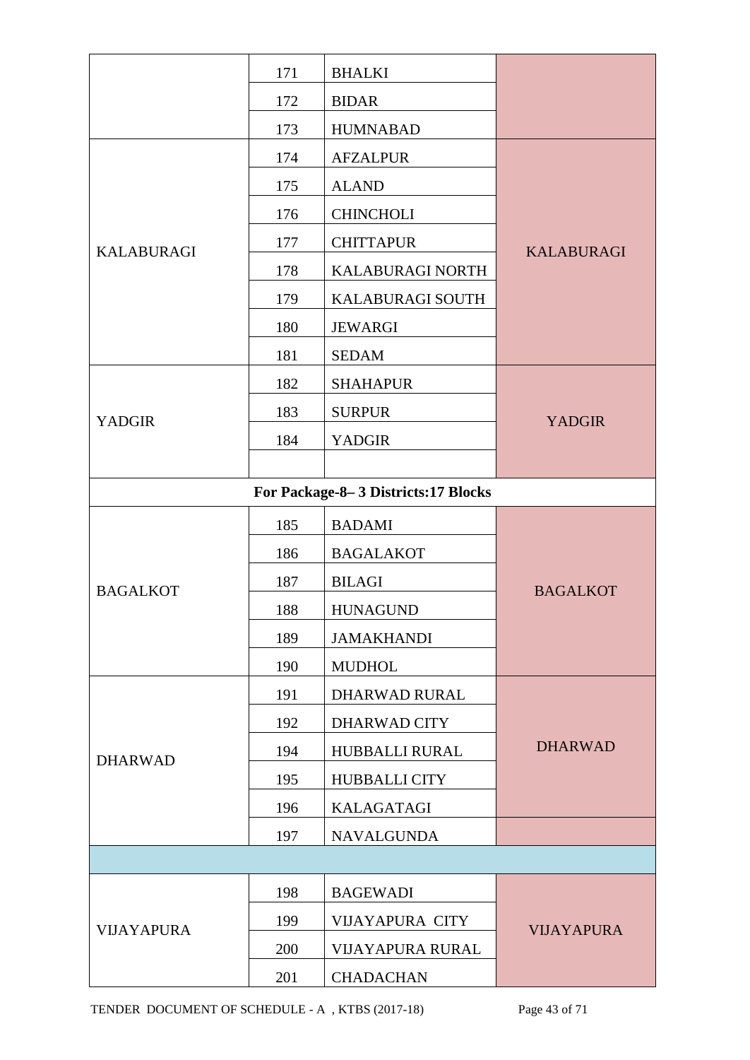| | | | |
|---|---|---|---|
| | 171 | BHALKI | |
| | 172 | BIDAR | |
| | 173 | HUMNABAD | |
| KALABURAGI | 174 | AFZALPUR | KALABURAGI |
| | 175 | ALAND | |
| | 176 | CHINCHOLI | |
| | 177 | CHITTAPUR | |
| | 178 | KALABURAGI NORTH | |
| | 179 | KALABURAGI SOUTH | |
| | 180 | JEWARGI | |
| | 181 | SEDAM | |
| YADGIR | 182 | SHAHAPUR | YADGIR |
| | 183 | SURPUR | |
| | 184 | YADGIR | |
| | | | |
| **For Package-8– 3 Districts:17 Blocks** | | | |
| BAGALKOT | 185 | BADAMI | BAGALKOT |
| | 186 | BAGALAKOT | |
| | 187 | BILAGI | |
| | 188 | HUNAGUND | |
| | 189 | JAMAKHANDI | |
| | 190 | MUDHOL | |
| DHARWAD | 191 | DHARWAD RURAL | DHARWAD |
| | 192 | DHARWAD CITY | |
| | 194 | HUBBALLI RURAL | |
| | 195 | HUBBALLI CITY | |
| | 196 | KALAGATAGI | |
| | 197 | NAVALGUNDA | |
| | | | |
| VIJAYAPURA | 198 | BAGEWADI | VIJAYAPURA |
| | 199 | VIJAYAPURA CITY | |
| | 200 | VIJAYAPURA RURAL | |
| | 201 | CHADACHAN | |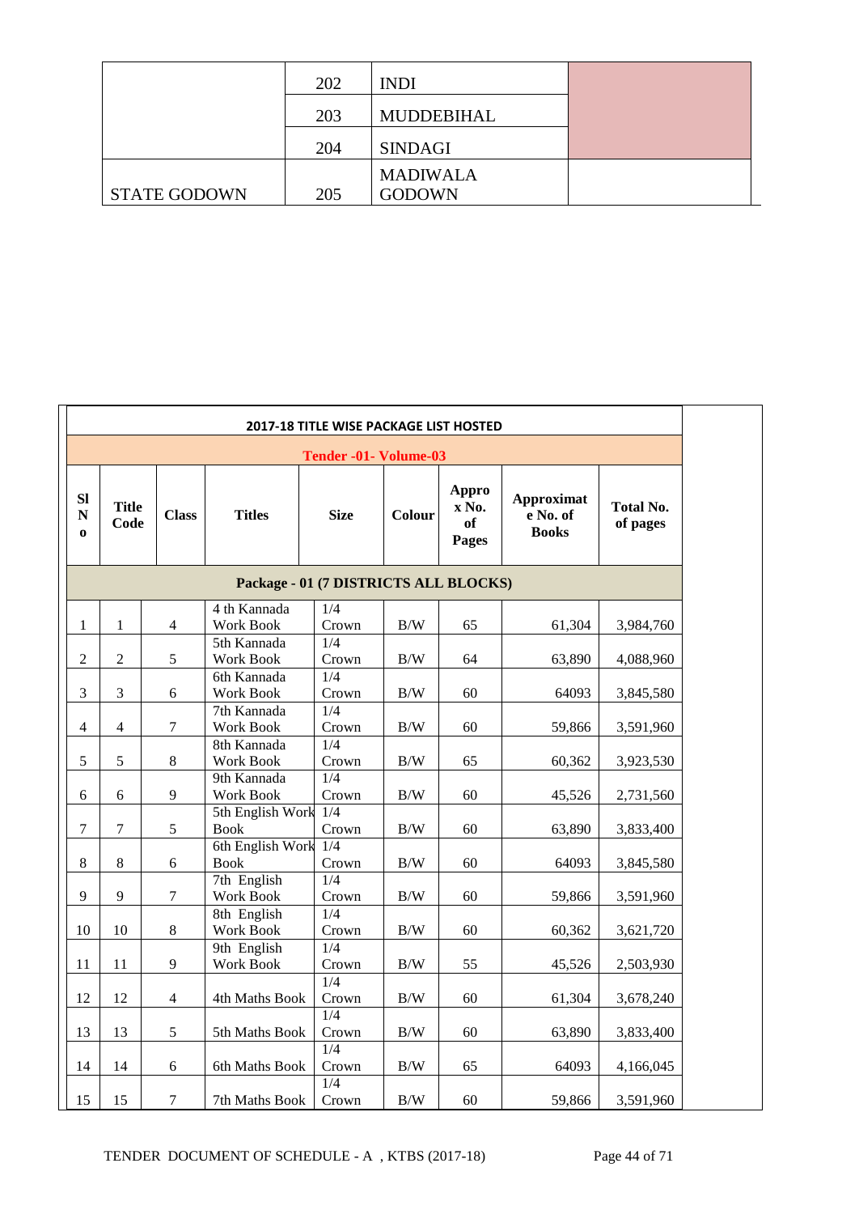| | | | |
|---|---|---|---|
| | 202 | INDI | |
| | 203 | MUDDEBIHAL | |
| | 204 | SINDAGI | |
| STATE GODOWN | 205 | MADIWALA GODOWN | |

| 2017-18 TITLE WISE PACKAGE LIST HOSTED | | | | | | | | |
|---|---|---|---|---|---|---|---|---|
| **Tender -01- Volume-03** | | | | | | | | |
| **Sl No** | **Title Code** | **Class** | **Titles** | **Size** | **Colour** | **Approx No. of Pages** | **Approximate No. of Books** | **Total No. of pages** |
| **Package - 01 (7 DISTRICTS ALL BLOCKS)** | | | | | | | | |
| 1 | 1 | 4 | 4 th Kannada Work Book | 1/4 Crown | B/W | 65 | 61,304 | 3,984,760 |
| 2 | 2 | 5 | 5th Kannada Work Book | 1/4 Crown | B/W | 64 | 63,890 | 4,088,960 |
| 3 | 3 | 6 | 6th Kannada Work Book | 1/4 Crown | B/W | 60 | 64093 | 3,845,580 |
| 4 | 4 | 7 | 7th Kannada Work Book | 1/4 Crown | B/W | 60 | 59,866 | 3,591,960 |
| 5 | 5 | 8 | 8th Kannada Work Book | 1/4 Crown | B/W | 65 | 60,362 | 3,923,530 |
| 6 | 6 | 9 | 9th Kannada Work Book | 1/4 Crown | B/W | 60 | 45,526 | 2,731,560 |
| 7 | 7 | 5 | 5th English Work Book | 1/4 Crown | B/W | 60 | 63,890 | 3,833,400 |
| 8 | 8 | 6 | 6th English Work Book | 1/4 Crown | B/W | 60 | 64093 | 3,845,580 |
| 9 | 9 | 7 | 7th English Work Book | 1/4 Crown | B/W | 60 | 59,866 | 3,591,960 |
| 10 | 10 | 8 | 8th English Work Book | 1/4 Crown | B/W | 60 | 60,362 | 3,621,720 |
| 11 | 11 | 9 | 9th English Work Book | 1/4 Crown | B/W | 55 | 45,526 | 2,503,930 |
| 12 | 12 | 4 | 4th Maths Book | 1/4 Crown | B/W | 60 | 61,304 | 3,678,240 |
| 13 | 13 | 5 | 5th Maths Book | 1/4 Crown | B/W | 60 | 63,890 | 3,833,400 |
| 14 | 14 | 6 | 6th Maths Book | 1/4 Crown | B/W | 65 | 64093 | 4,166,045 |
| 15 | 15 | 7 | 7th Maths Book | 1/4 Crown | B/W | 60 | 59,866 | 3,591,960 |

TENDER DOCUMENT OF SCHEDULE - A , KTBS (2017-18)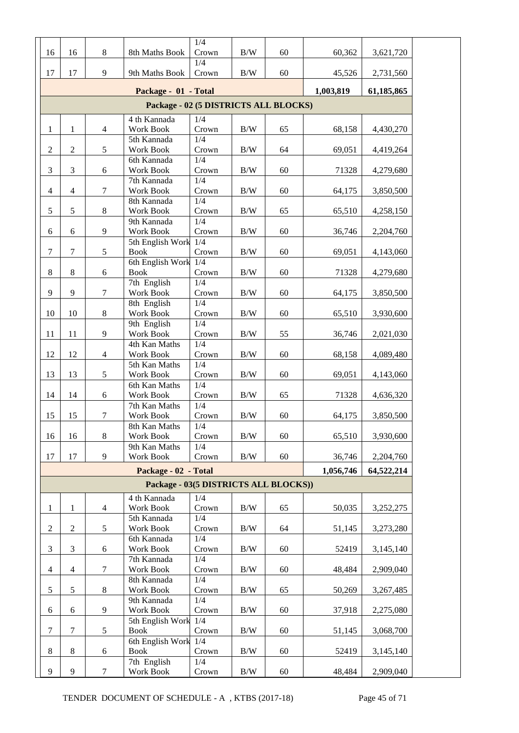|  |  |  |  |  |  |  |  |  |  |
|---|---|---|---|---|---|---|---|---|---|
| 16 | 16 | 8 | 8th Maths Book | 1/4 Crown | B/W | 60 | 60,362 | 3,621,720 |  |
| 17 | 17 | 9 | 9th Maths Book | 1/4 Crown | B/W | 60 | 45,526 | 2,731,560 |  |
| **Package - 01 - Total** |  |  |  |  |  |  | **1,003,819** | **61,185,865** |  |
| **Package - 02 (5 DISTRICTS ALL BLOCKS)** |  |  |  |  |  |  |  |  |  |
| 1 | 1 | 4 | 4 th Kannada Work Book | 1/4 Crown | B/W | 65 | 68,158 | 4,430,270 |  |
| 2 | 2 | 5 | 5th Kannada Work Book | 1/4 Crown | B/W | 64 | 69,051 | 4,419,264 |  |
| 3 | 3 | 6 | 6th Kannada Work Book | 1/4 Crown | B/W | 60 | 71328 | 4,279,680 |  |
| 4 | 4 | 7 | 7th Kannada Work Book | 1/4 Crown | B/W | 60 | 64,175 | 3,850,500 |  |
| 5 | 5 | 8 | 8th Kannada Work Book | 1/4 Crown | B/W | 65 | 65,510 | 4,258,150 |  |
| 6 | 6 | 9 | 9th Kannada Work Book | 1/4 Crown | B/W | 60 | 36,746 | 2,204,760 |  |
| 7 | 7 | 5 | 5th English Work Book | 1/4 Crown | B/W | 60 | 69,051 | 4,143,060 |  |
| 8 | 8 | 6 | 6th English Work Book | 1/4 Crown | B/W | 60 | 71328 | 4,279,680 |  |
| 9 | 9 | 7 | 7th English Work Book | 1/4 Crown | B/W | 60 | 64,175 | 3,850,500 |  |
| 10 | 10 | 8 | 8th English Work Book | 1/4 Crown | B/W | 60 | 65,510 | 3,930,600 |  |
| 11 | 11 | 9 | 9th English Work Book | 1/4 Crown | B/W | 55 | 36,746 | 2,021,030 |  |
| 12 | 12 | 4 | 4th Kan Maths Work Book | 1/4 Crown | B/W | 60 | 68,158 | 4,089,480 |  |
| 13 | 13 | 5 | 5th Kan Maths Work Book | 1/4 Crown | B/W | 60 | 69,051 | 4,143,060 |  |
| 14 | 14 | 6 | 6th Kan Maths Work Book | 1/4 Crown | B/W | 65 | 71328 | 4,636,320 |  |
| 15 | 15 | 7 | 7th Kan Maths Work Book | 1/4 Crown | B/W | 60 | 64,175 | 3,850,500 |  |
| 16 | 16 | 8 | 8th Kan Maths Work Book | 1/4 Crown | B/W | 60 | 65,510 | 3,930,600 |  |
| 17 | 17 | 9 | 9th Kan Maths Work Book | 1/4 Crown | B/W | 60 | 36,746 | 2,204,760 |  |
| **Package - 02 - Total** |  |  |  |  |  |  | **1,056,746** | **64,522,214** |  |
| **Package - 03(5 DISTRICTS ALL BLOCKS))** |  |  |  |  |  |  |  |  |  |
| 1 | 1 | 4 | 4 th Kannada Work Book | 1/4 Crown | B/W | 65 | 50,035 | 3,252,275 |  |
| 2 | 2 | 5 | 5th Kannada Work Book | 1/4 Crown | B/W | 64 | 51,145 | 3,273,280 |  |
| 3 | 3 | 6 | 6th Kannada Work Book | 1/4 Crown | B/W | 60 | 52419 | 3,145,140 |  |
| 4 | 4 | 7 | 7th Kannada Work Book | 1/4 Crown | B/W | 60 | 48,484 | 2,909,040 |  |
| 5 | 5 | 8 | 8th Kannada Work Book | 1/4 Crown | B/W | 65 | 50,269 | 3,267,485 |  |
| 6 | 6 | 9 | 9th Kannada Work Book | 1/4 Crown | B/W | 60 | 37,918 | 2,275,080 |  |
| 7 | 7 | 5 | 5th English Work Book | 1/4 Crown | B/W | 60 | 51,145 | 3,068,700 |  |
| 8 | 8 | 6 | 6th English Work Book | 1/4 Crown | B/W | 60 | 52419 | 3,145,140 |  |
| 9 | 9 | 7 | 7th English Work Book | 1/4 Crown | B/W | 60 | 48,484 | 2,909,040 |  |

TENDER DOCUMENT OF SCHEDULE - A , KTBS (2017-18)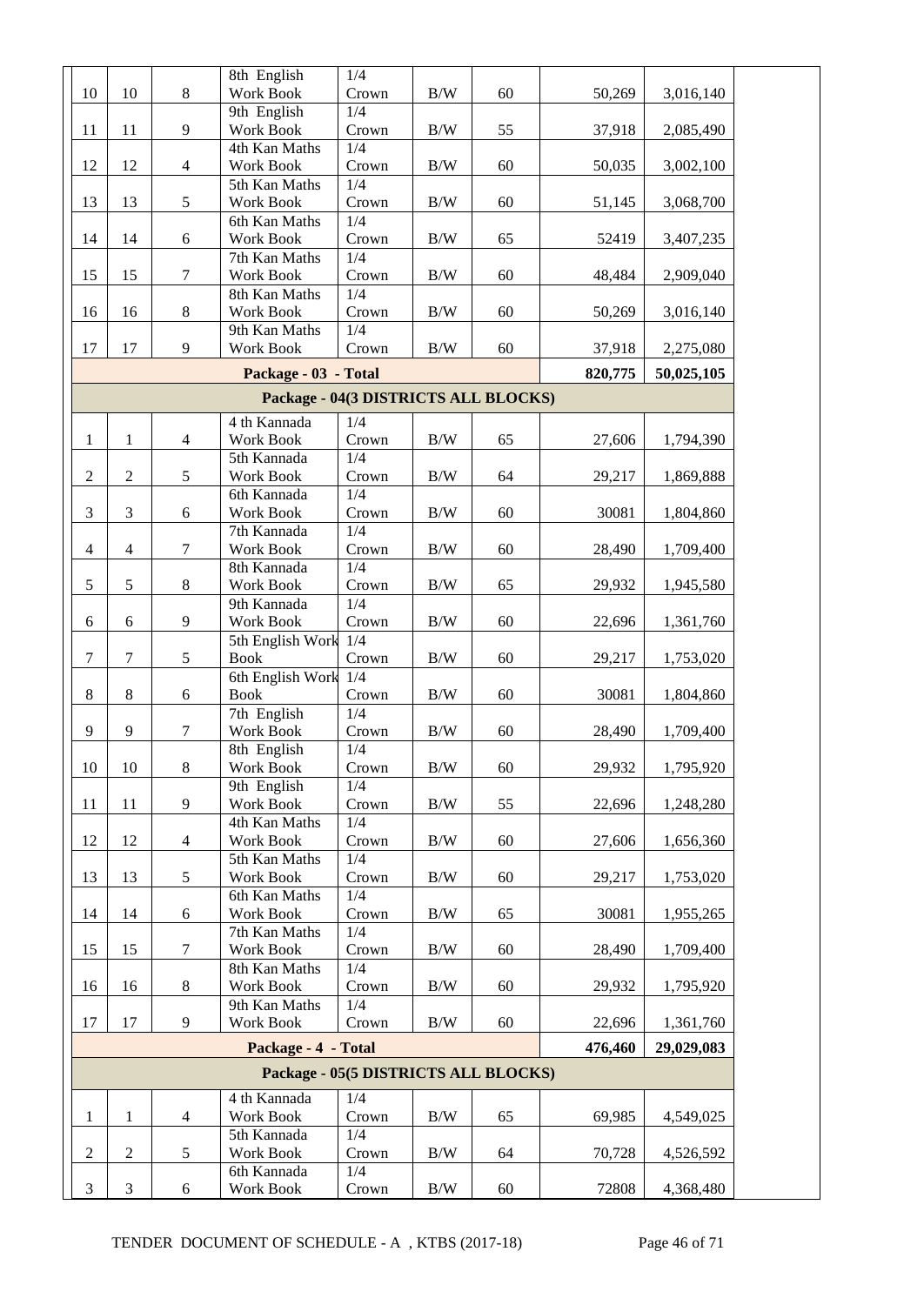| | | | | | | | | | |
|---|---|---|---|---|---|---|---|---|---|
| 10 | 10 | 8 | 8th English Work Book | 1/4 Crown | B/W | 60 | 50,269 | 3,016,140 | |
| 11 | 11 | 9 | 9th English Work Book | 1/4 Crown | B/W | 55 | 37,918 | 2,085,490 | |
| 12 | 12 | 4 | 4th Kan Maths Work Book | 1/4 Crown | B/W | 60 | 50,035 | 3,002,100 | |
| 13 | 13 | 5 | 5th Kan Maths Work Book | 1/4 Crown | B/W | 60 | 51,145 | 3,068,700 | |
| 14 | 14 | 6 | 6th Kan Maths Work Book | 1/4 Crown | B/W | 65 | 52419 | 3,407,235 | |
| 15 | 15 | 7 | 7th Kan Maths Work Book | 1/4 Crown | B/W | 60 | 48,484 | 2,909,040 | |
| 16 | 16 | 8 | 8th Kan Maths Work Book | 1/4 Crown | B/W | 60 | 50,269 | 3,016,140 | |
| 17 | 17 | 9 | 9th Kan Maths Work Book | 1/4 Crown | B/W | 60 | 37,918 | 2,275,080 | |
| | | | **Package - 03 - Total** | | | | **820,775** | **50,025,105** | |
| | | | **Package - 04(3 DISTRICTS ALL BLOCKS)** | | | | | | |
| 1 | 1 | 4 | 4 th Kannada Work Book | 1/4 Crown | B/W | 65 | 27,606 | 1,794,390 | |
| 2 | 2 | 5 | 5th Kannada Work Book | 1/4 Crown | B/W | 64 | 29,217 | 1,869,888 | |
| 3 | 3 | 6 | 6th Kannada Work Book | 1/4 Crown | B/W | 60 | 30081 | 1,804,860 | |
| 4 | 4 | 7 | 7th Kannada Work Book | 1/4 Crown | B/W | 60 | 28,490 | 1,709,400 | |
| 5 | 5 | 8 | 8th Kannada Work Book | 1/4 Crown | B/W | 65 | 29,932 | 1,945,580 | |
| 6 | 6 | 9 | 9th Kannada Work Book | 1/4 Crown | B/W | 60 | 22,696 | 1,361,760 | |
| 7 | 7 | 5 | 5th English Work Book | 1/4 Crown | B/W | 60 | 29,217 | 1,753,020 | |
| 8 | 8 | 6 | 6th English Work Book | 1/4 Crown | B/W | 60 | 30081 | 1,804,860 | |
| 9 | 9 | 7 | 7th English Work Book | 1/4 Crown | B/W | 60 | 28,490 | 1,709,400 | |
| 10 | 10 | 8 | 8th English Work Book | 1/4 Crown | B/W | 60 | 29,932 | 1,795,920 | |
| 11 | 11 | 9 | 9th English Work Book | 1/4 Crown | B/W | 55 | 22,696 | 1,248,280 | |
| 12 | 12 | 4 | 4th Kan Maths Work Book | 1/4 Crown | B/W | 60 | 27,606 | 1,656,360 | |
| 13 | 13 | 5 | 5th Kan Maths Work Book | 1/4 Crown | B/W | 60 | 29,217 | 1,753,020 | |
| 14 | 14 | 6 | 6th Kan Maths Work Book | 1/4 Crown | B/W | 65 | 30081 | 1,955,265 | |
| 15 | 15 | 7 | 7th Kan Maths Work Book | 1/4 Crown | B/W | 60 | 28,490 | 1,709,400 | |
| 16 | 16 | 8 | 8th Kan Maths Work Book | 1/4 Crown | B/W | 60 | 29,932 | 1,795,920 | |
| 17 | 17 | 9 | 9th Kan Maths Work Book | 1/4 Crown | B/W | 60 | 22,696 | 1,361,760 | |
| | | | **Package - 4 - Total** | | | | **476,460** | **29,029,083** | |
| | | | **Package - 05(5 DISTRICTS ALL BLOCKS)** | | | | | | |
| 1 | 1 | 4 | 4 th Kannada Work Book | 1/4 Crown | B/W | 65 | 69,985 | 4,549,025 | |
| 2 | 2 | 5 | 5th Kannada Work Book | 1/4 Crown | B/W | 64 | 70,728 | 4,526,592 | |
| 3 | 3 | 6 | 6th Kannada Work Book | 1/4 Crown | B/W | 60 | 72808 | 4,368,480 | |

TENDER DOCUMENT OF SCHEDULE - A , KTBS (2017-18)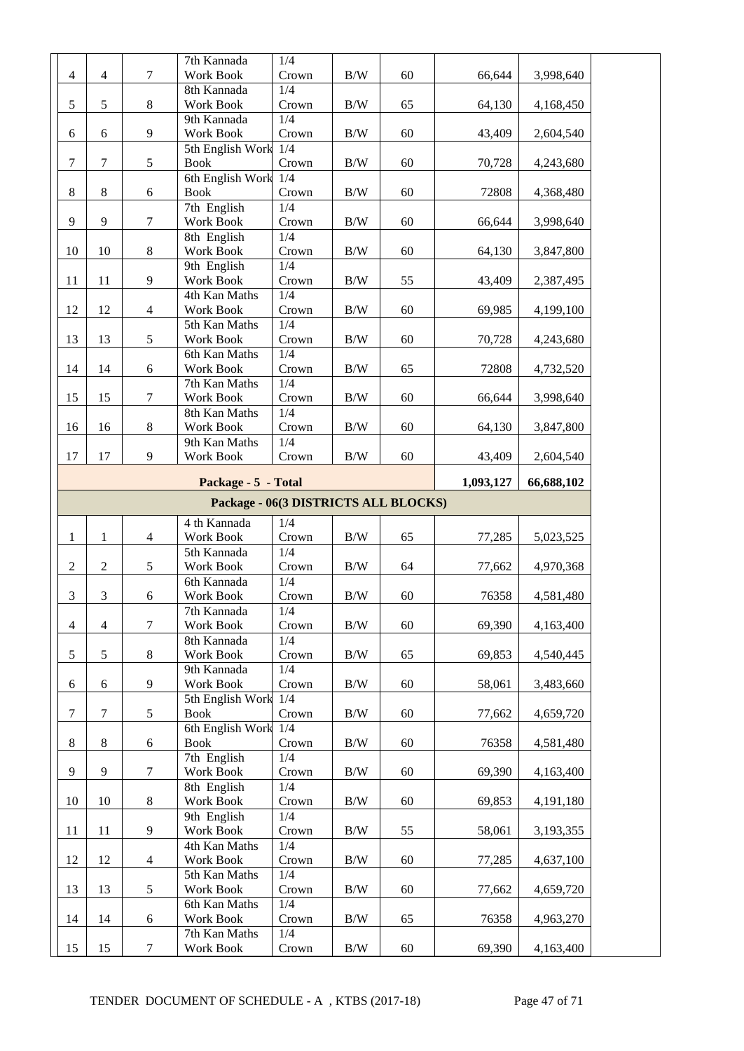| | | | | | | | | | |
|---|---|---|---|---|---|---|---|---|---|
| 4 | 4 | 7 | 7th Kannada Work Book | 1/4 Crown | B/W | 60 | 66,644 | 3,998,640 | |
| 5 | 5 | 8 | 8th Kannada Work Book | 1/4 Crown | B/W | 65 | 64,130 | 4,168,450 | |
| 6 | 6 | 9 | 9th Kannada Work Book | 1/4 Crown | B/W | 60 | 43,409 | 2,604,540 | |
| 7 | 7 | 5 | 5th English Work Book | 1/4 Crown | B/W | 60 | 70,728 | 4,243,680 | |
| 8 | 8 | 6 | 6th English Work Book | 1/4 Crown | B/W | 60 | 72808 | 4,368,480 | |
| 9 | 9 | 7 | 7th English Work Book | 1/4 Crown | B/W | 60 | 66,644 | 3,998,640 | |
| 10 | 10 | 8 | 8th English Work Book | 1/4 Crown | B/W | 60 | 64,130 | 3,847,800 | |
| 11 | 11 | 9 | 9th English Work Book | 1/4 Crown | B/W | 55 | 43,409 | 2,387,495 | |
| 12 | 12 | 4 | 4th Kan Maths Work Book | 1/4 Crown | B/W | 60 | 69,985 | 4,199,100 | |
| 13 | 13 | 5 | 5th Kan Maths Work Book | 1/4 Crown | B/W | 60 | 70,728 | 4,243,680 | |
| 14 | 14 | 6 | 6th Kan Maths Work Book | 1/4 Crown | B/W | 65 | 72808 | 4,732,520 | |
| 15 | 15 | 7 | 7th Kan Maths Work Book | 1/4 Crown | B/W | 60 | 66,644 | 3,998,640 | |
| 16 | 16 | 8 | 8th Kan Maths Work Book | 1/4 Crown | B/W | 60 | 64,130 | 3,847,800 | |
| 17 | 17 | 9 | 9th Kan Maths Work Book | 1/4 Crown | B/W | 60 | 43,409 | 2,604,540 | |
| | | | **Package - 5 - Total** | | | | **1,093,127** | **66,688,102** | |
| | | | **Package - 06(3 DISTRICTS ALL BLOCKS)** | | | | | | |
| 1 | 1 | 4 | 4 th Kannada Work Book | 1/4 Crown | B/W | 65 | 77,285 | 5,023,525 | |
| 2 | 2 | 5 | 5th Kannada Work Book | 1/4 Crown | B/W | 64 | 77,662 | 4,970,368 | |
| 3 | 3 | 6 | 6th Kannada Work Book | 1/4 Crown | B/W | 60 | 76358 | 4,581,480 | |
| 4 | 4 | 7 | 7th Kannada Work Book | 1/4 Crown | B/W | 60 | 69,390 | 4,163,400 | |
| 5 | 5 | 8 | 8th Kannada Work Book | 1/4 Crown | B/W | 65 | 69,853 | 4,540,445 | |
| 6 | 6 | 9 | 9th Kannada Work Book | 1/4 Crown | B/W | 60 | 58,061 | 3,483,660 | |
| 7 | 7 | 5 | 5th English Work Book | 1/4 Crown | B/W | 60 | 77,662 | 4,659,720 | |
| 8 | 8 | 6 | 6th English Work Book | 1/4 Crown | B/W | 60 | 76358 | 4,581,480 | |
| 9 | 9 | 7 | 7th English Work Book | 1/4 Crown | B/W | 60 | 69,390 | 4,163,400 | |
| 10 | 10 | 8 | 8th English Work Book | 1/4 Crown | B/W | 60 | 69,853 | 4,191,180 | |
| 11 | 11 | 9 | 9th English Work Book | 1/4 Crown | B/W | 55 | 58,061 | 3,193,355 | |
| 12 | 12 | 4 | 4th Kan Maths Work Book | 1/4 Crown | B/W | 60 | 77,285 | 4,637,100 | |
| 13 | 13 | 5 | 5th Kan Maths Work Book | 1/4 Crown | B/W | 60 | 77,662 | 4,659,720 | |
| 14 | 14 | 6 | 6th Kan Maths Work Book | 1/4 Crown | B/W | 65 | 76358 | 4,963,270 | |
| 15 | 15 | 7 | 7th Kan Maths Work Book | 1/4 Crown | B/W | 60 | 69,390 | 4,163,400 | |

TENDER DOCUMENT OF SCHEDULE - A , KTBS (2017-18)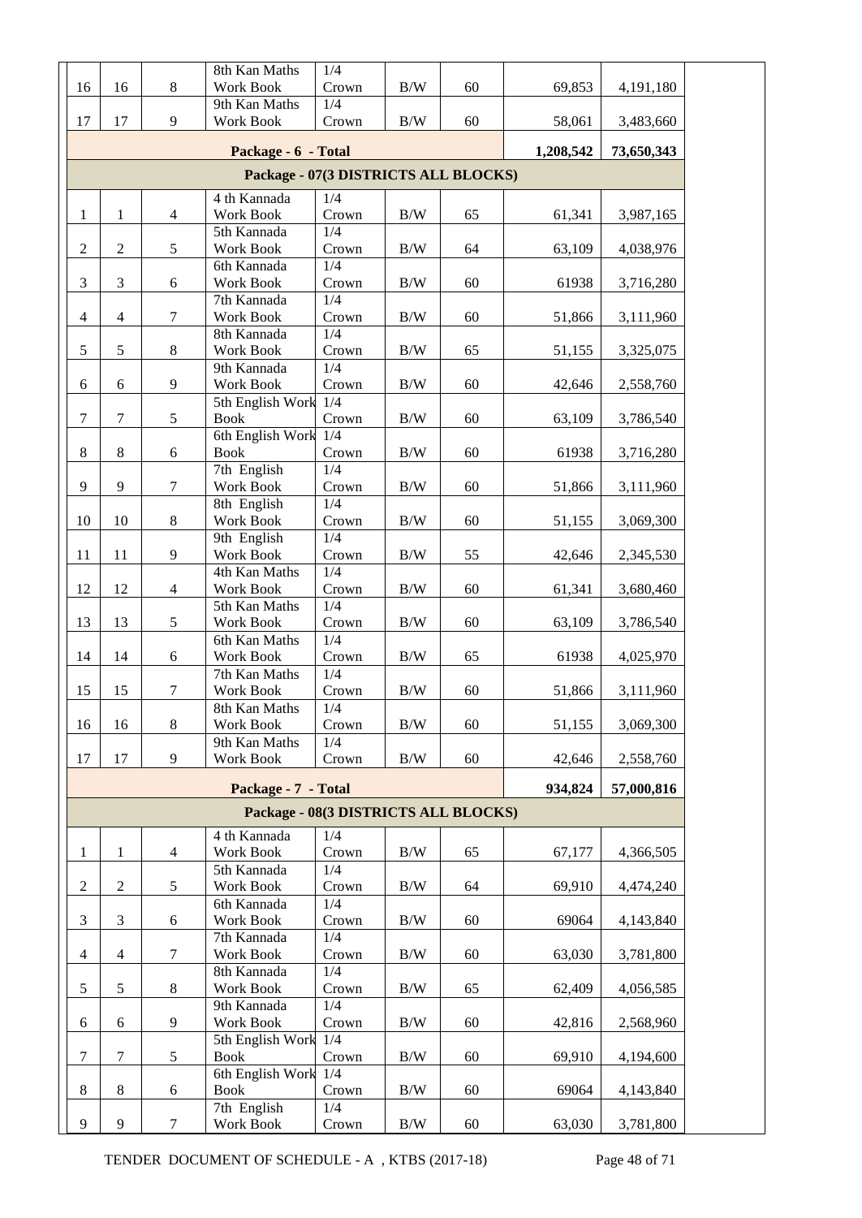| | | | | | | | | | |
|---|---|---|---|---|---|---|---|---|---|
| 16 | 16 | 8 | 8th Kan Maths Work Book | 1/4 Crown | B/W | 60 | 69,853 | 4,191,180 | |
| 17 | 17 | 9 | 9th Kan Maths Work Book | 1/4 Crown | B/W | 60 | 58,061 | 3,483,660 | |
| | | | Package - 6 - Total | | | | 1,208,542 | 73,650,343 | |
| | | | Package - 07(3 DISTRICTS ALL BLOCKS) | | | | | | |
| 1 | 1 | 4 | 4 th Kannada Work Book | 1/4 Crown | B/W | 65 | 61,341 | 3,987,165 | |
| 2 | 2 | 5 | 5th Kannada Work Book | 1/4 Crown | B/W | 64 | 63,109 | 4,038,976 | |
| 3 | 3 | 6 | 6th Kannada Work Book | 1/4 Crown | B/W | 60 | 61938 | 3,716,280 | |
| 4 | 4 | 7 | 7th Kannada Work Book | 1/4 Crown | B/W | 60 | 51,866 | 3,111,960 | |
| 5 | 5 | 8 | 8th Kannada Work Book | 1/4 Crown | B/W | 65 | 51,155 | 3,325,075 | |
| 6 | 6 | 9 | 9th Kannada Work Book | 1/4 Crown | B/W | 60 | 42,646 | 2,558,760 | |
| 7 | 7 | 5 | 5th English Work Book | 1/4 Crown | B/W | 60 | 63,109 | 3,786,540 | |
| 8 | 8 | 6 | 6th English Work Book | 1/4 Crown | B/W | 60 | 61938 | 3,716,280 | |
| 9 | 9 | 7 | 7th English Work Book | 1/4 Crown | B/W | 60 | 51,866 | 3,111,960 | |
| 10 | 10 | 8 | 8th English Work Book | 1/4 Crown | B/W | 60 | 51,155 | 3,069,300 | |
| 11 | 11 | 9 | 9th English Work Book | 1/4 Crown | B/W | 55 | 42,646 | 2,345,530 | |
| 12 | 12 | 4 | 4th Kan Maths Work Book | 1/4 Crown | B/W | 60 | 61,341 | 3,680,460 | |
| 13 | 13 | 5 | 5th Kan Maths Work Book | 1/4 Crown | B/W | 60 | 63,109 | 3,786,540 | |
| 14 | 14 | 6 | 6th Kan Maths Work Book | 1/4 Crown | B/W | 65 | 61938 | 4,025,970 | |
| 15 | 15 | 7 | 7th Kan Maths Work Book | 1/4 Crown | B/W | 60 | 51,866 | 3,111,960 | |
| 16 | 16 | 8 | 8th Kan Maths Work Book | 1/4 Crown | B/W | 60 | 51,155 | 3,069,300 | |
| 17 | 17 | 9 | 9th Kan Maths Work Book | 1/4 Crown | B/W | 60 | 42,646 | 2,558,760 | |
| | | | Package - 7 - Total | | | | 934,824 | 57,000,816 | |
| | | | Package - 08(3 DISTRICTS ALL BLOCKS) | | | | | | |
| 1 | 1 | 4 | 4 th Kannada Work Book | 1/4 Crown | B/W | 65 | 67,177 | 4,366,505 | |
| 2 | 2 | 5 | 5th Kannada Work Book | 1/4 Crown | B/W | 64 | 69,910 | 4,474,240 | |
| 3 | 3 | 6 | 6th Kannada Work Book | 1/4 Crown | B/W | 60 | 69064 | 4,143,840 | |
| 4 | 4 | 7 | 7th Kannada Work Book | 1/4 Crown | B/W | 60 | 63,030 | 3,781,800 | |
| 5 | 5 | 8 | 8th Kannada Work Book | 1/4 Crown | B/W | 65 | 62,409 | 4,056,585 | |
| 6 | 6 | 9 | 9th Kannada Work Book | 1/4 Crown | B/W | 60 | 42,816 | 2,568,960 | |
| 7 | 7 | 5 | 5th English Work Book | 1/4 Crown | B/W | 60 | 69,910 | 4,194,600 | |
| 8 | 8 | 6 | 6th English Work Book | 1/4 Crown | B/W | 60 | 69064 | 4,143,840 | |
| 9 | 9 | 7 | 7th English Work Book | 1/4 Crown | B/W | 60 | 63,030 | 3,781,800 | |

TENDER DOCUMENT OF SCHEDULE - A , KTBS (2017-18)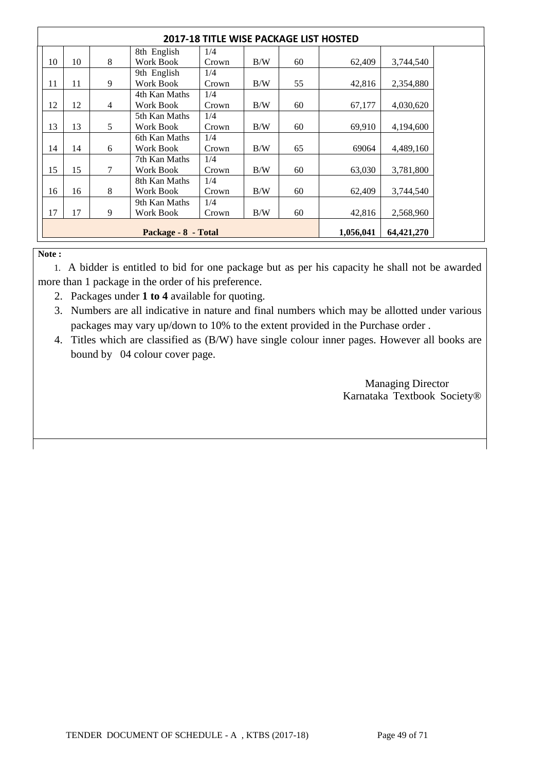## 2017-18 TITLE WISE PACKAGE LIST HOSTED

| | | | | | | | | |
|---|---|---|---|---|---|---|---|---|
| 10 | 10 | 8 | 8th English Work Book | 1/4 Crown | B/W | 60 | 62,409 | 3,744,540 |
| 11 | 11 | 9 | 9th English Work Book | 1/4 Crown | B/W | 55 | 42,816 | 2,354,880 |
| 12 | 12 | 4 | 4th Kan Maths Work Book | 1/4 Crown | B/W | 60 | 67,177 | 4,030,620 |
| 13 | 13 | 5 | 5th Kan Maths Work Book | 1/4 Crown | B/W | 60 | 69,910 | 4,194,600 |
| 14 | 14 | 6 | 6th Kan Maths Work Book | 1/4 Crown | B/W | 65 | 69064 | 4,489,160 |
| 15 | 15 | 7 | 7th Kan Maths Work Book | 1/4 Crown | B/W | 60 | 63,030 | 3,781,800 |
| 16 | 16 | 8 | 8th Kan Maths Work Book | 1/4 Crown | B/W | 60 | 62,409 | 3,744,540 |
| 17 | 17 | 9 | 9th Kan Maths Work Book | 1/4 Crown | B/W | 60 | 42,816 | 2,568,960 |
| **Package - 8 - Total** | | | | | | | **1,056,041** | **64,421,270** |

**Note :**

1. A bidder is entitled to bid for one package but as per his capacity he shall not be awarded more than 1 package in the order of his preference.
2. Packages under **1 to 4** available for quoting.
3. Numbers are all indicative in nature and final numbers which may be allotted under various packages may vary up/down to 10% to the extent provided in the Purchase order .
4. Titles which are classified as (B/W) have single colour inner pages. However all books are bound by 04 colour cover page.

Managing Director
Karnataka Textbook Society®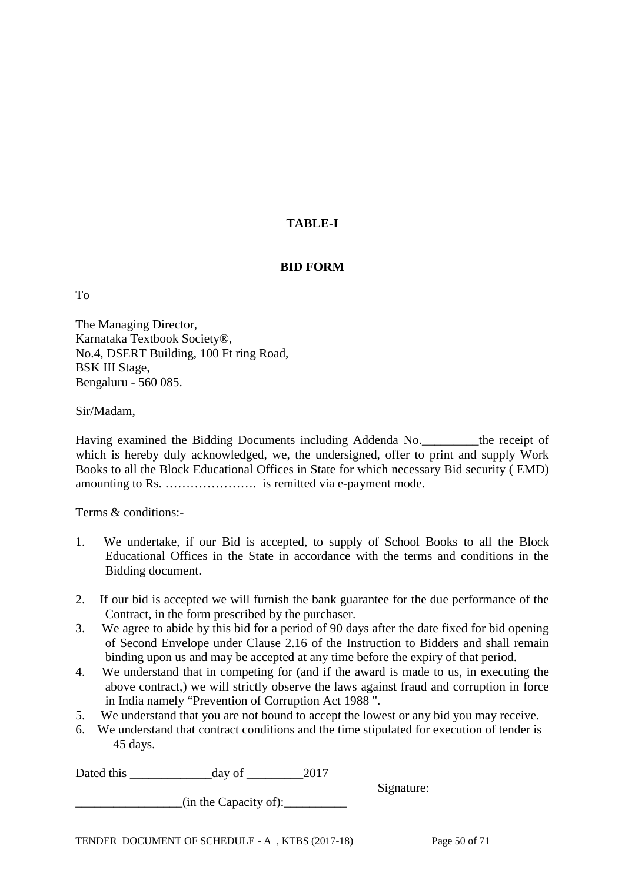**TABLE-I**

**BID FORM**

To

The Managing Director,
Karnataka Textbook Society®,
No.4, DSERT Building, 100 Ft ring Road,
BSK III Stage,
Bengaluru - 560 085.

Sir/Madam,

Having examined the Bidding Documents including Addenda No._________the receipt of which is hereby duly acknowledged, we, the undersigned, offer to print and supply Work Books to all the Block Educational Offices in State for which necessary Bid security ( EMD) amounting to Rs. …………………. is remitted via e-payment mode.

Terms & conditions:-

1. We undertake, if our Bid is accepted, to supply of School Books to all the Block Educational Offices in the State in accordance with the terms and conditions in the Bidding document.
2. If our bid is accepted we will furnish the bank guarantee for the due performance of the Contract, in the form prescribed by the purchaser.
3. We agree to abide by this bid for a period of 90 days after the date fixed for bid opening of Second Envelope under Clause 2.16 of the Instruction to Bidders and shall remain binding upon us and may be accepted at any time before the expiry of that period.
4. We understand that in competing for (and if the award is made to us, in executing the above contract,) we will strictly observe the laws against fraud and corruption in force in India namely "Prevention of Corruption Act 1988 ".
5. We understand that you are not bound to accept the lowest or any bid you may receive.
6. We understand that contract conditions and the time stipulated for execution of tender is 45 days.

Dated this _____________day of _________2017

Signature:

_________________(in the Capacity of):__________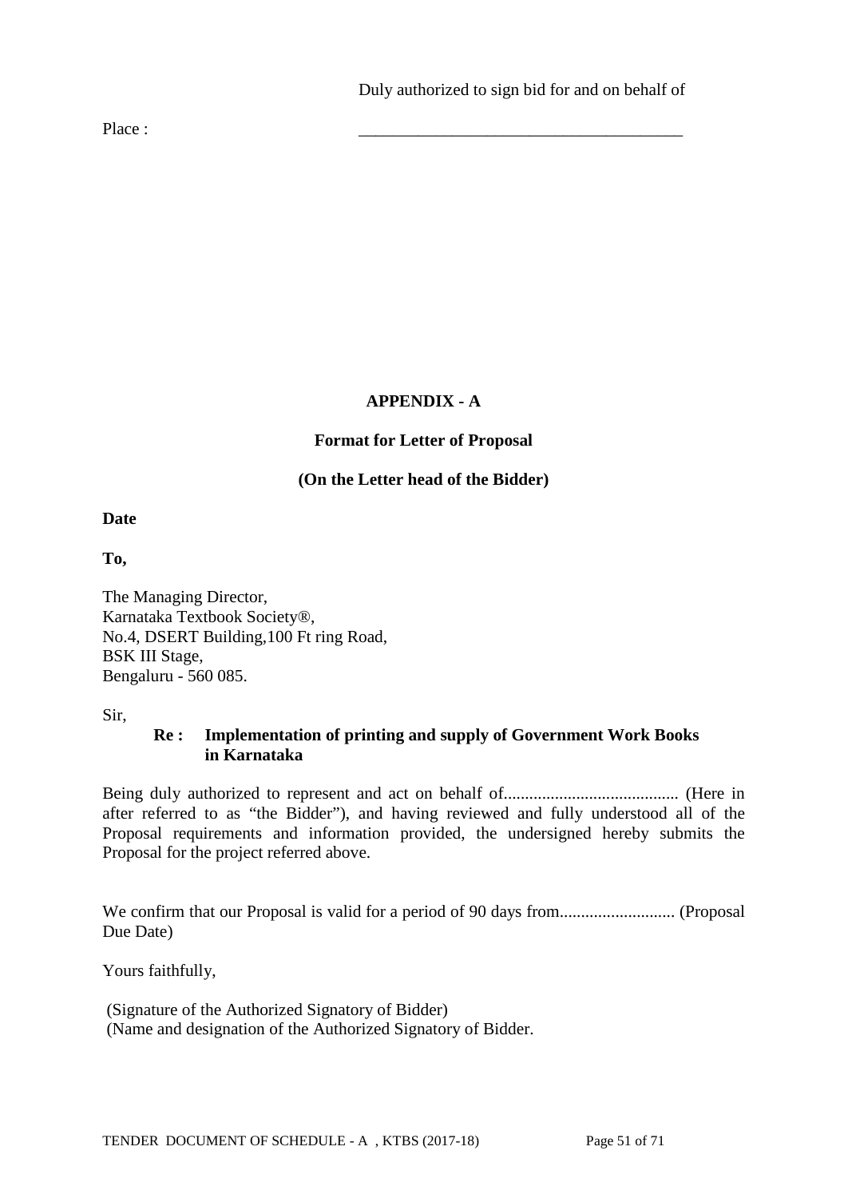Duly authorized to sign bid for and on behalf of

Place : ______________________________________

**APPENDIX - A**

**Format for Letter of Proposal**

**(On the Letter head of the Bidder)**

**Date**

**To,**

The Managing Director,
Karnataka Textbook Society®,
No.4, DSERT Building,100 Ft ring Road,
BSK III Stage,
Bengaluru - 560 085.

Sir,

**Re : Implementation of printing and supply of Government Work Books in Karnataka**

Being duly authorized to represent and act on behalf of......................................... (Here in after referred to as "the Bidder"), and having reviewed and fully understood all of the Proposal requirements and information provided, the undersigned hereby submits the Proposal for the project referred above.

We confirm that our Proposal is valid for a period of 90 days from........................... (Proposal Due Date)

Yours faithfully,

(Signature of the Authorized Signatory of Bidder)
(Name and designation of the Authorized Signatory of Bidder.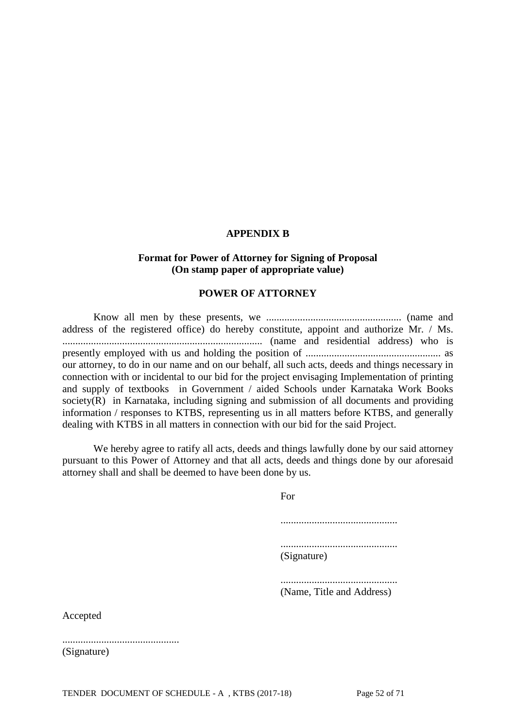## APPENDIX B

### Format for Power of Attorney for Signing of Proposal
### (On stamp paper of appropriate value)

### POWER OF ATTORNEY

Know all men by these presents, we .................................................... (name and address of the registered office) do hereby constitute, appoint and authorize Mr. / Ms. ............................................................................ (name and residential address) who is presently employed with us and holding the position of .................................................... as our attorney, to do in our name and on our behalf, all such acts, deeds and things necessary in connection with or incidental to our bid for the project envisaging Implementation of printing and supply of textbooks in Government / aided Schools under Karnataka Work Books society(R) in Karnataka, including signing and submission of all documents and providing information / responses to KTBS, representing us in all matters before KTBS, and generally dealing with KTBS in all matters in connection with our bid for the said Project.

We hereby agree to ratify all acts, deeds and things lawfully done by our said attorney pursuant to this Power of Attorney and that all acts, deeds and things done by our aforesaid attorney shall and shall be deemed to have been done by us.

For

.............................................

.............................................
(Signature)

.............................................
(Name, Title and Address)

Accepted

.............................................
(Signature)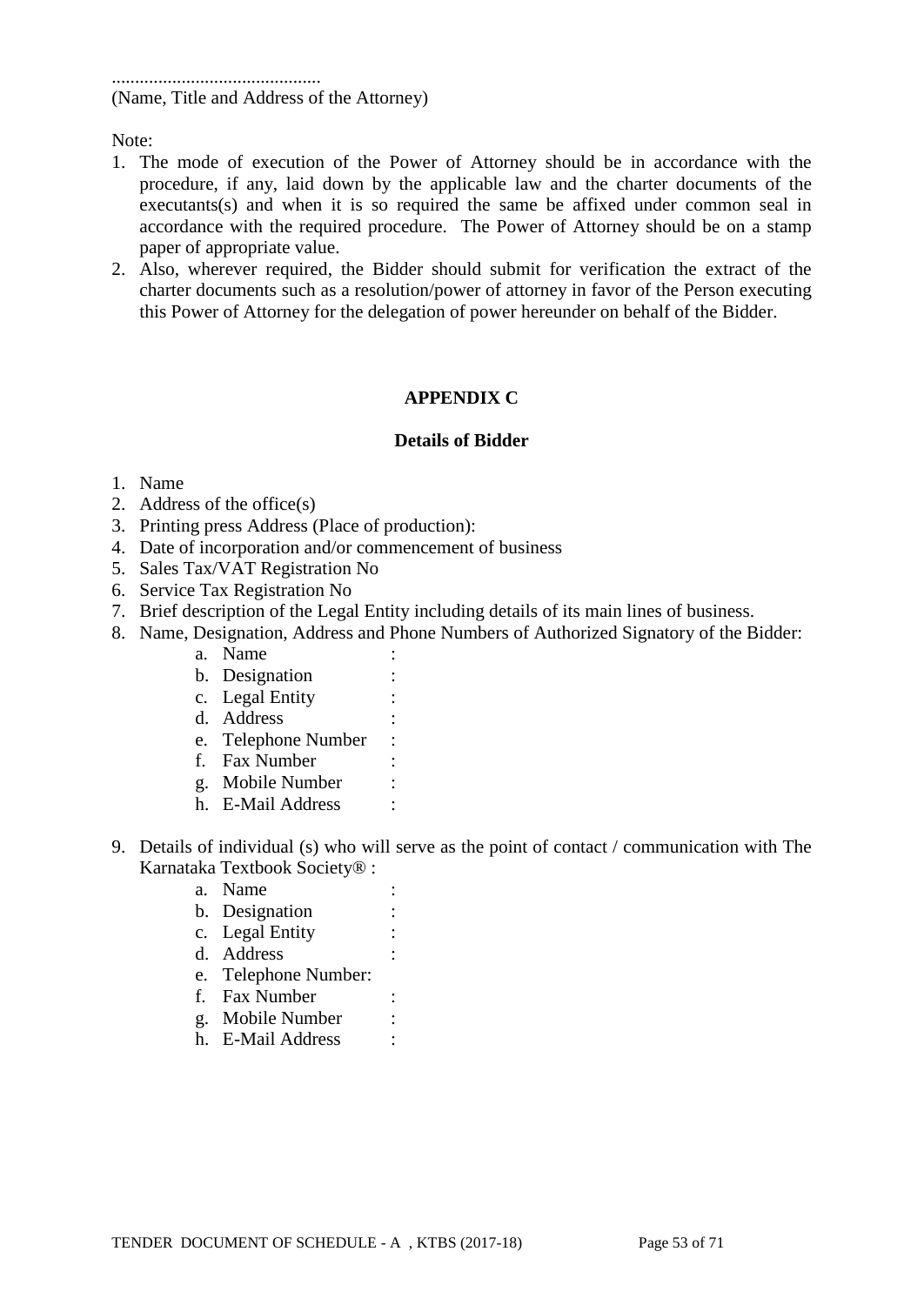.............................................
(Name, Title and Address of the Attorney)

Note:

1. The mode of execution of the Power of Attorney should be in accordance with the procedure, if any, laid down by the applicable law and the charter documents of the executants(s) and when it is so required the same be affixed under common seal in accordance with the required procedure. The Power of Attorney should be on a stamp paper of appropriate value.
2. Also, wherever required, the Bidder should submit for verification the extract of the charter documents such as a resolution/power of attorney in favor of the Person executing this Power of Attorney for the delegation of power hereunder on behalf of the Bidder.

## APPENDIX C

### Details of Bidder

1. Name
2. Address of the office(s)
3. Printing press Address (Place of production):
4. Date of incorporation and/or commencement of business
5. Sales Tax/VAT Registration No
6. Service Tax Registration No
7. Brief description of the Legal Entity including details of its main lines of business.
8. Name, Designation, Address and Phone Numbers of Authorized Signatory of the Bidder:
   a. Name :
   b. Designation :
   c. Legal Entity :
   d. Address :
   e. Telephone Number :
   f. Fax Number :
   g. Mobile Number :
   h. E-Mail Address :
9. Details of individual (s) who will serve as the point of contact / communication with The Karnataka Textbook Society® :
   a. Name :
   b. Designation :
   c. Legal Entity :
   d. Address :
   e. Telephone Number:
   f. Fax Number :
   g. Mobile Number :
   h. E-Mail Address :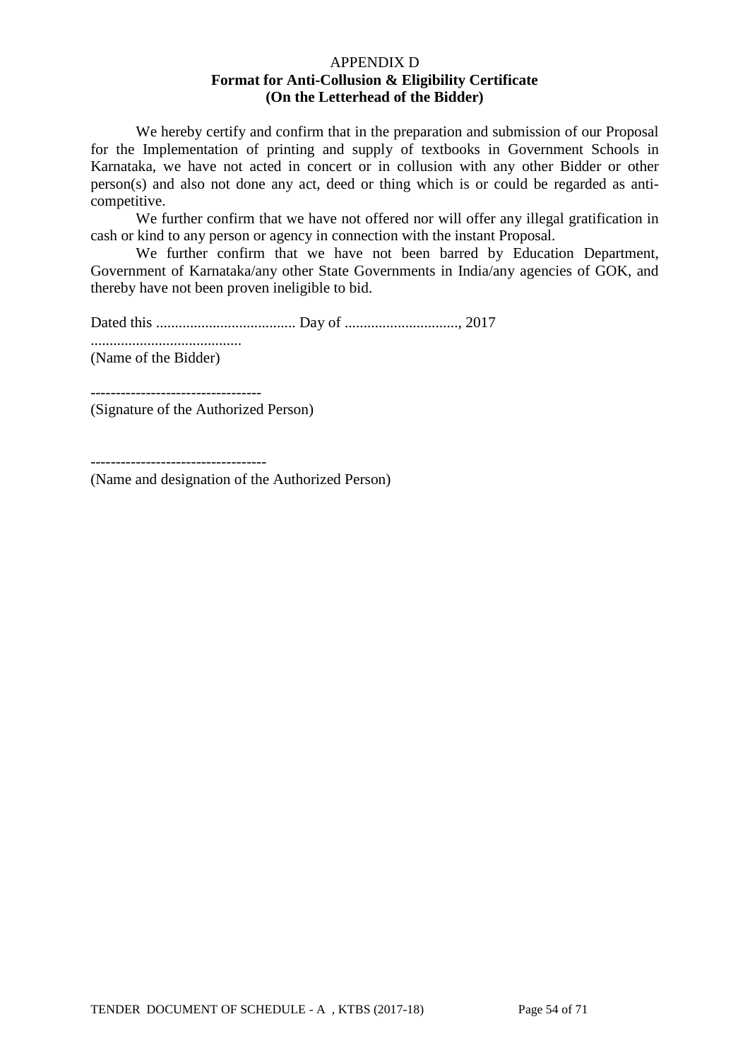APPENDIX D

**Format for Anti-Collusion & Eligibility Certificate**
**(On the Letterhead of the Bidder)**

We hereby certify and confirm that in the preparation and submission of our Proposal for the Implementation of printing and supply of textbooks in Government Schools in Karnataka, we have not acted in concert or in collusion with any other Bidder or other person(s) and also not done any act, deed or thing which is or could be regarded as anti-competitive.

We further confirm that we have not offered nor will offer any illegal gratification in cash or kind to any person or agency in connection with the instant Proposal.

We further confirm that we have not been barred by Education Department, Government of Karnataka/any other State Governments in India/any agencies of GOK, and thereby have not been proven ineligible to bid.

Dated this ..................................... Day of .............................., 2017

........................................
(Name of the Bidder)

----------------------------------
(Signature of the Authorized Person)

-----------------------------------
(Name and designation of the Authorized Person)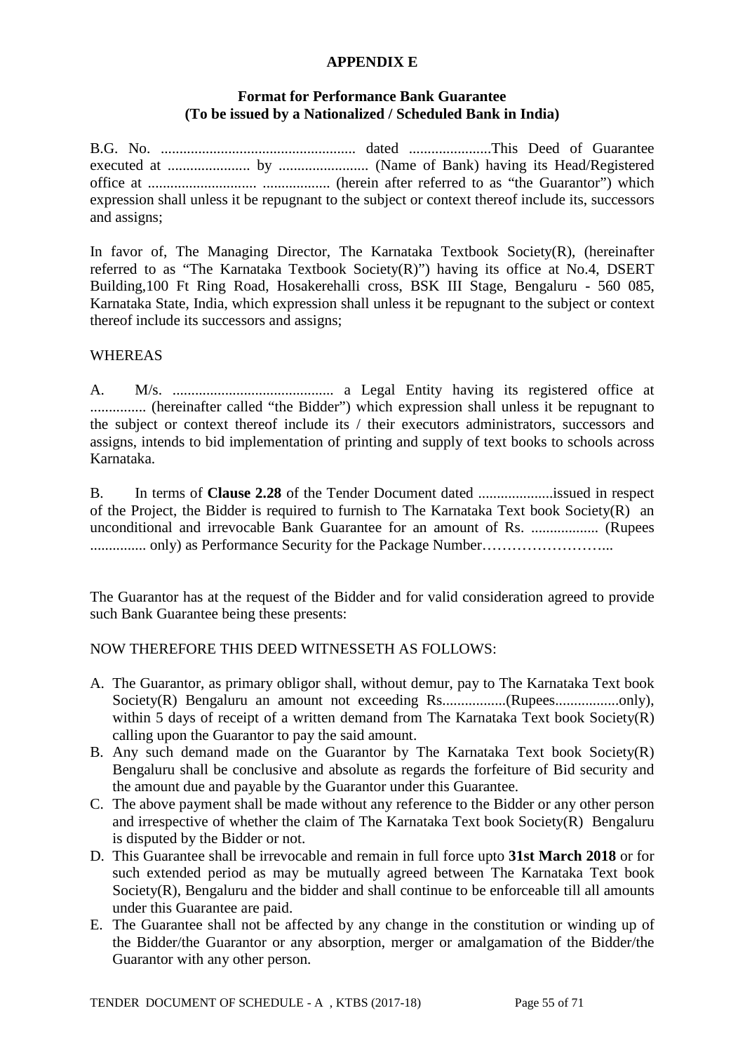**APPENDIX E**

**Format for Performance Bank Guarantee**
**(To be issued by a Nationalized / Scheduled Bank in India)**

B.G. No. .................................................... dated ......................This Deed of Guarantee executed at ...................... by ........................ (Name of Bank) having its Head/Registered office at ............................. .................. (herein after referred to as “the Guarantor”) which expression shall unless it be repugnant to the subject or context thereof include its, successors and assigns;

In favor of, The Managing Director, The Karnataka Textbook Society(R), (hereinafter referred to as “The Karnataka Textbook Society(R)”) having its office at No.4, DSERT Building,100 Ft Ring Road, Hosakerehalli cross, BSK III Stage, Bengaluru - 560 085, Karnataka State, India, which expression shall unless it be repugnant to the subject or context thereof include its successors and assigns;

WHEREAS

A. M/s. ........................................... a Legal Entity having its registered office at ............... (hereinafter called “the Bidder”) which expression shall unless it be repugnant to the subject or context thereof include its / their executors administrators, successors and assigns, intends to bid implementation of printing and supply of text books to schools across Karnataka.

B. In terms of **Clause 2.28** of the Tender Document dated ....................issued in respect of the Project, the Bidder is required to furnish to The Karnataka Text book Society(R) an unconditional and irrevocable Bank Guarantee for an amount of Rs. .................. (Rupees ............... only) as Performance Security for the Package Number……………………...

The Guarantor has at the request of the Bidder and for valid consideration agreed to provide such Bank Guarantee being these presents:

NOW THEREFORE THIS DEED WITNESSETH AS FOLLOWS:

A. The Guarantor, as primary obligor shall, without demur, pay to The Karnataka Text book Society(R) Bengaluru an amount not exceeding Rs.................(Rupees.................only), within 5 days of receipt of a written demand from The Karnataka Text book Society(R) calling upon the Guarantor to pay the said amount.
B. Any such demand made on the Guarantor by The Karnataka Text book Society(R) Bengaluru shall be conclusive and absolute as regards the forfeiture of Bid security and the amount due and payable by the Guarantor under this Guarantee.
C. The above payment shall be made without any reference to the Bidder or any other person and irrespective of whether the claim of The Karnataka Text book Society(R) Bengaluru is disputed by the Bidder or not.
D. This Guarantee shall be irrevocable and remain in full force upto **31st March 2018** or for such extended period as may be mutually agreed between The Karnataka Text book Society(R), Bengaluru and the bidder and shall continue to be enforceable till all amounts under this Guarantee are paid.
E. The Guarantee shall not be affected by any change in the constitution or winding up of the Bidder/the Guarantor or any absorption, merger or amalgamation of the Bidder/the Guarantor with any other person.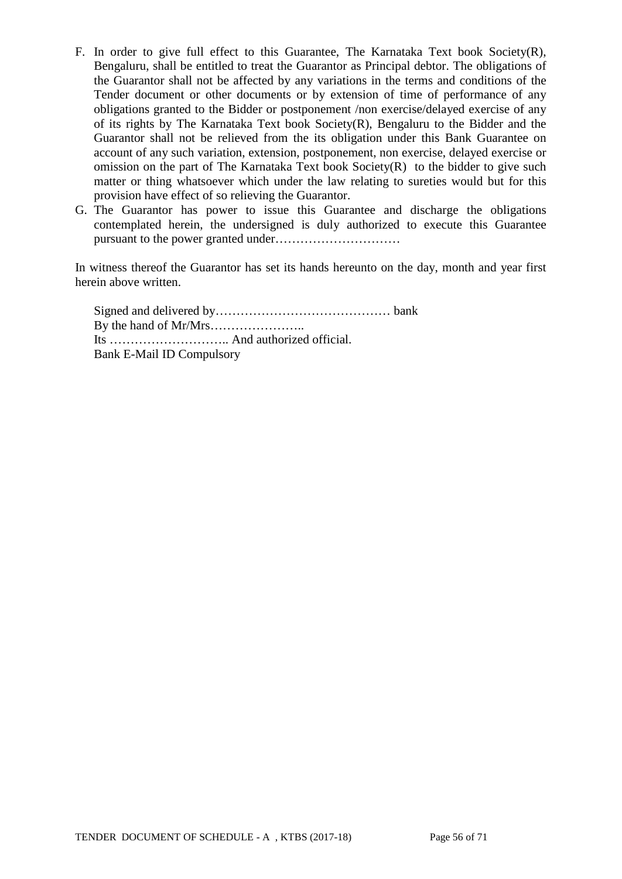F. In order to give full effect to this Guarantee, The Karnataka Text book Society(R), Bengaluru, shall be entitled to treat the Guarantor as Principal debtor. The obligations of the Guarantor shall not be affected by any variations in the terms and conditions of the Tender document or other documents or by extension of time of performance of any obligations granted to the Bidder or postponement /non exercise/delayed exercise of any of its rights by The Karnataka Text book Society(R), Bengaluru to the Bidder and the Guarantor shall not be relieved from the its obligation under this Bank Guarantee on account of any such variation, extension, postponement, non exercise, delayed exercise or omission on the part of The Karnataka Text book Society(R) to the bidder to give such matter or thing whatsoever which under the law relating to sureties would but for this provision have effect of so relieving the Guarantor.

G. The Guarantor has power to issue this Guarantee and discharge the obligations contemplated herein, the undersigned is duly authorized to execute this Guarantee pursuant to the power granted under…………………………

In witness thereof the Guarantor has set its hands hereunto on the day, month and year first herein above written.

Signed and delivered by…………………………………… bank
By the hand of Mr/Mrs…………………..
Its ……………………….. And authorized official.
Bank E-Mail ID Compulsory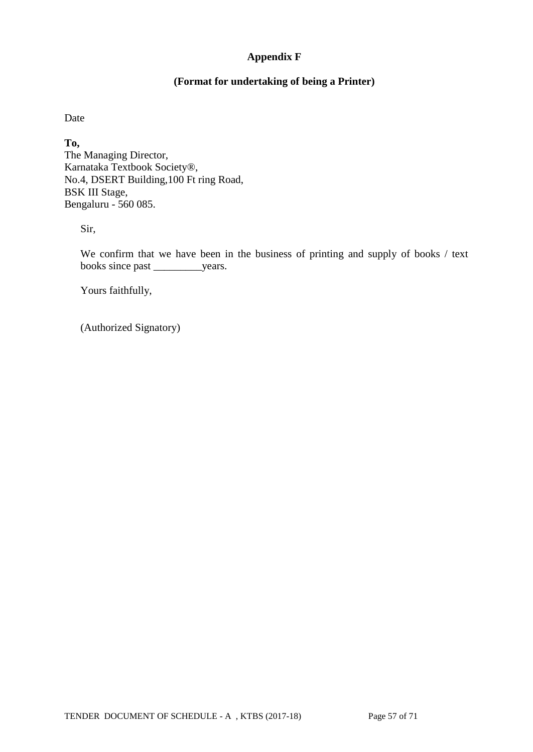# Appendix F

## (Format for undertaking of being a Printer)

Date

**To,**
The Managing Director,
Karnataka Textbook Society®,
No.4, DSERT Building,100 Ft ring Road,
BSK III Stage,
Bengaluru - 560 085.

Sir,

We confirm that we have been in the business of printing and supply of books / text books since past _________years.

Yours faithfully,

(Authorized Signatory)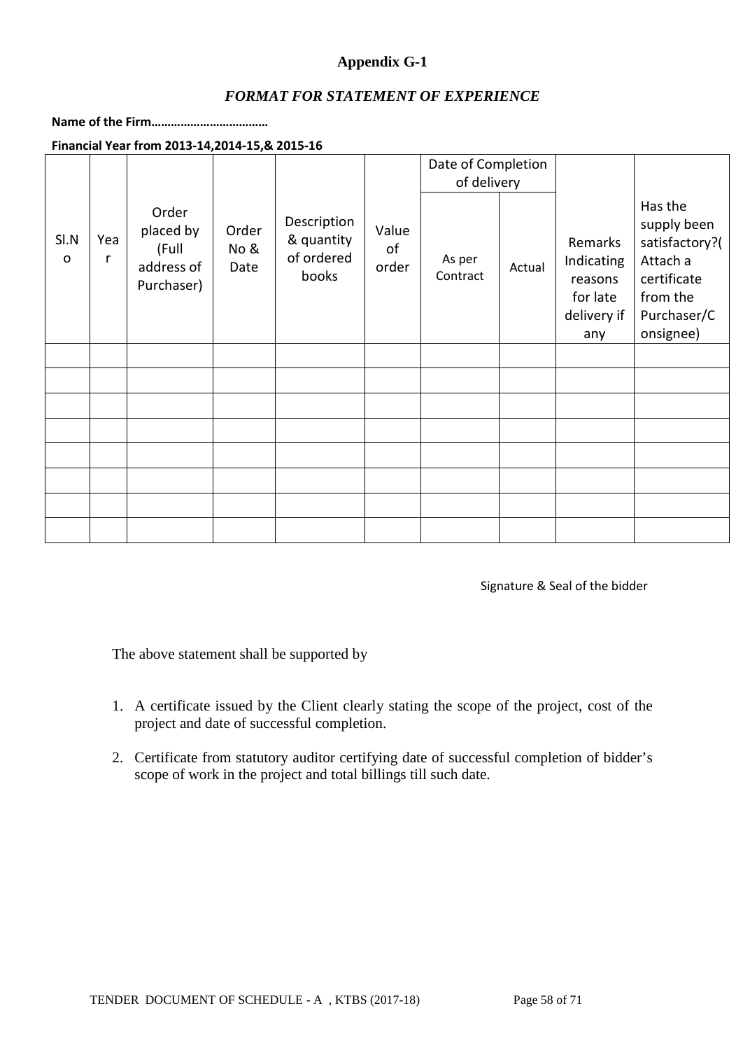# Appendix G-1

## *FORMAT FOR STATEMENT OF EXPERIENCE*

**Name of the Firm………………………………**

**Financial Year from 2013-14,2014-15,& 2015-16**

| Sl.No | Year | Order placed by (Full address of Purchaser) | Order No & Date | Description & quantity of ordered books | Value of order | Date of Completion of delivery | | Remarks Indicating reasons for late delivery if any | Has the supply been satisfactory?( Attach a certificate from the Purchaser/Consignee) |
|---|---|---|---|---|---|---|---|---|---|
| | | | | | | As per Contract | Actual | | |
| | | | | | | | | | |
| | | | | | | | | | |
| | | | | | | | | | |
| | | | | | | | | | |
| | | | | | | | | | |
| | | | | | | | | | |
| | | | | | | | | | |
| | | | | | | | | | |

Signature & Seal of the bidder

The above statement shall be supported by

1. A certificate issued by the Client clearly stating the scope of the project, cost of the project and date of successful completion.
2. Certificate from statutory auditor certifying date of successful completion of bidder's scope of work in the project and total billings till such date.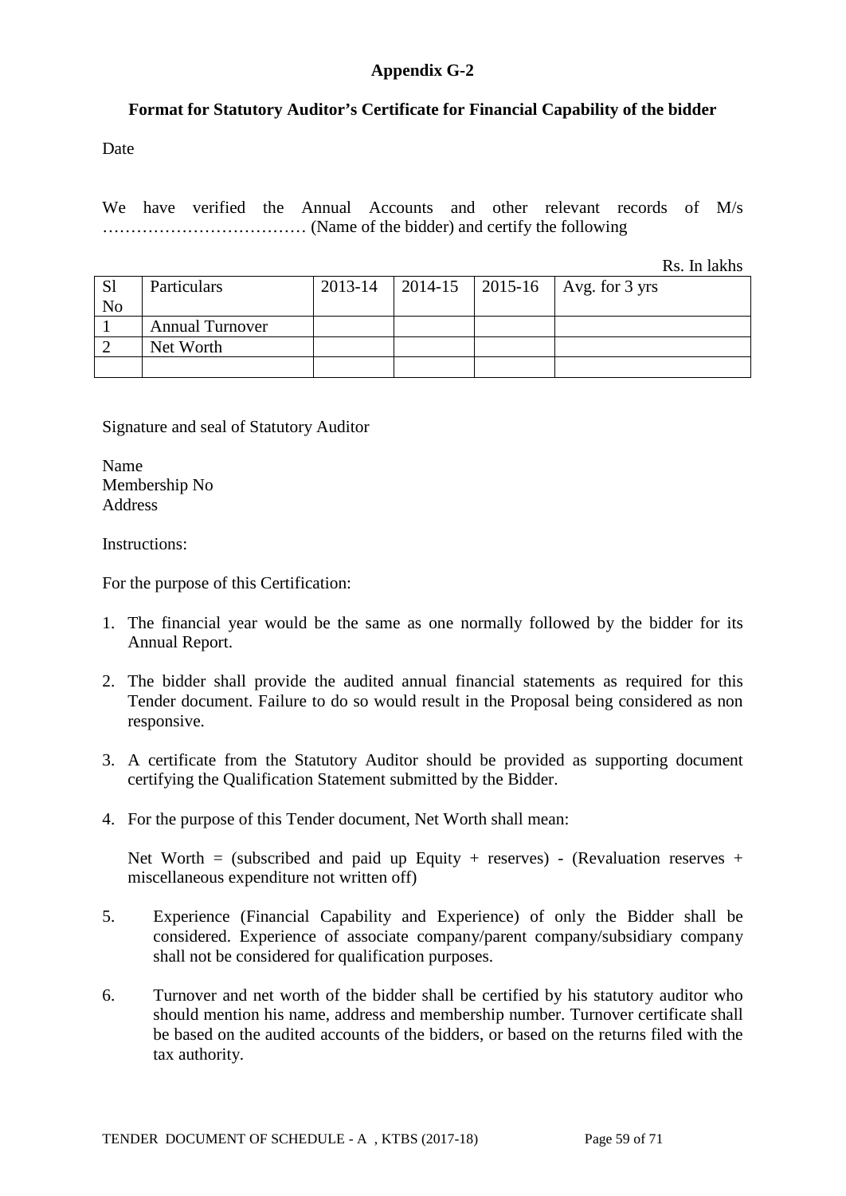**Appendix G-2**

**Format for Statutory Auditor's Certificate for Financial Capability of the bidder**

Date

We have verified the Annual Accounts and other relevant records of M/s ……………………………… (Name of the bidder) and certify the following

Rs. In lakhs

| Sl No | Particulars | 2013-14 | 2014-15 | 2015-16 | Avg. for 3 yrs |
|---|---|---|---|---|---|
| 1 | Annual Turnover | | | | |
| 2 | Net Worth | | | | |
| | | | | | |

Signature and seal of Statutory Auditor

Name
Membership No
Address

Instructions:

For the purpose of this Certification:

1. The financial year would be the same as one normally followed by the bidder for its Annual Report.

2. The bidder shall provide the audited annual financial statements as required for this Tender document. Failure to do so would result in the Proposal being considered as non responsive.

3. A certificate from the Statutory Auditor should be provided as supporting document certifying the Qualification Statement submitted by the Bidder.

4. For the purpose of this Tender document, Net Worth shall mean:

   Net Worth = (subscribed and paid up Equity + reserves) - (Revaluation reserves + miscellaneous expenditure not written off)

5. Experience (Financial Capability and Experience) of only the Bidder shall be considered. Experience of associate company/parent company/subsidiary company shall not be considered for qualification purposes.

6. Turnover and net worth of the bidder shall be certified by his statutory auditor who should mention his name, address and membership number. Turnover certificate shall be based on the audited accounts of the bidders, or based on the returns filed with the tax authority.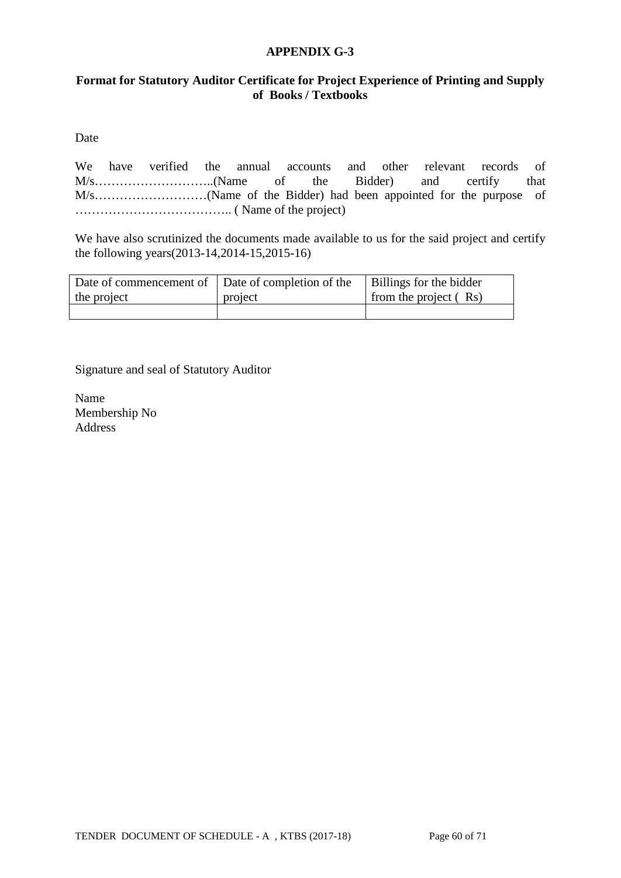**APPENDIX G-3**

**Format for Statutory Auditor Certificate for Project Experience of Printing and Supply of Books / Textbooks**

Date

We have verified the annual accounts and other relevant records of M/s………………………..(Name of the Bidder) and certify that M/s………………………(Name of the Bidder) had been appointed for the purpose of ……………………………….. ( Name of the project)

We have also scrutinized the documents made available to us for the said project and certify the following years(2013-14,2014-15,2015-16)

| Date of commencement of the project | Date of completion of the project | Billings for the bidder from the project ( Rs) |
|---|---|---|
| | | |

Signature and seal of Statutory Auditor

Name
Membership No
Address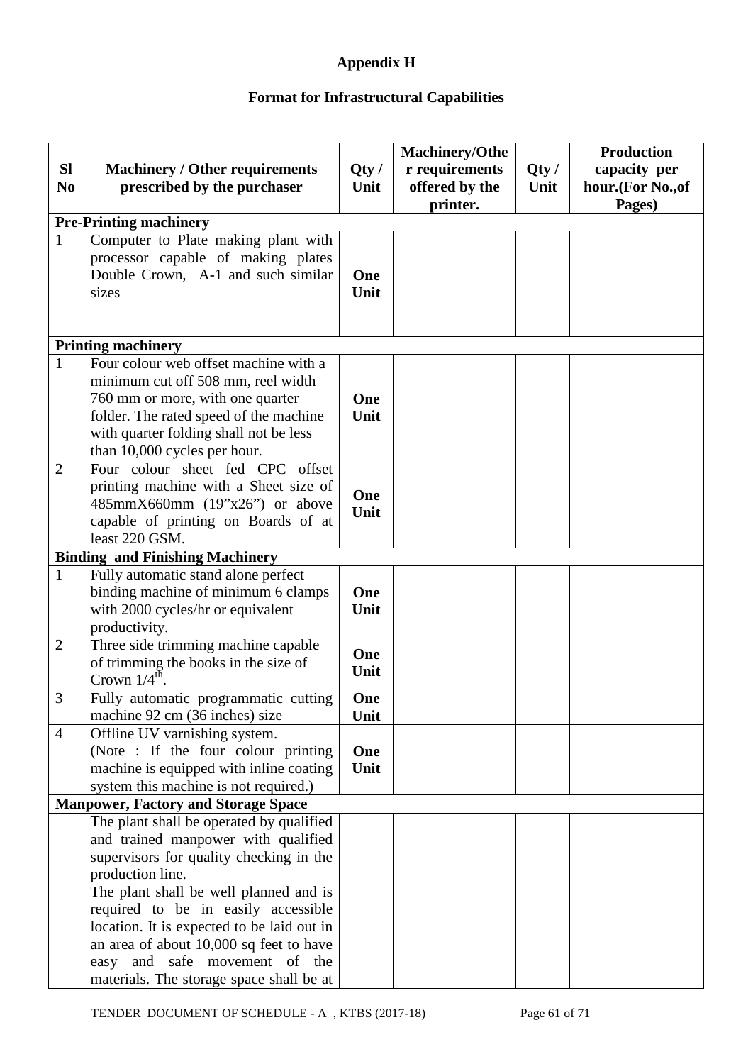# Appendix H

## Format for Infrastructural Capabilities

| Sl No | Machinery / Other requirements prescribed by the purchaser | Qty / Unit | Machinery/Other requirements offered by the printer. | Qty / Unit | Production capacity per hour.(For No.,of Pages) |
|---|---|---|---|---|---|
| **Pre-Printing machinery** | | | | | |
| 1 | Computer to Plate making plant with processor capable of making plates Double Crown, A-1 and such similar sizes | **One Unit** | | | |
| **Printing machinery** | | | | | |
| 1 | Four colour web offset machine with a minimum cut off 508 mm, reel width 760 mm or more, with one quarter folder. The rated speed of the machine with quarter folding shall not be less than 10,000 cycles per hour. | **One Unit** | | | |
| 2 | Four colour sheet fed CPC offset printing machine with a Sheet size of 485mmX660mm (19"x26") or above capable of printing on Boards of at least 220 GSM. | **One Unit** | | | |
| **Binding and Finishing Machinery** | | | | | |
| 1 | Fully automatic stand alone perfect binding machine of minimum 6 clamps with 2000 cycles/hr or equivalent productivity. | **One Unit** | | | |
| 2 | Three side trimming machine capable of trimming the books in the size of Crown 1/4th. | **One Unit** | | | |
| 3 | Fully automatic programmatic cutting machine 92 cm (36 inches) size | **One Unit** | | | |
| 4 | Offline UV varnishing system. (Note : If the four colour printing machine is equipped with inline coating system this machine is not required.) | **One Unit** | | | |
| **Manpower, Factory and Storage Space** | | | | | |
| | The plant shall be operated by qualified and trained manpower with qualified supervisors for quality checking in the production line. The plant shall be well planned and is required to be in easily accessible location. It is expected to be laid out in an area of about 10,000 sq feet to have easy and safe movement of the materials. The storage space shall be at | | | | |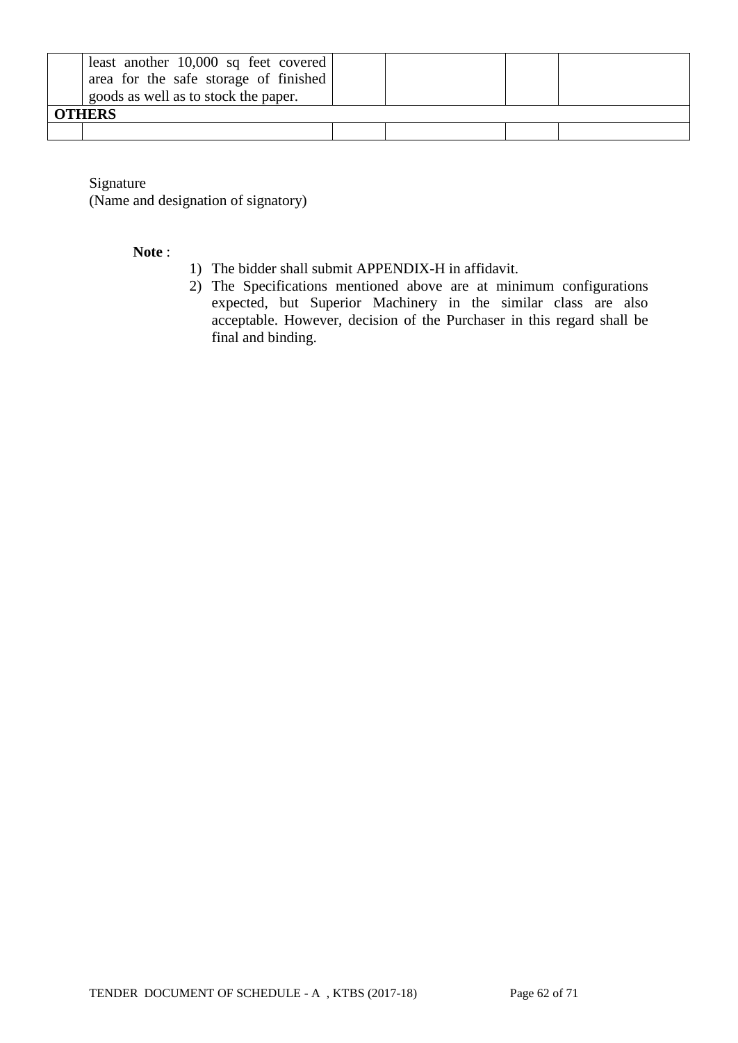| | | | | | |
|---|---|---|---|---|---|
| | least another 10,000 sq feet covered area for the safe storage of finished goods as well as to stock the paper. | | | | |
| **OTHERS** | | | | | |
| | | | | | |

Signature
(Name and designation of signatory)

**Note** :

1) The bidder shall submit APPENDIX-H in affidavit.
2) The Specifications mentioned above are at minimum configurations expected, but Superior Machinery in the similar class are also acceptable. However, decision of the Purchaser in this regard shall be final and binding.

TENDER DOCUMENT OF SCHEDULE - A , KTBS (2017-18)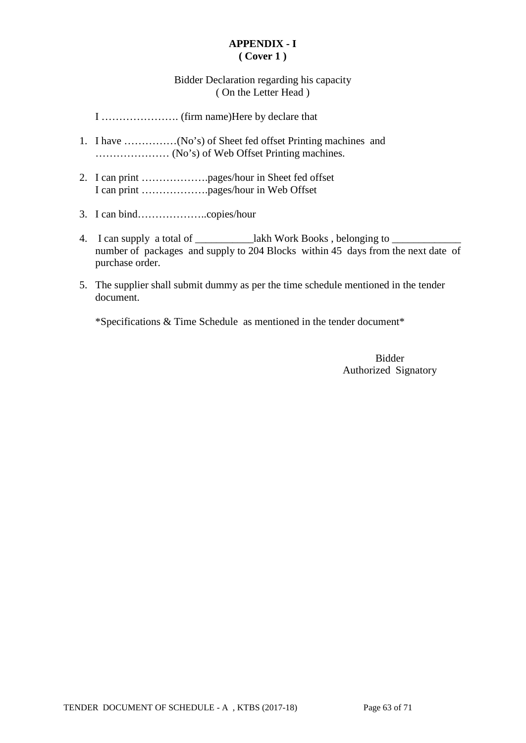**APPENDIX - I**
**( Cover 1 )**

Bidder Declaration regarding his capacity
( On the Letter Head )

I …………………. (firm name)Here by declare that

1. I have ……………(No's) of Sheet fed offset Printing machines and ………………… (No's) of Web Offset Printing machines.
2. I can print ……………….pages/hour in Sheet fed offset
   I can print ……………….pages/hour in Web Offset
3. I can bind………………..copies/hour
4. I can supply a total of ___________lakh Work Books , belonging to _____________ number of packages and supply to 204 Blocks within 45 days from the next date of purchase order.
5. The supplier shall submit dummy as per the time schedule mentioned in the tender document.

*Specifications & Time Schedule as mentioned in the tender document*

Bidder
Authorized Signatory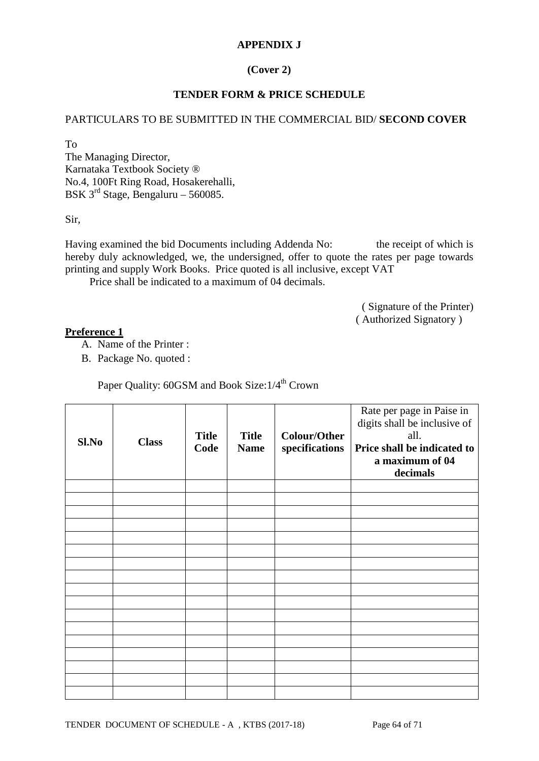**APPENDIX J**

**(Cover 2)**

**TENDER FORM & PRICE SCHEDULE**

PARTICULARS TO BE SUBMITTED IN THE COMMERCIAL BID/ **SECOND COVER**

To
The Managing Director,
Karnataka Textbook Society ®
No.4, 100Ft Ring Road, Hosakerehalli,
BSK 3rd Stage, Bengaluru – 560085.

Sir,

Having examined the bid Documents including Addenda No: the receipt of which is hereby duly acknowledged, we, the undersigned, offer to quote the rates per page towards printing and supply Work Books. Price quoted is all inclusive, except VAT

Price shall be indicated to a maximum of 04 decimals.

( Signature of the Printer)
( Authorized Signatory )

**Preference 1**

A. Name of the Printer :
B. Package No. quoted :

Paper Quality: 60GSM and Book Size:1/4th Crown

| **Sl.No** | **Class** | **Title Code** | **Title Name** | **Colour/Other specifications** | Rate per page in Paise in digits shall be inclusive of all. **Price shall be indicated to a maximum of 04 decimals** |
|---|---|---|---|---|---|
| | | | | | |
| | | | | | |
| | | | | | |
| | | | | | |
| | | | | | |
| | | | | | |
| | | | | | |
| | | | | | |
| | | | | | |
| | | | | | |
| | | | | | |
| | | | | | |
| | | | | | |
| | | | | | |
| | | | | | |
| | | | | | |
| | | | | | |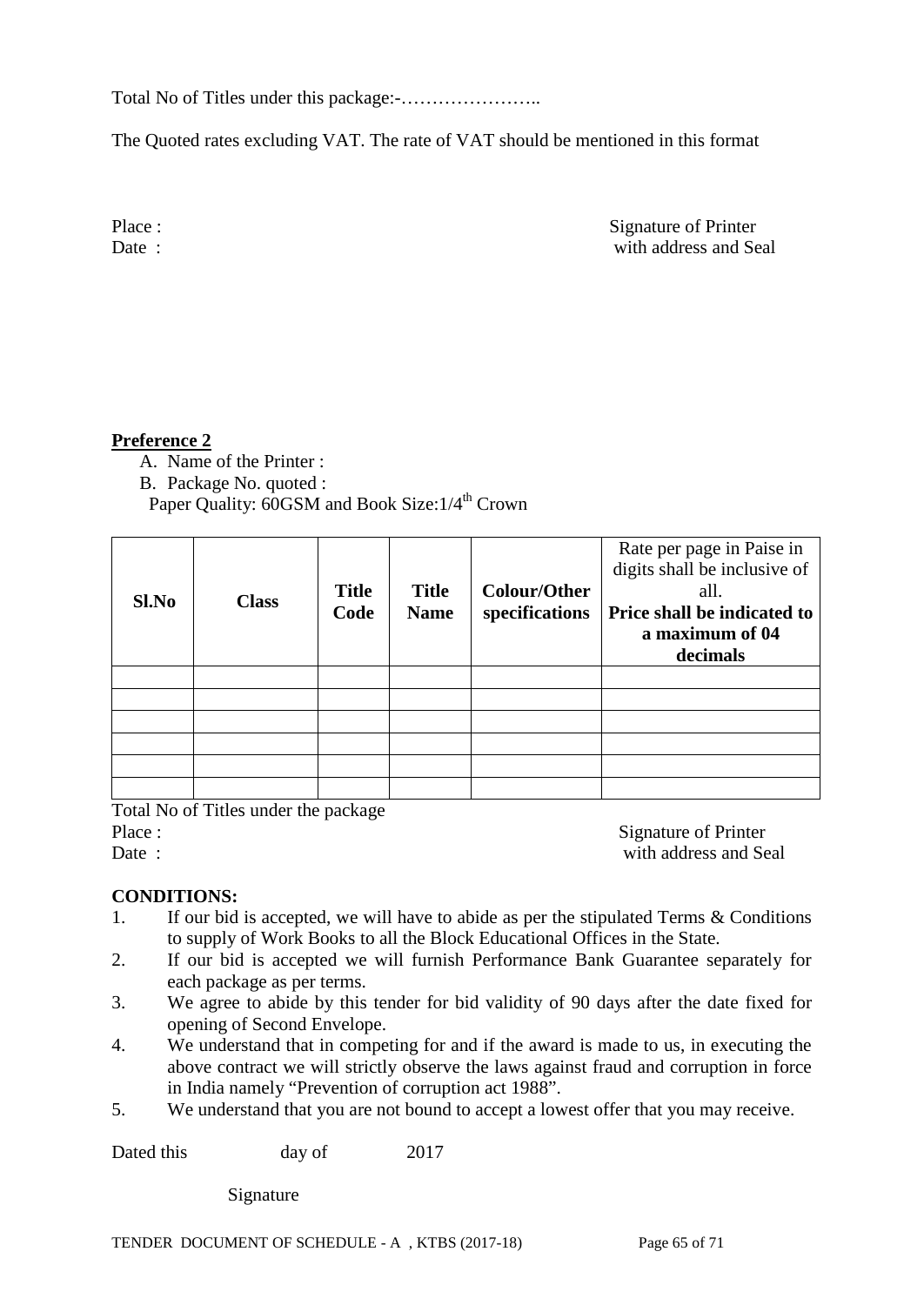Total No of Titles under this package:-…………………..

The Quoted rates excluding VAT. The rate of VAT should be mentioned in this format

Place : Signature of Printer
Date : with address and Seal

**Preference 2**

A. Name of the Printer :
B. Package No. quoted :

Paper Quality: 60GSM and Book Size:1/4th Crown

| Sl.No | Class | Title Code | Title Name | Colour/Other specifications | Rate per page in Paise in digits shall be inclusive of all. **Price shall be indicated to a maximum of 04 decimals** |
|---|---|---|---|---|---|
| | | | | | |
| | | | | | |
| | | | | | |
| | | | | | |
| | | | | | |
| | | | | | |

Total No of Titles under the package

Place : Signature of Printer
Date : with address and Seal

**CONDITIONS:**

1. If our bid is accepted, we will have to abide as per the stipulated Terms & Conditions to supply of Work Books to all the Block Educational Offices in the State.
2. If our bid is accepted we will furnish Performance Bank Guarantee separately for each package as per terms.
3. We agree to abide by this tender for bid validity of 90 days after the date fixed for opening of Second Envelope.
4. We understand that in competing for and if the award is made to us, in executing the above contract we will strictly observe the laws against fraud and corruption in force in India namely "Prevention of corruption act 1988".
5. We understand that you are not bound to accept a lowest offer that you may receive.

Dated this day of 2017

Signature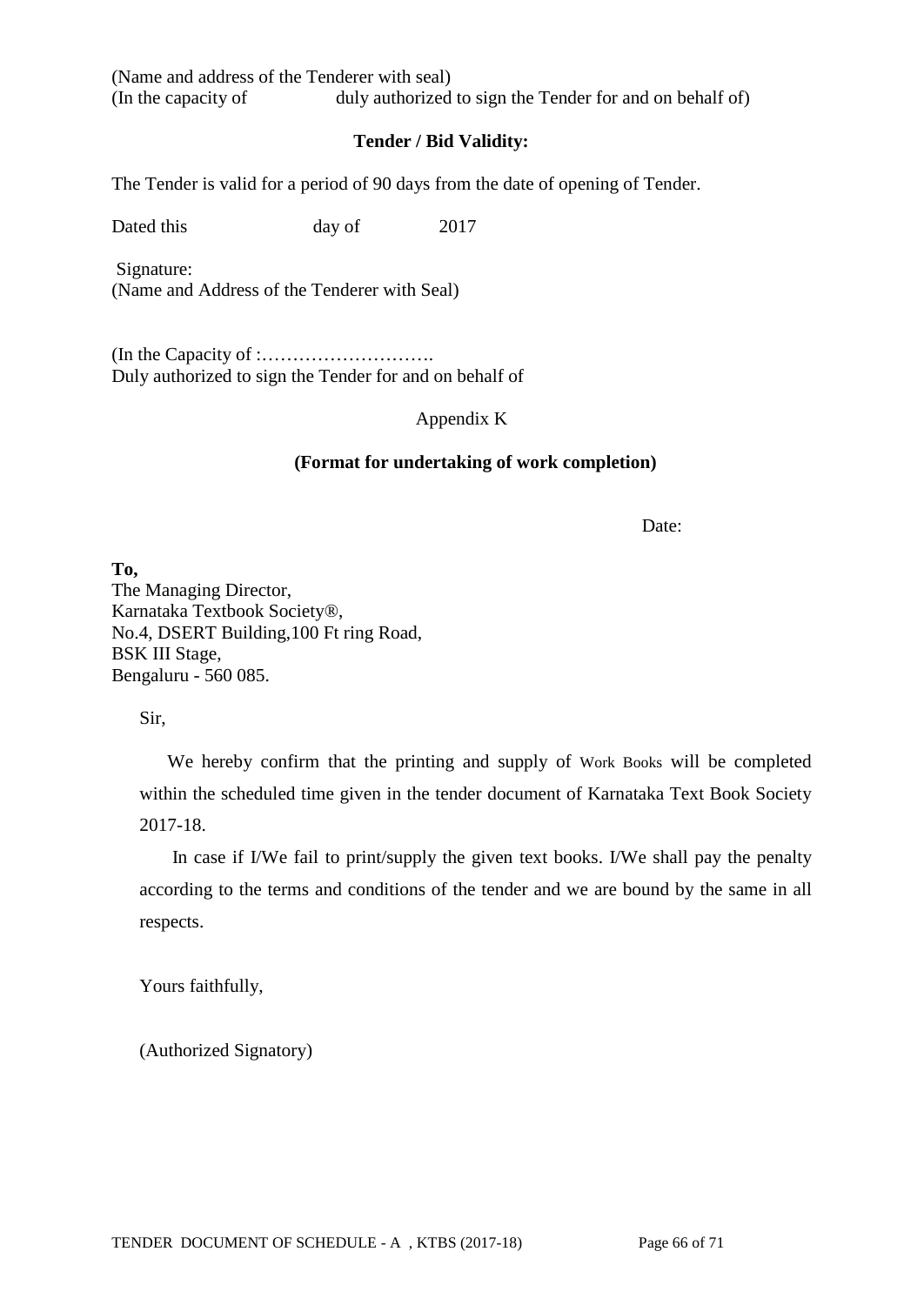(Name and address of the Tenderer with seal)
(In the capacity of duly authorized to sign the Tender for and on behalf of)

**Tender / Bid Validity:**

The Tender is valid for a period of 90 days from the date of opening of Tender.

Dated this day of 2017

Signature:
(Name and Address of the Tenderer with Seal)

(In the Capacity of :……………………….
Duly authorized to sign the Tender for and on behalf of

Appendix K

**(Format for undertaking of work completion)**

Date:

**To,**
The Managing Director,
Karnataka Textbook Society®,
No.4, DSERT Building,100 Ft ring Road,
BSK III Stage,
Bengaluru - 560 085.

Sir,

We hereby confirm that the printing and supply of Work Books will be completed within the scheduled time given in the tender document of Karnataka Text Book Society 2017-18.

In case if I/We fail to print/supply the given text books. I/We shall pay the penalty according to the terms and conditions of the tender and we are bound by the same in all respects.

Yours faithfully,

(Authorized Signatory)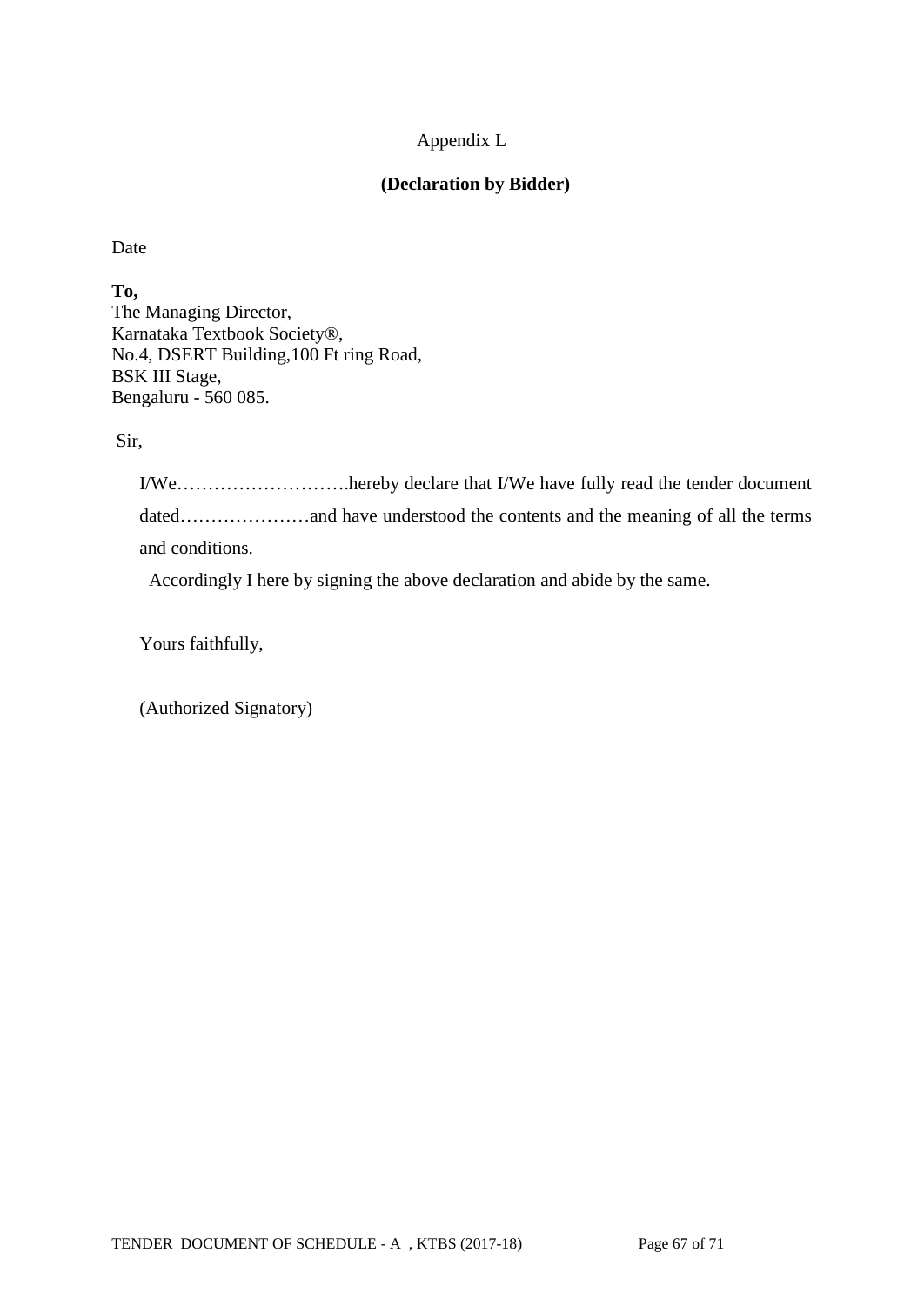Appendix L

**(Declaration by Bidder)**

Date

**To,**
The Managing Director,
Karnataka Textbook Society®,
No.4, DSERT Building,100 Ft ring Road,
BSK III Stage,
Bengaluru - 560 085.

Sir,

I/We……………………….hereby declare that I/We have fully read the tender document dated…………………and have understood the contents and the meaning of all the terms and conditions.

Accordingly I here by signing the above declaration and abide by the same.

Yours faithfully,

(Authorized Signatory)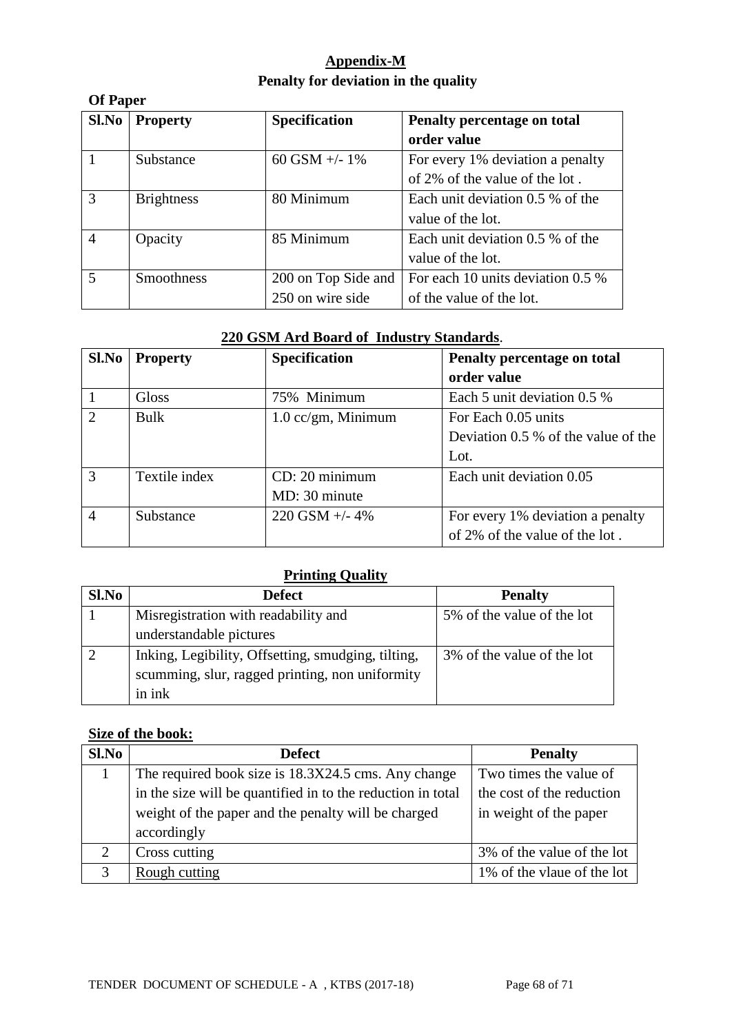## Appendix-M

## Penalty for deviation in the quality

**Of Paper**

| Sl.No | Property | Specification | Penalty percentage on total order value |
|---|---|---|---|
| 1 | Substance | 60 GSM +/- 1% | For every 1% deviation a penalty of 2% of the value of the lot . |
| 3 | Brightness | 80 Minimum | Each unit deviation 0.5 % of the value of the lot. |
| 4 | Opacity | 85 Minimum | Each unit deviation 0.5 % of the value of the lot. |
| 5 | Smoothness | 200 on Top Side and 250 on wire side | For each 10 units deviation 0.5 % of the value of the lot. |

**220 GSM Ard Board of Industry Standards**.

| Sl.No | Property | Specification | Penalty percentage on total order value |
|---|---|---|---|
| 1 | Gloss | 75% Minimum | Each 5 unit deviation 0.5 % |
| 2 | Bulk | 1.0 cc/gm, Minimum | For Each 0.05 units Deviation 0.5 % of the value of the Lot. |
| 3 | Textile index | CD: 20 minimum MD: 30 minute | Each unit deviation 0.05 |
| 4 | Substance | 220 GSM +/- 4% | For every 1% deviation a penalty of 2% of the value of the lot . |

**Printing Quality**

| Sl.No | Defect | Penalty |
|---|---|---|
| 1 | Misregistration with readability and understandable pictures | 5% of the value of the lot |
| 2 | Inking, Legibility, Offsetting, smudging, tilting, scumming, slur, ragged printing, non uniformity in ink | 3% of the value of the lot |

**Size of the book:**

| Sl.No | Defect | Penalty |
|---|---|---|
| 1 | The required book size is 18.3X24.5 cms. Any change in the size will be quantified in to the reduction in total weight of the paper and the penalty will be charged accordingly | Two times the value of the cost of the reduction in weight of the paper |
| 2 | Cross cutting | 3% of the value of the lot |
| 3 | Rough cutting | 1% of the vlaue of the lot |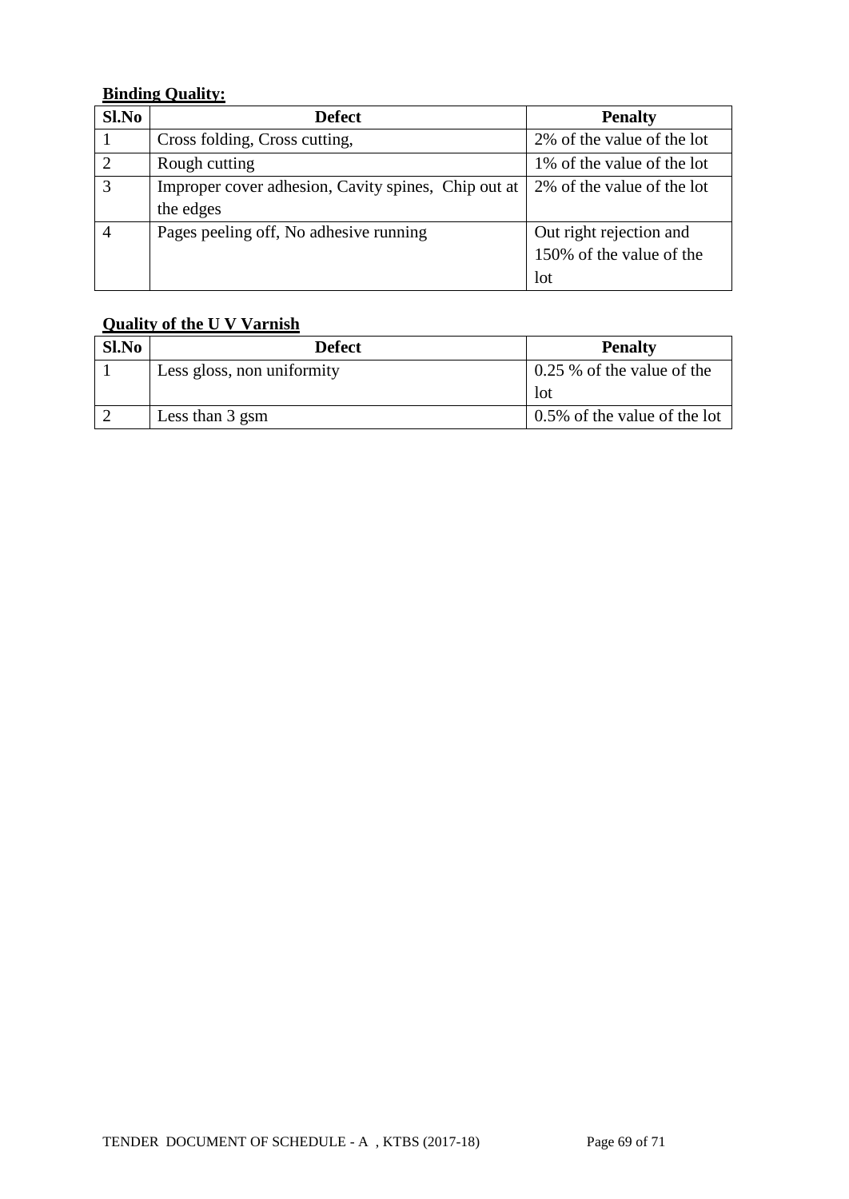**Binding Quality:**

| Sl.No | Defect | Penalty |
|---|---|---|
| 1 | Cross folding, Cross cutting, | 2% of the value of the lot |
| 2 | Rough cutting | 1% of the value of the lot |
| 3 | Improper cover adhesion, Cavity spines, Chip out at the edges | 2% of the value of the lot |
| 4 | Pages peeling off, No adhesive running | Out right rejection and 150% of the value of the lot |

**Quality of the U V Varnish**

| Sl.No | Defect | Penalty |
|---|---|---|
| 1 | Less gloss, non uniformity | 0.25 % of the value of the lot |
| 2 | Less than 3 gsm | 0.5% of the value of the lot |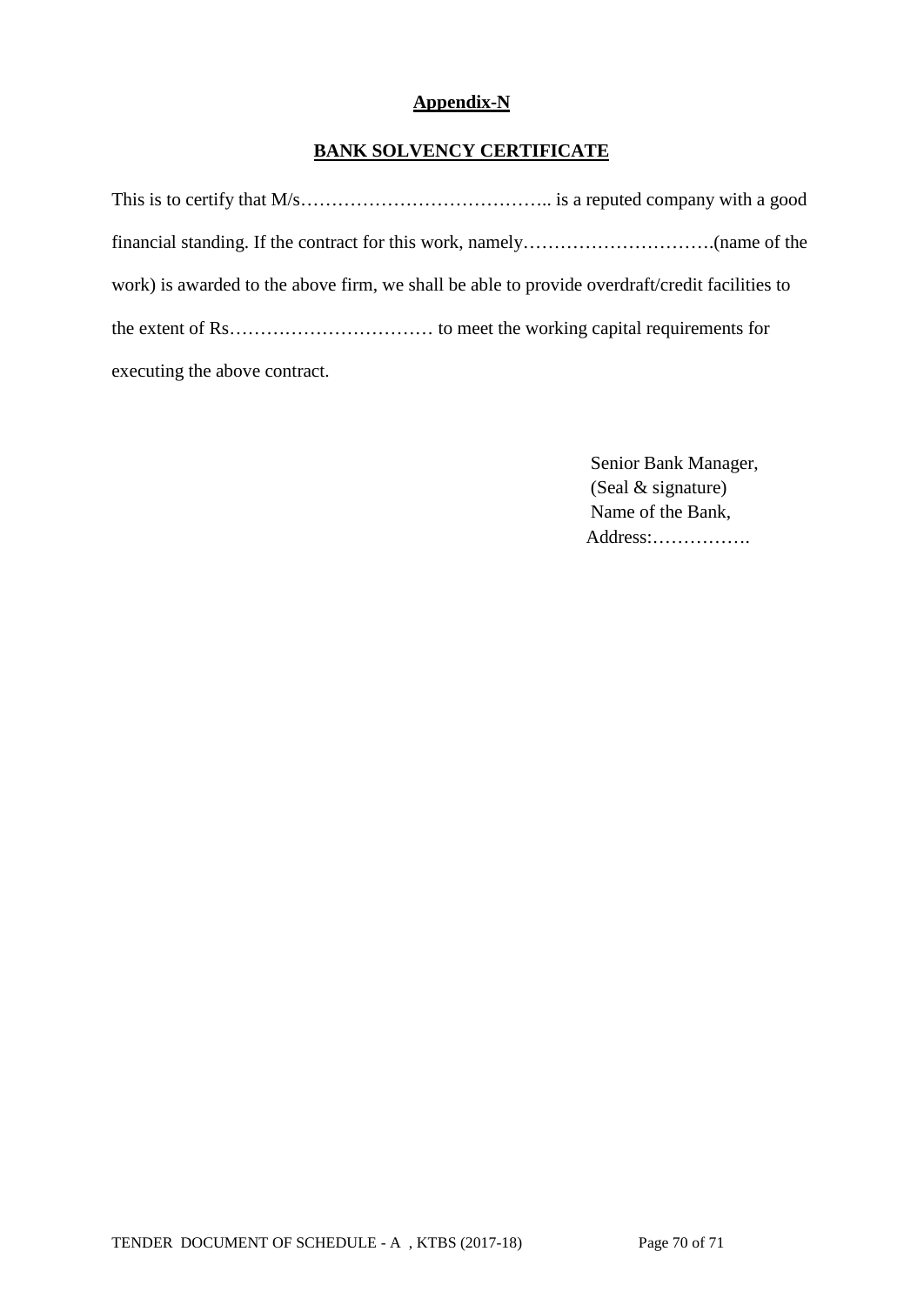**Appendix-N**

**BANK SOLVENCY CERTIFICATE**

This is to certify that M/s………………………………….. is a reputed company with a good financial standing. If the contract for this work, namely………………………….(name of the work) is awarded to the above firm, we shall be able to provide overdraft/credit facilities to the extent of Rs…………………………… to meet the working capital requirements for executing the above contract.

Senior Bank Manager,  
(Seal & signature)  
Name of the Bank,  
Address:…………….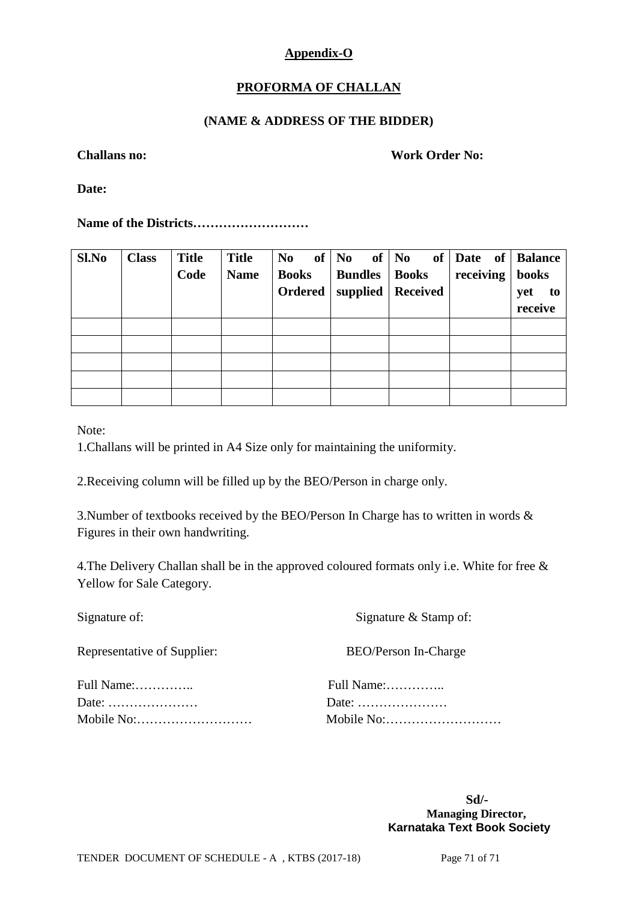**Appendix-O**

**PROFORMA OF CHALLAN**

**(NAME & ADDRESS OF THE BIDDER)**

**Challans no:** **Work Order No:**

**Date:**

**Name of the Districts………………………**

| Sl.No | Class | Title Code | Title Name | No of Books Ordered | No of Bundles supplied | No of Books Received | Date of receiving | Balance books yet to receive |
|---|---|---|---|---|---|---|---|---|
| | | | | | | | | |
| | | | | | | | | |
| | | | | | | | | |
| | | | | | | | | |
| | | | | | | | | |

Note:

1.Challans will be printed in A4 Size only for maintaining the uniformity.

2.Receiving column will be filled up by the BEO/Person in charge only.

3.Number of textbooks received by the BEO/Person In Charge has to written in words & Figures in their own handwriting.

4.The Delivery Challan shall be in the approved coloured formats only i.e. White for free & Yellow for Sale Category.

Signature of:

Representative of Supplier:

Full Name:…………..
Date: …………………
Mobile No:………………………

Signature & Stamp of:

BEO/Person In-Charge

Full Name:…………..
Date: …………………
Mobile No:………………………

**Sd/-**
**Managing Director,**
**Karnataka Text Book Society**